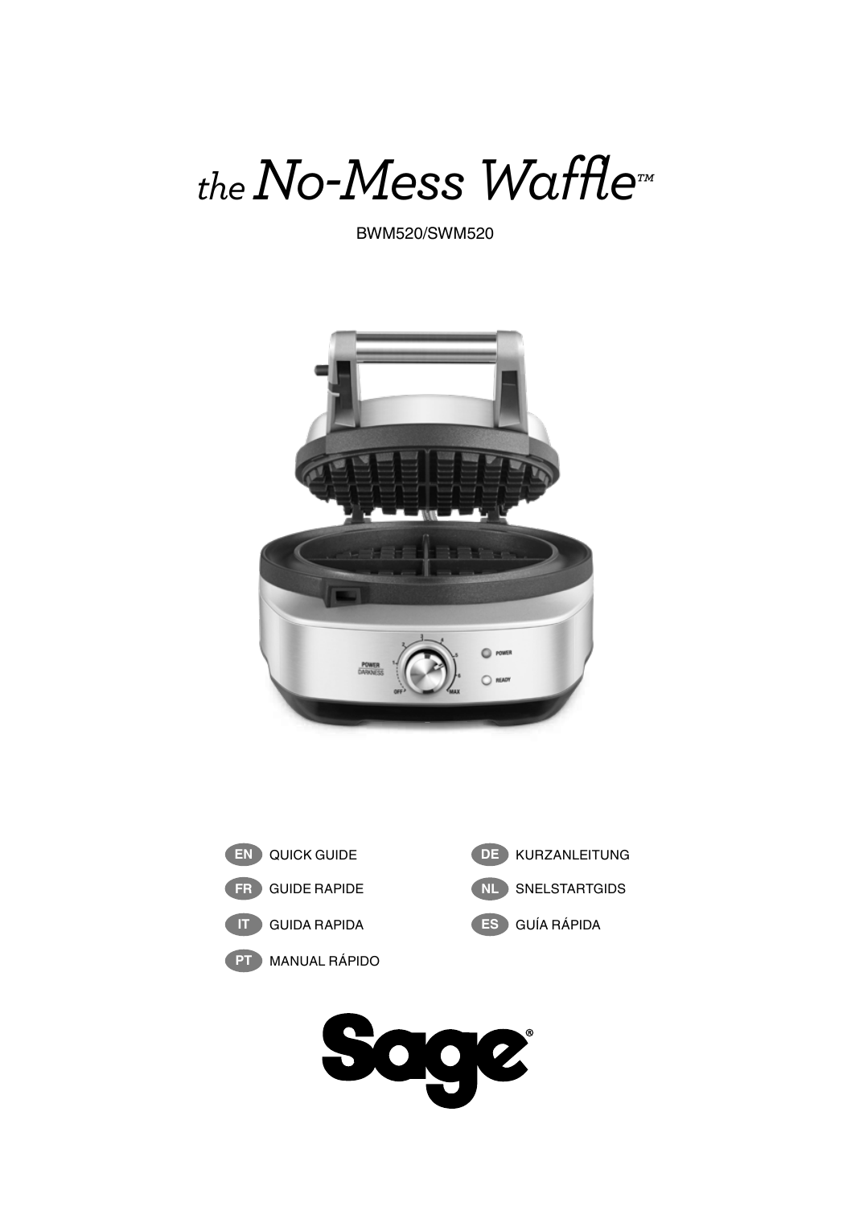# *the* No-Mess Waffle™

BWM520/SWM520

- **EN** QUICK GUIDE
- **FR** GUIDE RAPIDE
- **IT** GUIDA RAPIDA
- **PT** MANUAL RÁPIDO
- **DE** KURZANLEITUNG
- **NL** SNELSTARTGIDS
- **ES** GUÍA RÁPIDA

Sage®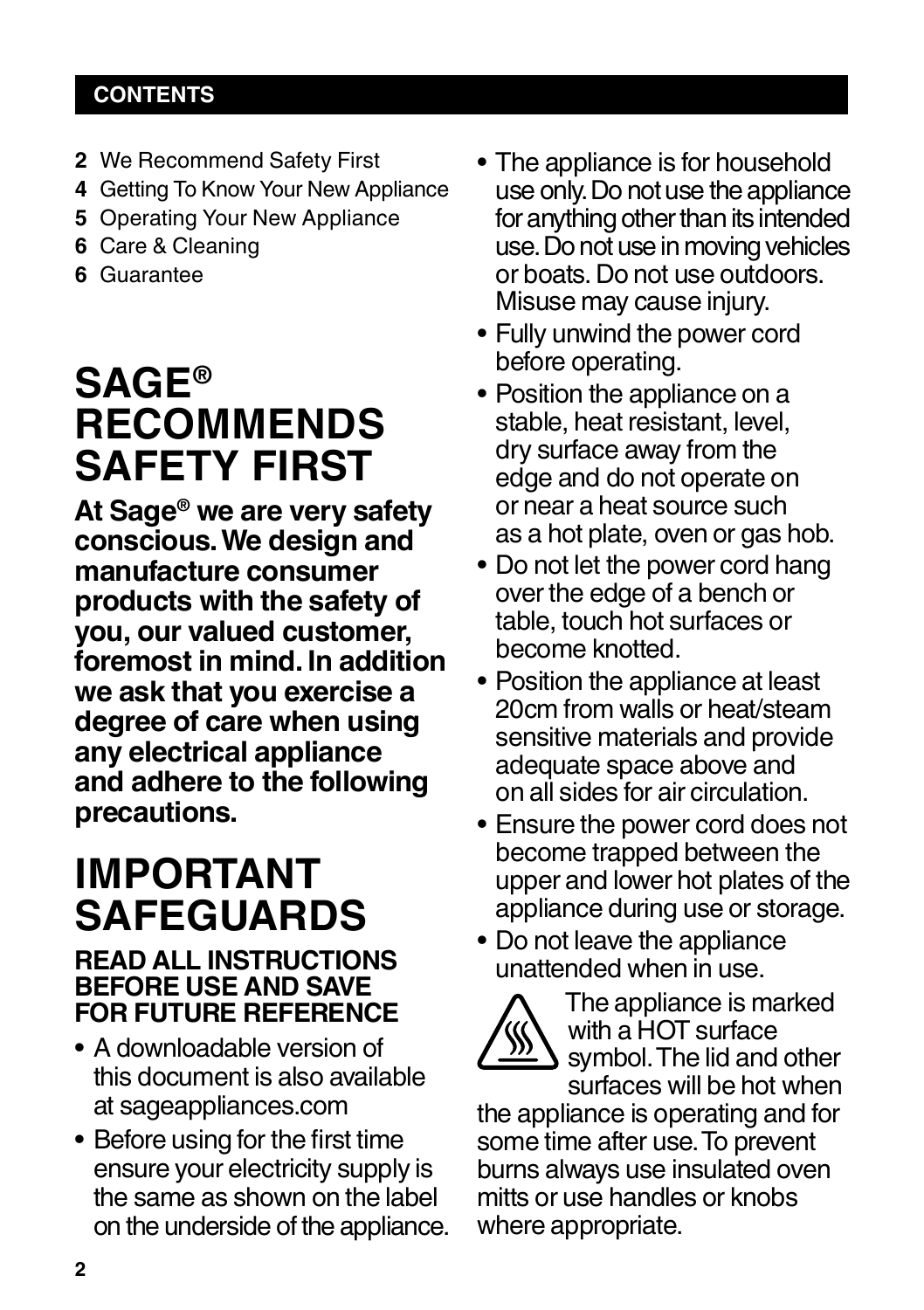**CONTENTS**

**2** We Recommend Safety First
**4** Getting To Know Your New Appliance
**5** Operating Your New Appliance
**6** Care & Cleaning
**6** Guarantee

# SAGE® RECOMMENDS SAFETY FIRST

**At Sage® we are very safety conscious. We design and manufacture consumer products with the safety of you, our valued customer, foremost in mind. In addition we ask that you exercise a degree of care when using any electrical appliance and adhere to the following precautions.**

# IMPORTANT SAFEGUARDS

### READ ALL INSTRUCTIONS BEFORE USE AND SAVE FOR FUTURE REFERENCE

- A downloadable version of this document is also available at sageappliances.com
- Before using for the first time ensure your electricity supply is the same as shown on the label on the underside of the appliance.
- The appliance is for household use only. Do not use the appliance for anything other than its intended use. Do not use in moving vehicles or boats. Do not use outdoors. Misuse may cause injury.
- Fully unwind the power cord before operating.
- Position the appliance on a stable, heat resistant, level, dry surface away from the edge and do not operate on or near a heat source such as a hot plate, oven or gas hob.
- Do not let the power cord hang over the edge of a bench or table, touch hot surfaces or become knotted.
- Position the appliance at least 20cm from walls or heat/steam sensitive materials and provide adequate space above and on all sides for air circulation.
- Ensure the power cord does not become trapped between the upper and lower hot plates of the appliance during use or storage.
- Do not leave the appliance unattended when in use.

The appliance is marked with a HOT surface symbol. The lid and other surfaces will be hot when the appliance is operating and for some time after use. To prevent burns always use insulated oven mitts or use handles or knobs where appropriate.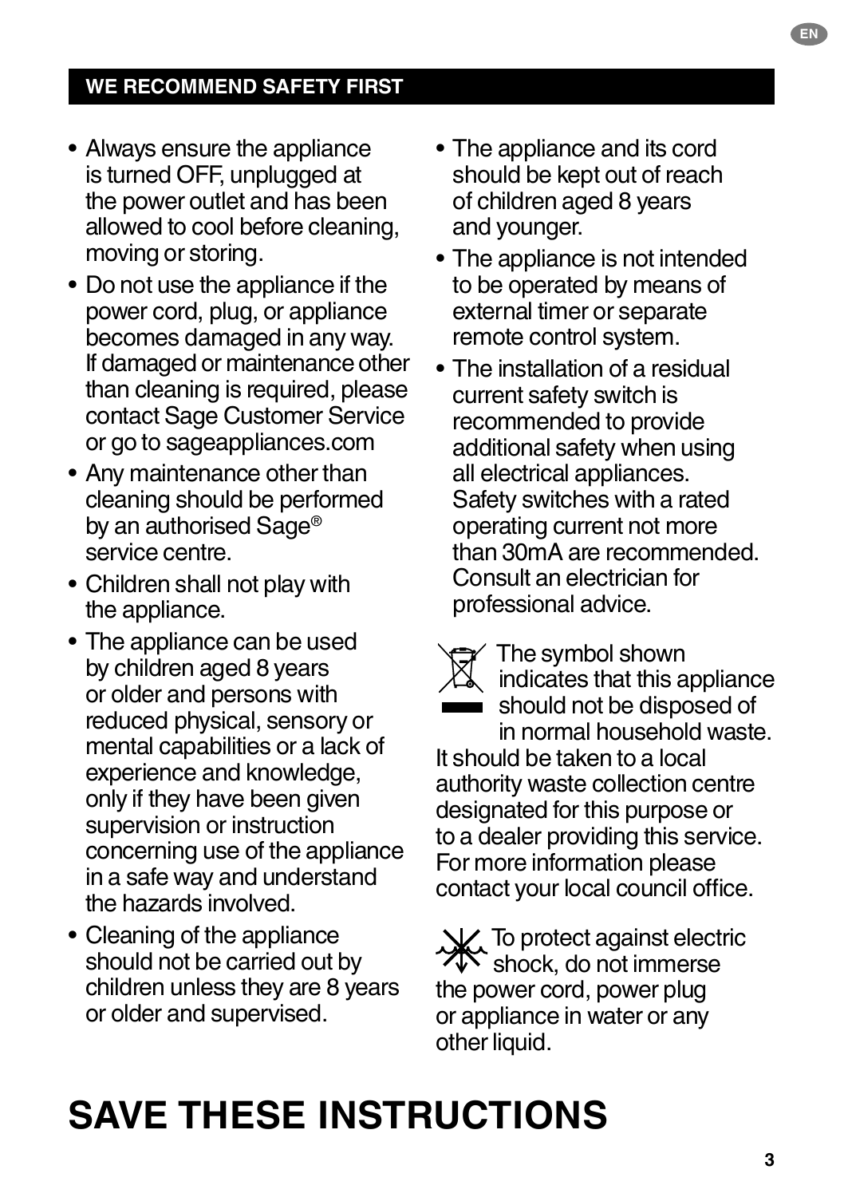## WE RECOMMEND SAFETY FIRST

- Always ensure the appliance is turned OFF, unplugged at the power outlet and has been allowed to cool before cleaning, moving or storing.
- Do not use the appliance if the power cord, plug, or appliance becomes damaged in any way. If damaged or maintenance other than cleaning is required, please contact Sage Customer Service or go to sageappliances.com
- Any maintenance other than cleaning should be performed by an authorised Sage® service centre.
- Children shall not play with the appliance.
- The appliance can be used by children aged 8 years or older and persons with reduced physical, sensory or mental capabilities or a lack of experience and knowledge, only if they have been given supervision or instruction concerning use of the appliance in a safe way and understand the hazards involved.
- Cleaning of the appliance should not be carried out by children unless they are 8 years or older and supervised.
- The appliance and its cord should be kept out of reach of children aged 8 years and younger.
- The appliance is not intended to be operated by means of external timer or separate remote control system.
- The installation of a residual current safety switch is recommended to provide additional safety when using all electrical appliances. Safety switches with a rated operating current not more than 30mA are recommended. Consult an electrician for professional advice.

The symbol shown indicates that this appliance should not be disposed of in normal household waste. It should be taken to a local authority waste collection centre designated for this purpose or to a dealer providing this service. For more information please contact your local council office.

To protect against electric shock, do not immerse the power cord, power plug or appliance in water or any other liquid.

# SAVE THESE INSTRUCTIONS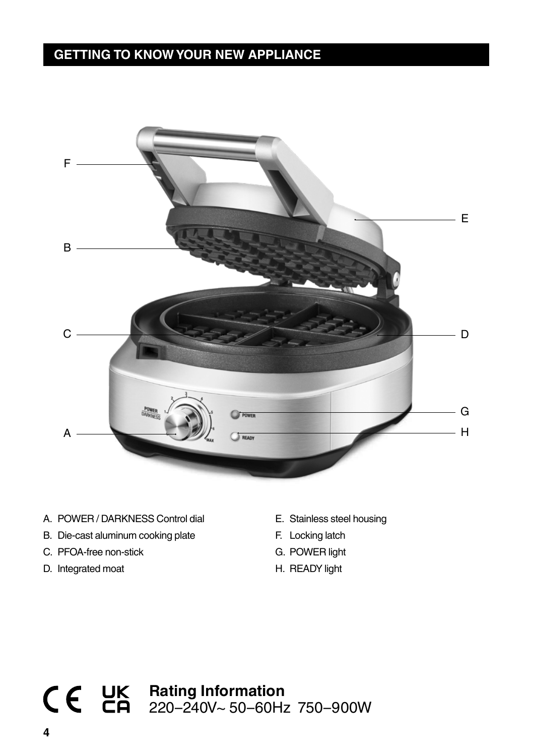## GETTING TO KNOW YOUR NEW APPLIANCE

A. POWER / DARKNESS Control dial
B. Die-cast aluminum cooking plate
C. PFOA-free non-stick
D. Integrated moat
E. Stainless steel housing
F. Locking latch
G. POWER light
H. READY light

**Rating Information**
220–240V~ 50–60Hz 750–900W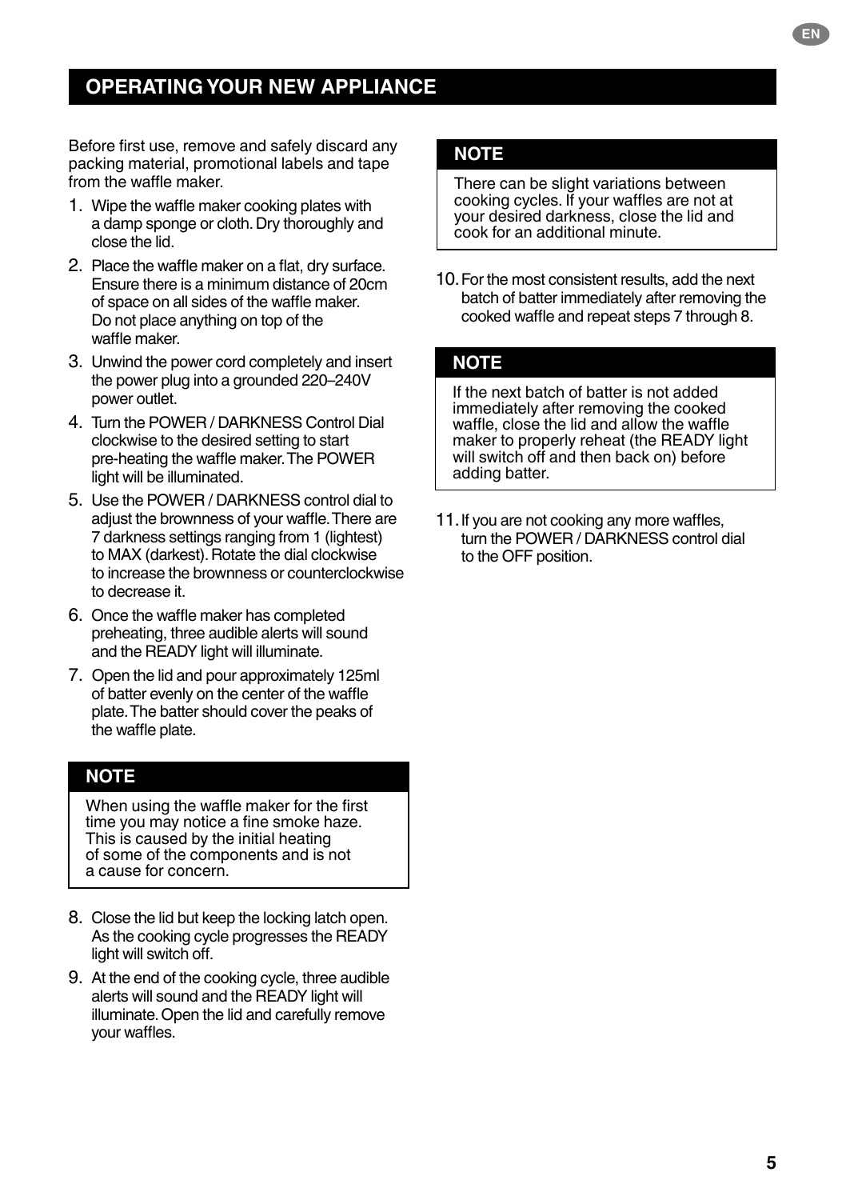## OPERATING YOUR NEW APPLIANCE

Before first use, remove and safely discard any packing material, promotional labels and tape from the waffle maker.

1. Wipe the waffle maker cooking plates with a damp sponge or cloth. Dry thoroughly and close the lid.
2. Place the waffle maker on a flat, dry surface. Ensure there is a minimum distance of 20cm of space on all sides of the waffle maker. Do not place anything on top of the waffle maker.
3. Unwind the power cord completely and insert the power plug into a grounded 220–240V power outlet.
4. Turn the POWER / DARKNESS Control Dial clockwise to the desired setting to start pre-heating the waffle maker. The POWER light will be illuminated.
5. Use the POWER / DARKNESS control dial to adjust the brownness of your waffle. There are 7 darkness settings ranging from 1 (lightest) to MAX (darkest). Rotate the dial clockwise to increase the brownness or counterclockwise to decrease it.
6. Once the waffle maker has completed preheating, three audible alerts will sound and the READY light will illuminate.
7. Open the lid and pour approximately 125ml of batter evenly on the center of the waffle plate. The batter should cover the peaks of the waffle plate.

**NOTE**

When using the waffle maker for the first time you may notice a fine smoke haze. This is caused by the initial heating of some of the components and is not a cause for concern.

8. Close the lid but keep the locking latch open. As the cooking cycle progresses the READY light will switch off.
9. At the end of the cooking cycle, three audible alerts will sound and the READY light will illuminate. Open the lid and carefully remove your waffles.

**NOTE**

There can be slight variations between cooking cycles. If your waffles are not at your desired darkness, close the lid and cook for an additional minute.

10. For the most consistent results, add the next batch of batter immediately after removing the cooked waffle and repeat steps 7 through 8.

**NOTE**

If the next batch of batter is not added immediately after removing the cooked waffle, close the lid and allow the waffle maker to properly reheat (the READY light will switch off and then back on) before adding batter.

11. If you are not cooking any more waffles, turn the POWER / DARKNESS control dial to the OFF position.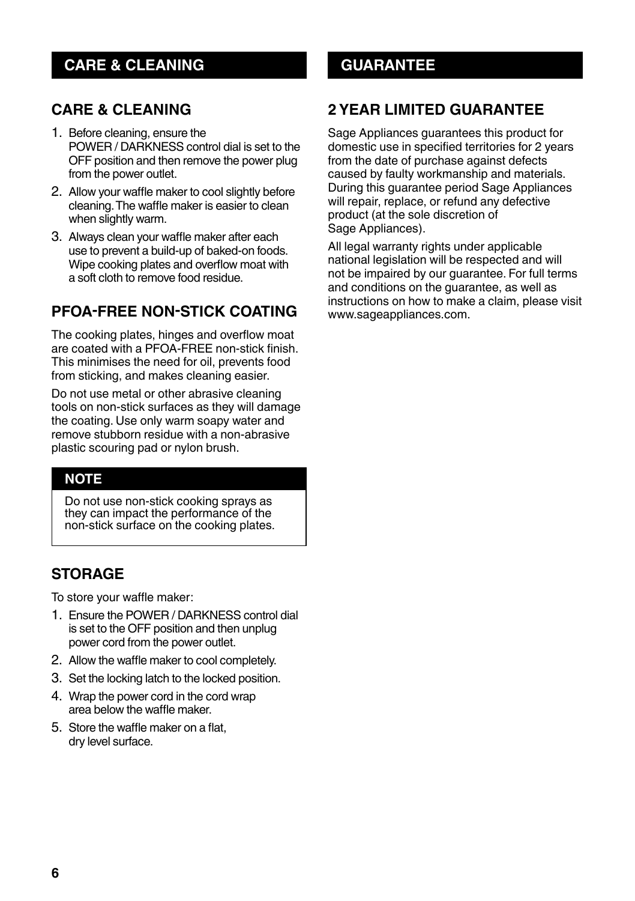# CARE & CLEANING

## CARE & CLEANING

1. Before cleaning, ensure the POWER / DARKNESS control dial is set to the OFF position and then remove the power plug from the power outlet.
2. Allow your waffle maker to cool slightly before cleaning. The waffle maker is easier to clean when slightly warm.
3. Always clean your waffle maker after each use to prevent a build-up of baked-on foods. Wipe cooking plates and overflow moat with a soft cloth to remove food residue.

## PFOA-FREE NON-STICK COATING

The cooking plates, hinges and overflow moat are coated with a PFOA-FREE non-stick finish. This minimises the need for oil, prevents food from sticking, and makes cleaning easier.

Do not use metal or other abrasive cleaning tools on non-stick surfaces as they will damage the coating. Use only warm soapy water and remove stubborn residue with a non-abrasive plastic scouring pad or nylon brush.

**NOTE**

Do not use non-stick cooking sprays as they can impact the performance of the non-stick surface on the cooking plates.

## STORAGE

To store your waffle maker:

1. Ensure the POWER / DARKNESS control dial is set to the OFF position and then unplug power cord from the power outlet.
2. Allow the waffle maker to cool completely.
3. Set the locking latch to the locked position.
4. Wrap the power cord in the cord wrap area below the waffle maker.
5. Store the waffle maker on a flat, dry level surface.

# GUARANTEE

## 2 YEAR LIMITED GUARANTEE

Sage Appliances guarantees this product for domestic use in specified territories for 2 years from the date of purchase against defects caused by faulty workmanship and materials. During this guarantee period Sage Appliances will repair, replace, or refund any defective product (at the sole discretion of Sage Appliances).

All legal warranty rights under applicable national legislation will be respected and will not be impaired by our guarantee. For full terms and conditions on the guarantee, as well as instructions on how to make a claim, please visit www.sageappliances.com.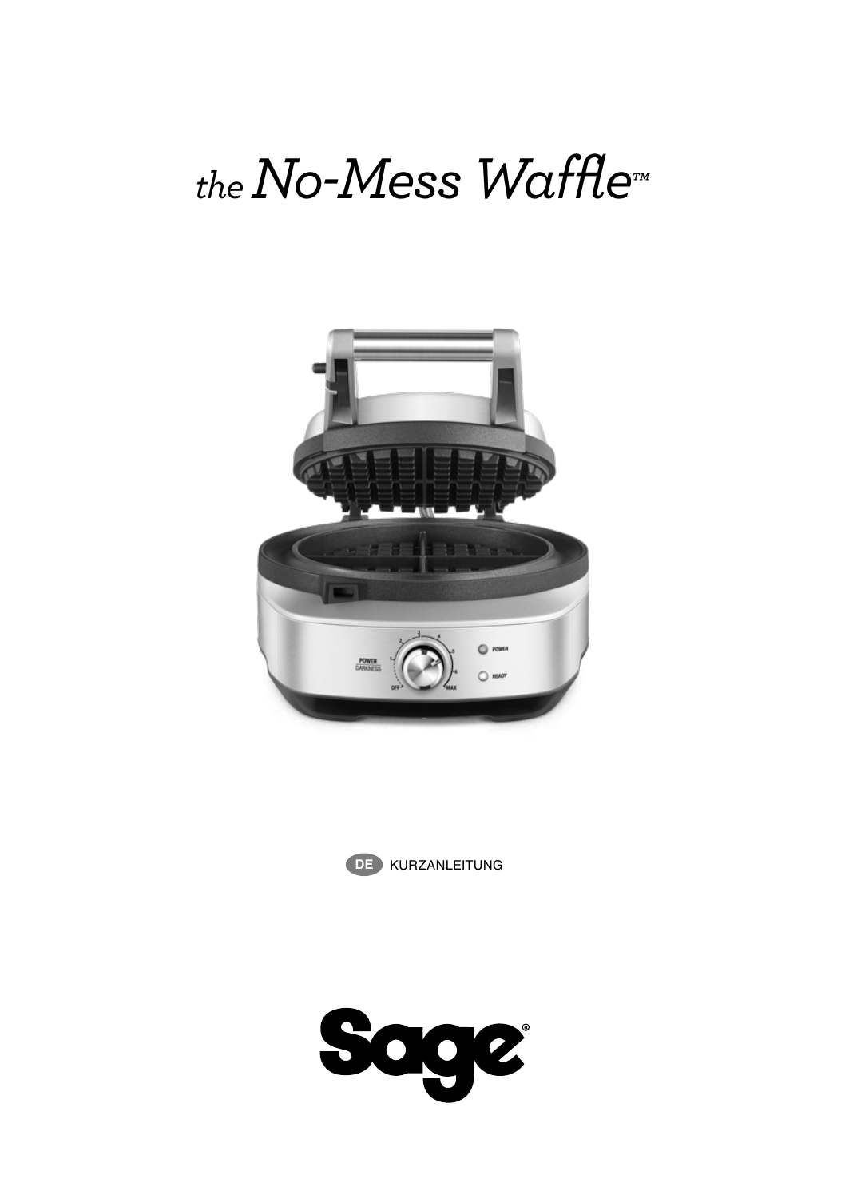# *the* No-Mess Waffle™

DE KURZANLEITUNG

Sage®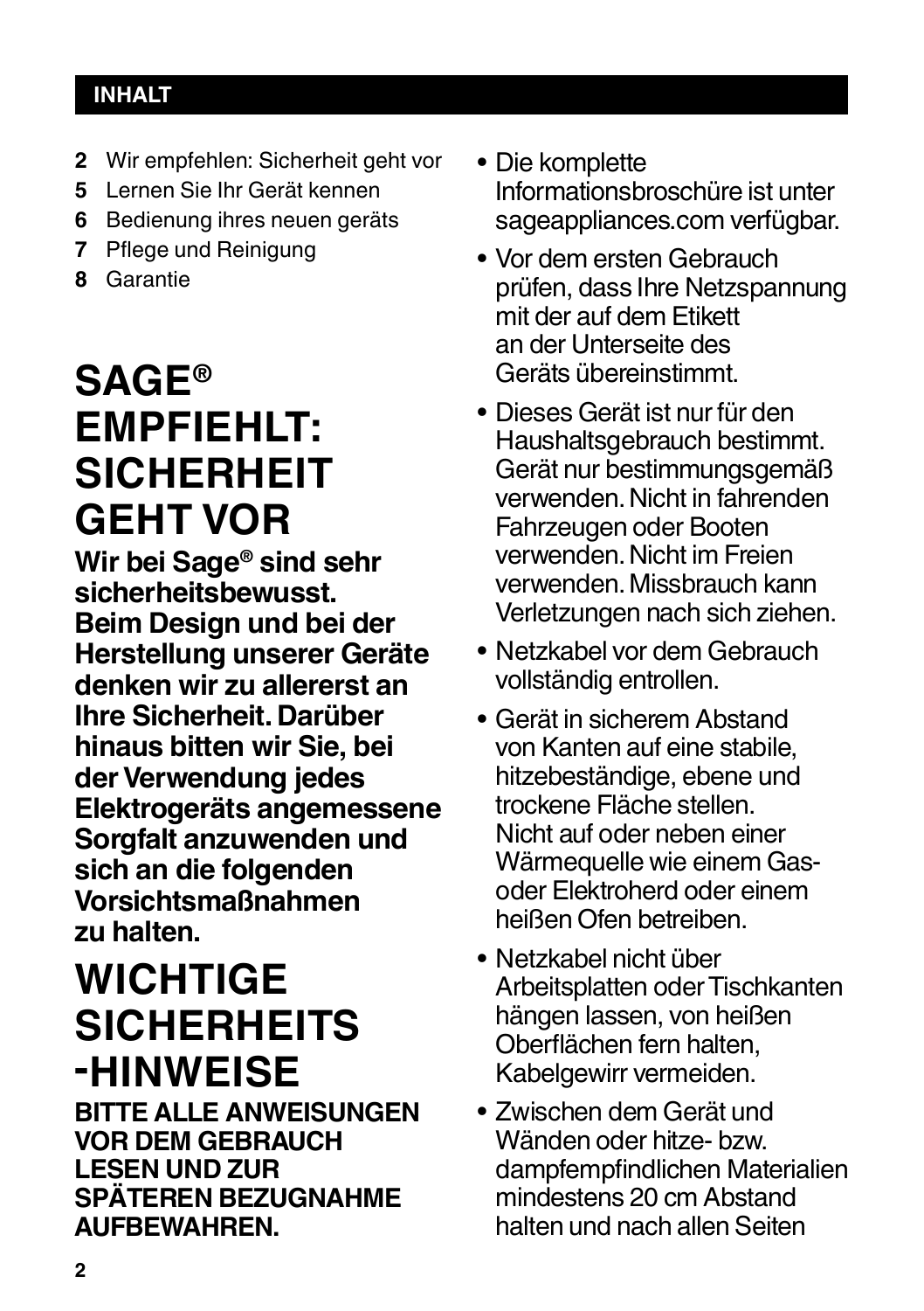## INHALT

**2** Wir empfehlen: Sicherheit geht vor
**5** Lernen Sie Ihr Gerät kennen
**6** Bedienung ihres neuen geräts
**7** Pflege und Reinigung
**8** Garantie

# SAGE® EMPFIEHLT: SICHERHEIT GEHT VOR

**Wir bei Sage® sind sehr sicherheitsbewusst. Beim Design und bei der Herstellung unserer Geräte denken wir zu allererst an Ihre Sicherheit. Darüber hinaus bitten wir Sie, bei der Verwendung jedes Elektrogeräts angemessene Sorgfalt anzuwenden und sich an die folgenden Vorsichtsmaßnahmen zu halten.**

# WICHTIGE SICHERHEITS -HINWEISE

**BITTE ALLE ANWEISUNGEN VOR DEM GEBRAUCH LESEN UND ZUR SPÄTEREN BEZUGNAHME AUFBEWAHREN.**

- Die komplette Informationsbroschüre ist unter sageappliances.com verfügbar.
- Vor dem ersten Gebrauch prüfen, dass Ihre Netzspannung mit der auf dem Etikett an der Unterseite des Geräts übereinstimmt.
- Dieses Gerät ist nur für den Haushaltsgebrauch bestimmt. Gerät nur bestimmungsgemäß verwenden. Nicht in fahrenden Fahrzeugen oder Booten verwenden. Nicht im Freien verwenden. Missbrauch kann Verletzungen nach sich ziehen.
- Netzkabel vor dem Gebrauch vollständig entrollen.
- Gerät in sicherem Abstand von Kanten auf eine stabile, hitzebeständige, ebene und trockene Fläche stellen. Nicht auf oder neben einer Wärmequelle wie einem Gas- oder Elektroherd oder einem heißen Ofen betreiben.
- Netzkabel nicht über Arbeitsplatten oder Tischkanten hängen lassen, von heißen Oberflächen fern halten, Kabelgewirr vermeiden.
- Zwischen dem Gerät und Wänden oder hitze- bzw. dampfempfindlichen Materialien mindestens 20 cm Abstand halten und nach allen Seiten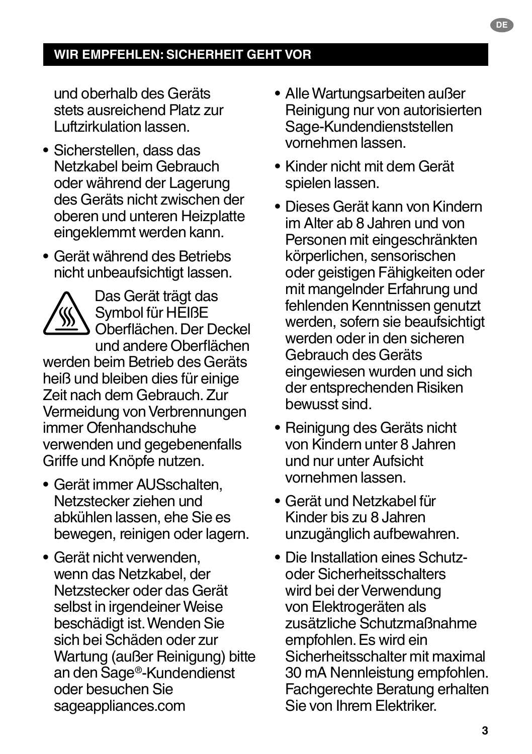## WIR EMPFEHLEN: SICHERHEIT GEHT VOR

und oberhalb des Geräts stets ausreichend Platz zur Luftzirkulation lassen.

- Sicherstellen, dass das Netzkabel beim Gebrauch oder während der Lagerung des Geräts nicht zwischen der oberen und unteren Heizplatte eingeklemmt werden kann.
- Gerät während des Betriebs nicht unbeaufsichtigt lassen.

Das Gerät trägt das Symbol für HEIßE Oberflächen. Der Deckel und andere Oberflächen werden beim Betrieb des Geräts heiß und bleiben dies für einige Zeit nach dem Gebrauch. Zur Vermeidung von Verbrennungen immer Ofenhandschuhe verwenden und gegebenenfalls Griffe und Knöpfe nutzen.

- Gerät immer AUSschalten, Netzstecker ziehen und abkühlen lassen, ehe Sie es bewegen, reinigen oder lagern.
- Gerät nicht verwenden, wenn das Netzkabel, der Netzstecker oder das Gerät selbst in irgendeiner Weise beschädigt ist. Wenden Sie sich bei Schäden oder zur Wartung (außer Reinigung) bitte an den Sage®-Kundendienst oder besuchen Sie sageappliances.com
- Alle Wartungsarbeiten außer Reinigung nur von autorisierten Sage-Kundendienststellen vornehmen lassen.
- Kinder nicht mit dem Gerät spielen lassen.
- Dieses Gerät kann von Kindern im Alter ab 8 Jahren und von Personen mit eingeschränkten körperlichen, sensorischen oder geistigen Fähigkeiten oder mit mangelnder Erfahrung und fehlenden Kenntnissen genutzt werden, sofern sie beaufsichtigt werden oder in den sicheren Gebrauch des Geräts eingewiesen wurden und sich der entsprechenden Risiken bewusst sind.
- Reinigung des Geräts nicht von Kindern unter 8 Jahren und nur unter Aufsicht vornehmen lassen.
- Gerät und Netzkabel für Kinder bis zu 8 Jahren unzugänglich aufbewahren.
- Die Installation eines Schutz- oder Sicherheitsschalters wird bei der Verwendung von Elektrogeräten als zusätzliche Schutzmaßnahme empfohlen. Es wird ein Sicherheitsschalter mit maximal 30 mA Nennleistung empfohlen. Fachgerechte Beratung erhalten Sie von Ihrem Elektriker.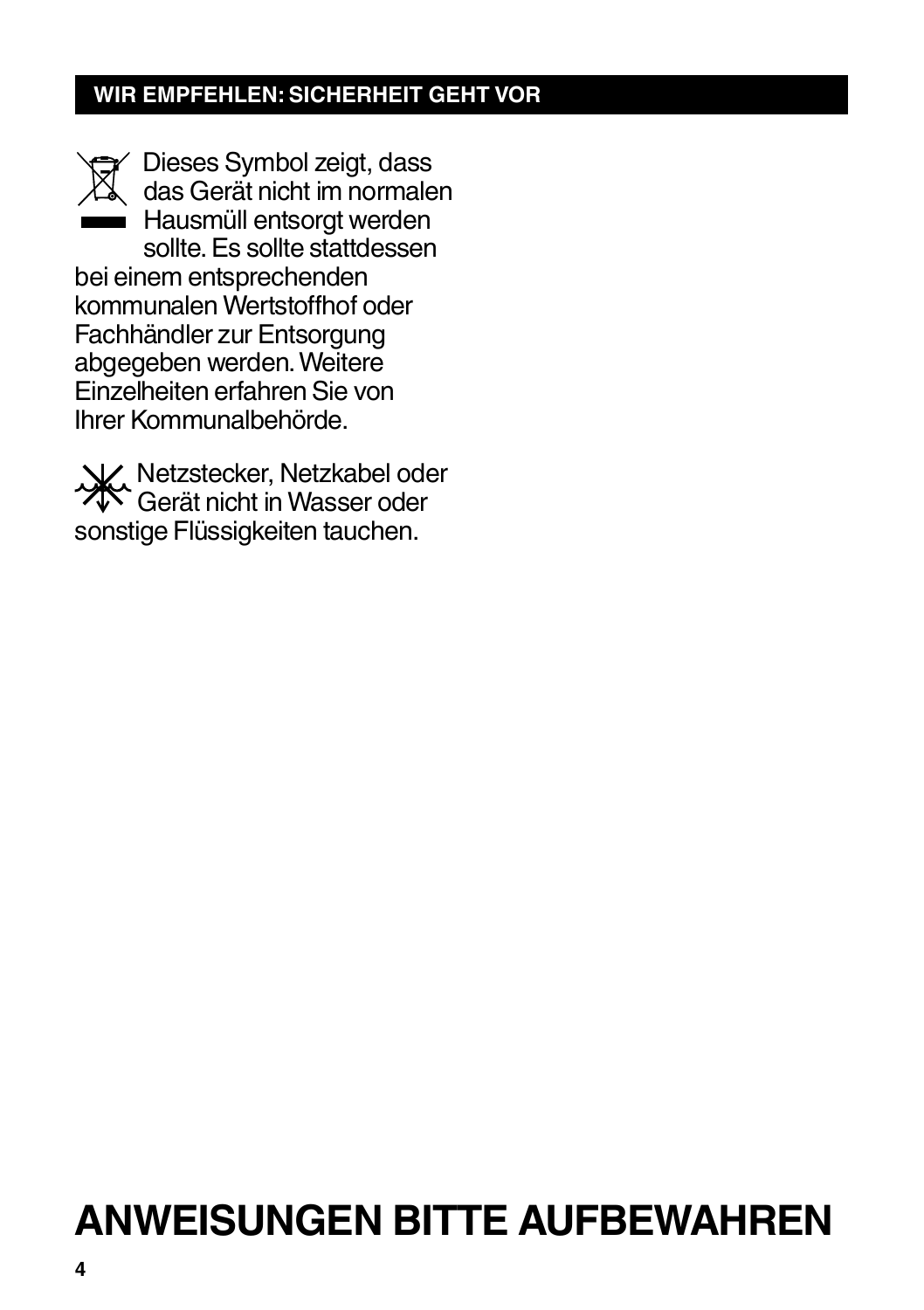## WIR EMPFEHLEN: SICHERHEIT GEHT VOR

Dieses Symbol zeigt, dass das Gerät nicht im normalen Hausmüll entsorgt werden sollte. Es sollte stattdessen bei einem entsprechenden kommunalen Wertstoffhof oder Fachhändler zur Entsorgung abgegeben werden. Weitere Einzelheiten erfahren Sie von Ihrer Kommunalbehörde.

Netzstecker, Netzkabel oder Gerät nicht in Wasser oder sonstige Flüssigkeiten tauchen.

# ANWEISUNGEN BITTE AUFBEWAHREN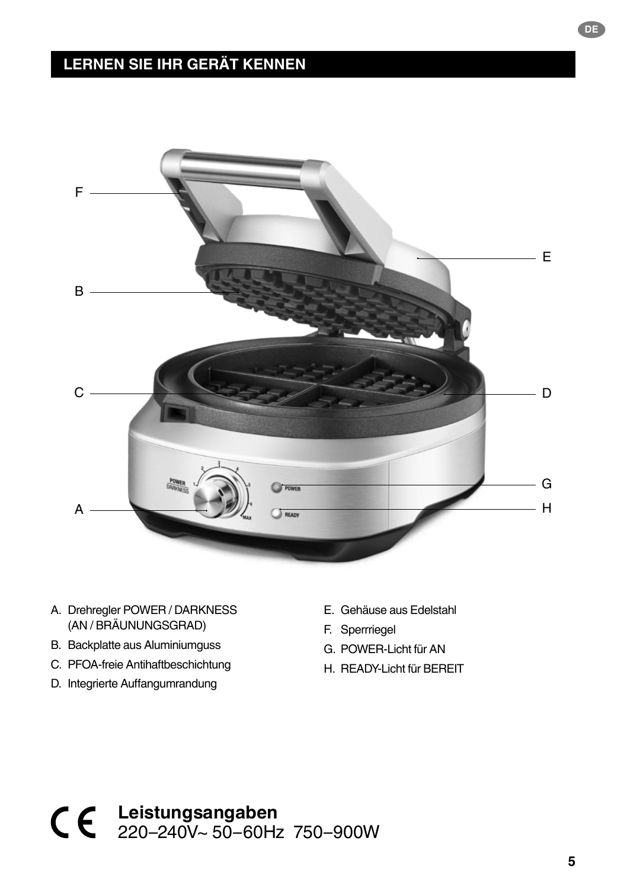## LERNEN SIE IHR GERÄT KENNEN

A. Drehregler POWER / DARKNESS (AN / BRÄUNUNGSGRAD)
B. Backplatte aus Aluminiumguss
C. PFOA-freie Antihaftbeschichtung
D. Integrierte Auffangumrandung
E. Gehäuse aus Edelstahl
F. Sperrriegel
G. POWER-Licht für AN
H. READY-Licht für BEREIT

**Leistungsangaben**
220–240V~ 50–60Hz 750–900W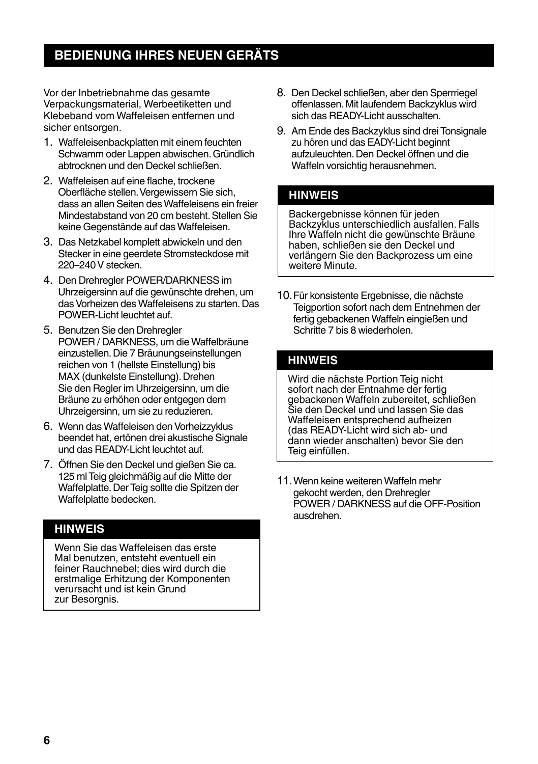## BEDIENUNG IHRES NEUEN GERÄTS

Vor der Inbetriebnahme das gesamte Verpackungsmaterial, Werbeetiketten und Klebeband vom Waffeleisen entfernen und sicher entsorgen.

1. Waffeleisenbackplatten mit einem feuchten Schwamm oder Lappen abwischen. Gründlich abtrocknen und den Deckel schließen.
2. Waffeleisen auf eine flache, trockene Oberfläche stellen. Vergewissern Sie sich, dass an allen Seiten des Waffeleisens ein freier Mindestabstand von 20 cm besteht. Stellen Sie keine Gegenstände auf das Waffeleisen.
3. Das Netzkabel komplett abwickeln und den Stecker in eine geerdete Stromsteckdose mit 220–240 V stecken.
4. Den Drehregler POWER/DARKNESS im Uhrzeigersinn auf die gewünschte drehen, um das Vorheizen des Waffeleisens zu starten. Das POWER-Licht leuchtet auf.
5. Benutzen Sie den Drehregler POWER / DARKNESS, um die Waffelbräune einzustellen. Die 7 Bräunungseinstellungen reichen von 1 (hellste Einstellung) bis MAX (dunkelste Einstellung). Drehen Sie den Regler im Uhrzeigersinn, um die Bräune zu erhöhen oder entgegen dem Uhrzeigersinn, um sie zu reduzieren.
6. Wenn das Waffeleisen den Vorheizzyklus beendet hat, ertönen drei akustische Signale und das READY-Licht leuchtet auf.
7. Öffnen Sie den Deckel und gießen Sie ca. 125 ml Teig gleichmäßig auf die Mitte der Waffelplatte. Der Teig sollte die Spitzen der Waffelplatte bedecken.

### HINWEIS

Wenn Sie das Waffeleisen das erste Mal benutzen, entsteht eventuell ein feiner Rauchnebel; dies wird durch die erstmalige Erhitzung der Komponenten verursacht und ist kein Grund zur Besorgnis.

8. Den Deckel schließen, aber den Sperrriegel offenlassen. Mit laufendem Backzyklus wird sich das READY-Licht ausschalten.
9. Am Ende des Backzyklus sind drei Tonsignale zu hören und das EADY-Licht beginnt aufzuleuchten. Den Deckel öffnen und die Waffeln vorsichtig herausnehmen.

### HINWEIS

Backergebnisse können für jeden Backzyklus unterschiedlich ausfallen. Falls Ihre Waffeln nicht die gewünschte Bräune haben, schließen sie den Deckel und verlängern Sie den Backprozess um eine weitere Minute.

10. Für konsistente Ergebnisse, die nächste Teigportion sofort nach dem Entnehmen der fertig gebackenen Waffeln eingießen und Schritte 7 bis 8 wiederholen.

### HINWEIS

Wird die nächste Portion Teig nicht sofort nach der Entnahme der fertig gebackenen Waffeln zubereitet, schließen Sie den Deckel und und lassen Sie das Waffeleisen entsprechend aufheizen (das READY-Licht wird sich ab- und dann wieder anschalten) bevor Sie den Teig einfüllen.

11. Wenn keine weiteren Waffeln mehr gekocht werden, den Drehregler POWER / DARKNESS auf die OFF-Position ausdrehen.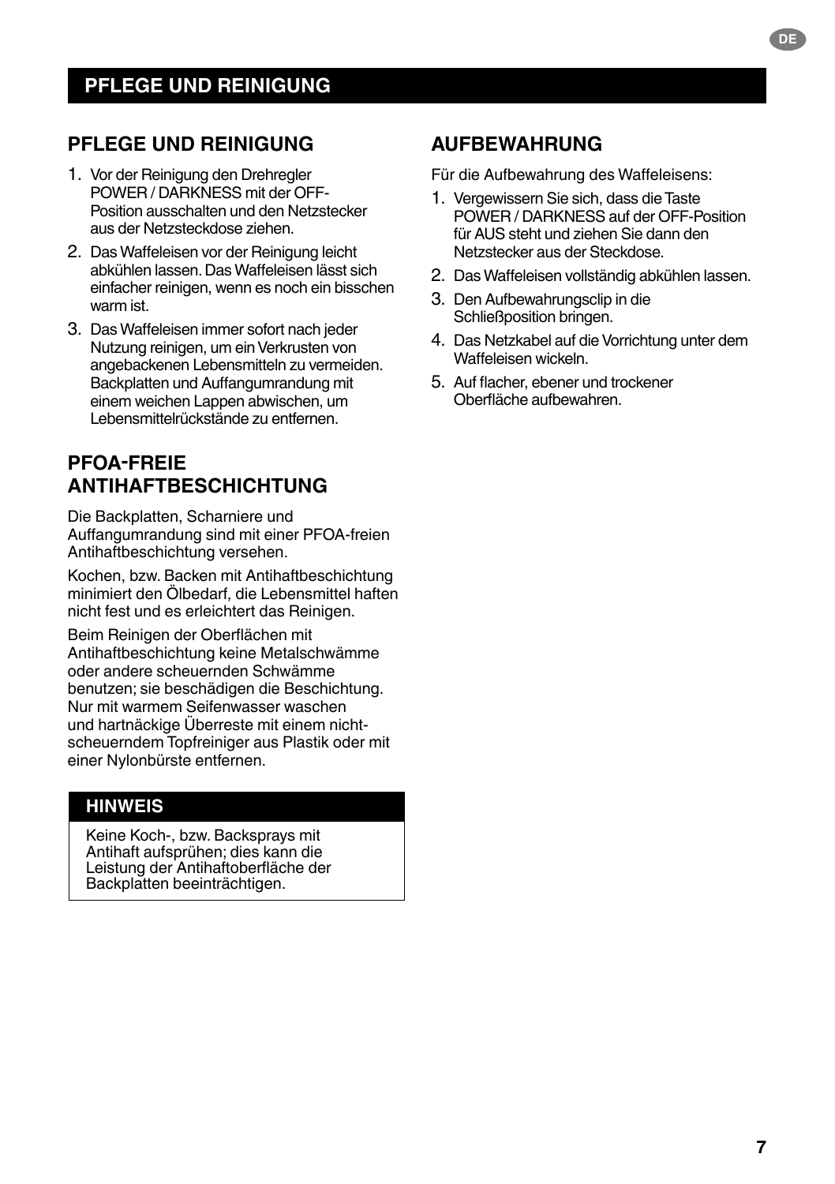# PFLEGE UND REINIGUNG

## PFLEGE UND REINIGUNG

1. Vor der Reinigung den Drehregler POWER / DARKNESS mit der OFF-Position ausschalten und den Netzstecker aus der Netzsteckdose ziehen.
2. Das Waffeleisen vor der Reinigung leicht abkühlen lassen. Das Waffeleisen lässt sich einfacher reinigen, wenn es noch ein bisschen warm ist.
3. Das Waffeleisen immer sofort nach jeder Nutzung reinigen, um ein Verkrusten von angebackenen Lebensmitteln zu vermeiden. Backplatten und Auffangumrandung mit einem weichen Lappen abwischen, um Lebensmittelrückstände zu entfernen.

## PFOA-FREIE ANTIHAFTBESCHICHTUNG

Die Backplatten, Scharniere und Auffangumrandung sind mit einer PFOA-freien Antihaftbeschichtung versehen.

Kochen, bzw. Backen mit Antihaftbeschichtung minimiert den Ölbedarf, die Lebensmittel haften nicht fest und es erleichtert das Reinigen.

Beim Reinigen der Oberflächen mit Antihaftbeschichtung keine Metalschwämme oder andere scheuernden Schwämme benutzen; sie beschädigen die Beschichtung. Nur mit warmem Seifenwasser waschen und hartnäckige Überreste mit einem nicht-scheuerndem Topfreiniger aus Plastik oder mit einer Nylonbürste entfernen.

**HINWEIS**

Keine Koch-, bzw. Backsprays mit Antihaft aufsprühen; dies kann die Leistung der Antihaftoberfläche der Backplatten beeinträchtigen.

## AUFBEWAHRUNG

Für die Aufbewahrung des Waffeleisens:

1. Vergewissern Sie sich, dass die Taste POWER / DARKNESS auf der OFF-Position für AUS steht und ziehen Sie dann den Netzstecker aus der Steckdose.
2. Das Waffeleisen vollständig abkühlen lassen.
3. Den Aufbewahrungsclip in die Schließposition bringen.
4. Das Netzkabel auf die Vorrichtung unter dem Waffeleisen wickeln.
5. Auf flacher, ebener und trockener Oberfläche aufbewahren.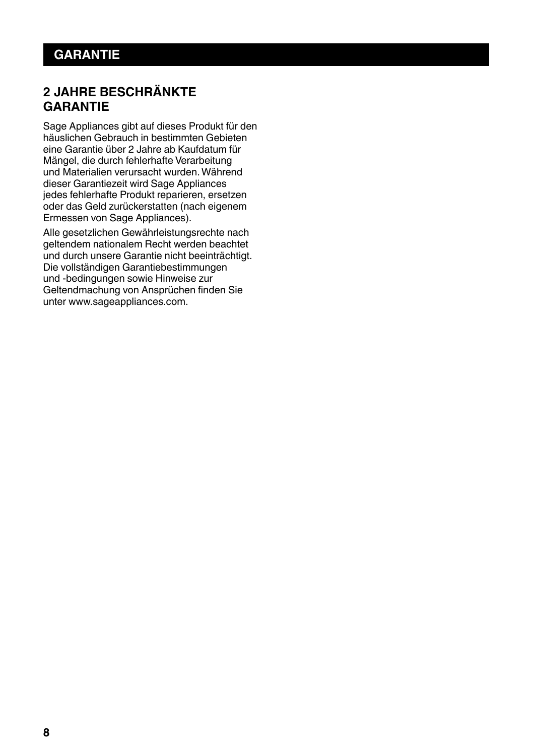# GARANTIE

## 2 JAHRE BESCHRÄNKTE GARANTIE

Sage Appliances gibt auf dieses Produkt für den häuslichen Gebrauch in bestimmten Gebieten eine Garantie über 2 Jahre ab Kaufdatum für Mängel, die durch fehlerhafte Verarbeitung und Materialien verursacht wurden. Während dieser Garantiezeit wird Sage Appliances jedes fehlerhafte Produkt reparieren, ersetzen oder das Geld zurückerstatten (nach eigenem Ermessen von Sage Appliances).

Alle gesetzlichen Gewährleistungsrechte nach geltendem nationalem Recht werden beachtet und durch unsere Garantie nicht beeinträchtigt. Die vollständigen Garantiebestimmungen und -bedingungen sowie Hinweise zur Geltendmachung von Ansprüchen finden Sie unter www.sageappliances.com.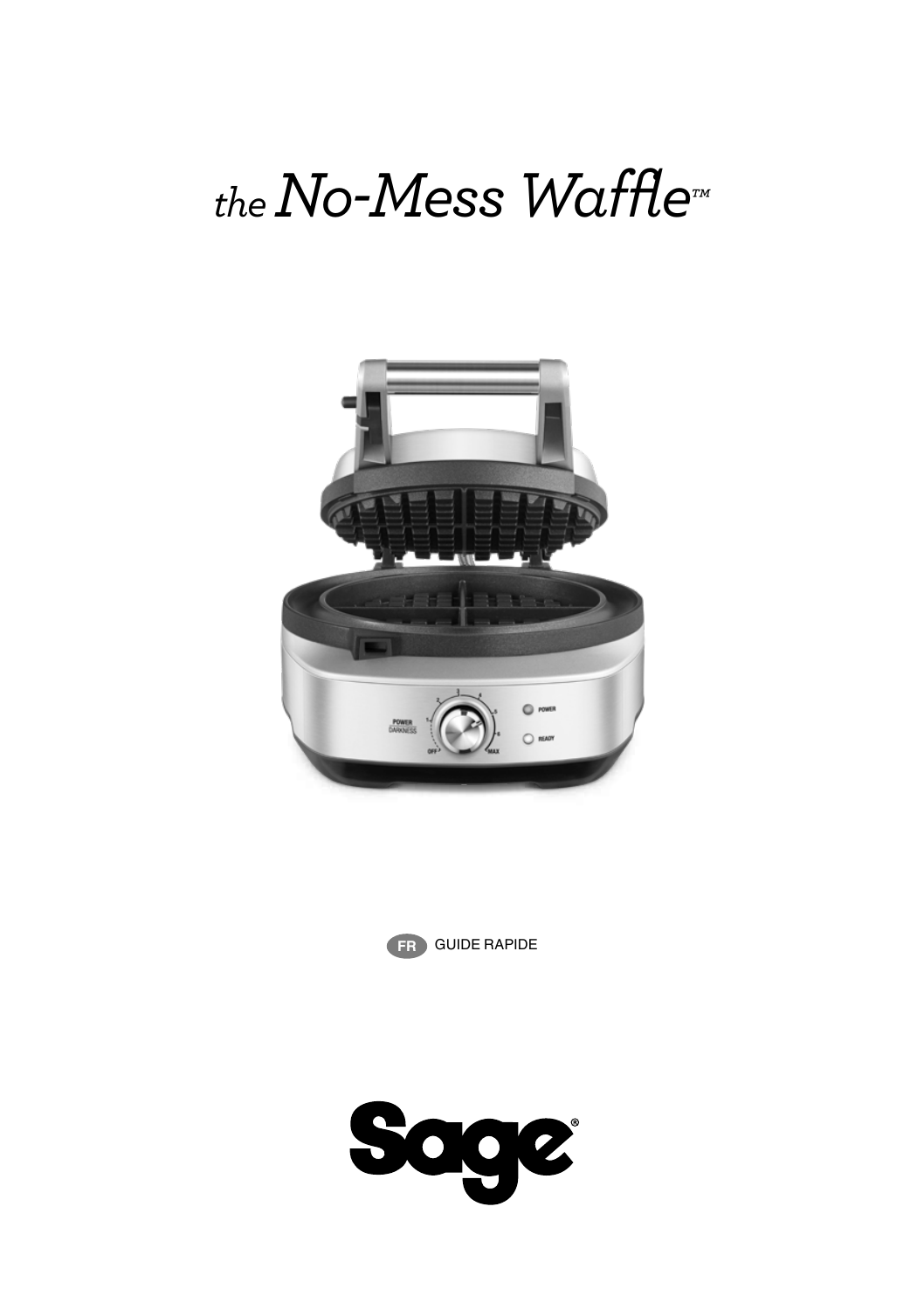# *the* No-Mess Waffle™

FR GUIDE RAPIDE

Sage®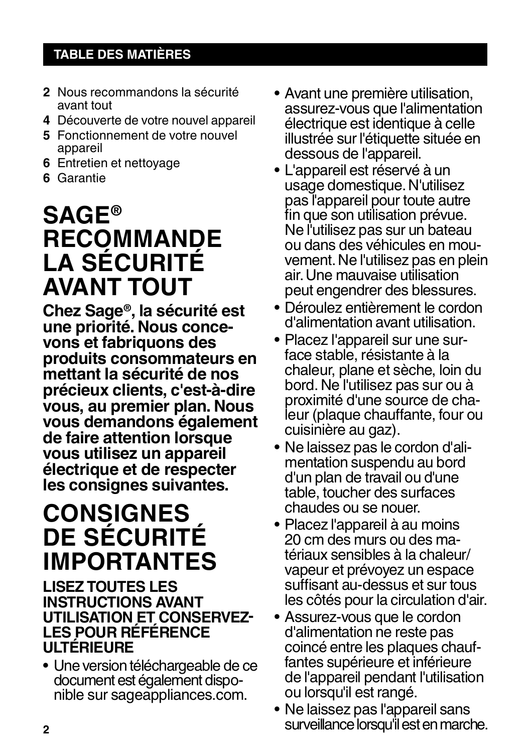## TABLE DES MATIÈRES

- **2** Nous recommandons la sécurité avant tout
- **4** Découverte de votre nouvel appareil
- **5** Fonctionnement de votre nouvel appareil
- **6** Entretien et nettoyage
- **6** Garantie

# SAGE® RECOMMANDE LA SÉCURITÉ AVANT TOUT

**Chez Sage®, la sécurité est une priorité. Nous concevons et fabriquons des produits consommateurs en mettant la sécurité de nos précieux clients, c'est-à-dire vous, au premier plan. Nous vous demandons également de faire attention lorsque vous utilisez un appareil électrique et de respecter les consignes suivantes.**

# CONSIGNES DE SÉCURITÉ IMPORTANTES

### LISEZ TOUTES LES INSTRUCTIONS AVANT UTILISATION ET CONSERVEZ-LES POUR RÉFÉRENCE ULTÉRIEURE

- Une version téléchargeable de ce document est également disponible sur sageappliances.com.
- Avant une première utilisation, assurez-vous que l'alimentation électrique est identique à celle illustrée sur l'étiquette située en dessous de l'appareil.
- L'appareil est réservé à un usage domestique. N'utilisez pas l'appareil pour toute autre fin que son utilisation prévue. Ne l'utilisez pas sur un bateau ou dans des véhicules en mouvement. Ne l'utilisez pas en plein air. Une mauvaise utilisation peut engendrer des blessures.
- Déroulez entièrement le cordon d'alimentation avant utilisation.
- Placez l'appareil sur une surface stable, résistante à la chaleur, plane et sèche, loin du bord. Ne l'utilisez pas sur ou à proximité d'une source de chaleur (plaque chauffante, four ou cuisinière au gaz).
- Ne laissez pas le cordon d'alimentation suspendu au bord d'un plan de travail ou d'une table, toucher des surfaces chaudes ou se nouer.
- Placez l'appareil à au moins 20 cm des murs ou des matériaux sensibles à la chaleur/vapeur et prévoyez un espace suffisant au-dessus et sur tous les côtés pour la circulation d'air.
- Assurez-vous que le cordon d'alimentation ne reste pas coincé entre les plaques chauffantes supérieure et inférieure de l'appareil pendant l'utilisation ou lorsqu'il est rangé.
- Ne laissez pas l'appareil sans surveillance lorsqu'il est en marche.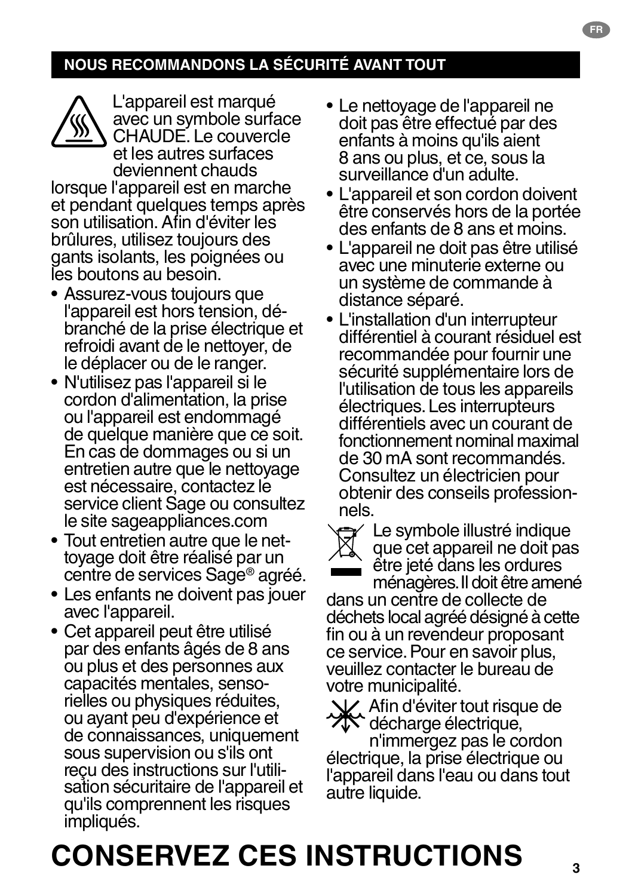## NOUS RECOMMANDONS LA SÉCURITÉ AVANT TOUT

L'appareil est marqué avec un symbole surface CHAUDE. Le couvercle et les autres surfaces deviennent chauds lorsque l'appareil est en marche et pendant quelques temps après son utilisation. Afin d'éviter les brûlures, utilisez toujours des gants isolants, les poignées ou les boutons au besoin.

- Assurez-vous toujours que l'appareil est hors tension, débranché de la prise électrique et refroidi avant de le nettoyer, de le déplacer ou de le ranger.
- N'utilisez pas l'appareil si le cordon d'alimentation, la prise ou l'appareil est endommagé de quelque manière que ce soit. En cas de dommages ou si un entretien autre que le nettoyage est nécessaire, contactez le service client Sage ou consultez le site sageappliances.com
- Tout entretien autre que le nettoyage doit être réalisé par un centre de services Sage® agréé.
- Les enfants ne doivent pas jouer avec l'appareil.
- Cet appareil peut être utilisé par des enfants âgés de 8 ans ou plus et des personnes aux capacités mentales, sensorielles ou physiques réduites, ou ayant peu d'expérience et de connaissances, uniquement sous supervision ou s'ils ont reçu des instructions sur l'utilisation sécuritaire de l'appareil et qu'ils comprennent les risques impliqués.
- Le nettoyage de l'appareil ne doit pas être effectué par des enfants à moins qu'ils aient 8 ans ou plus, et ce, sous la surveillance d'un adulte.
- L'appareil et son cordon doivent être conservés hors de la portée des enfants de 8 ans et moins.
- L'appareil ne doit pas être utilisé avec une minuterie externe ou un système de commande à distance séparé.
- L'installation d'un interrupteur différentiel à courant résiduel est recommandée pour fournir une sécurité supplémentaire lors de l'utilisation de tous les appareils électriques. Les interrupteurs différentiels avec un courant de fonctionnement nominal maximal de 30 mA sont recommandés. Consultez un électricien pour obtenir des conseils professionnels.

Le symbole illustré indique que cet appareil ne doit pas être jeté dans les ordures ménagères. Il doit être amené dans un centre de collecte de déchets local agréé désigné à cette fin ou à un revendeur proposant ce service. Pour en savoir plus, veuillez contacter le bureau de votre municipalité.

Afin d'éviter tout risque de décharge électrique, n'immergez pas le cordon électrique, la prise électrique ou l'appareil dans l'eau ou dans tout autre liquide.

# CONSERVEZ CES INSTRUCTIONS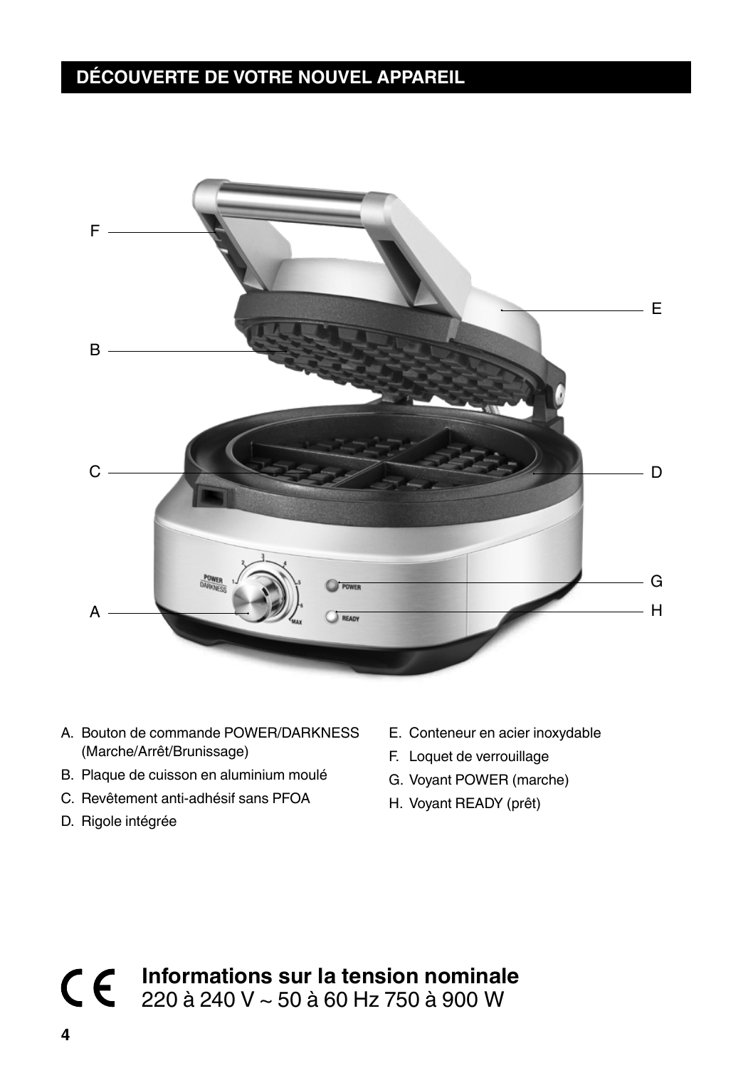## DÉCOUVERTE DE VOTRE NOUVEL APPAREIL

A. Bouton de commande POWER/DARKNESS (Marche/Arrêt/Brunissage)

B. Plaque de cuisson en aluminium moulé

C. Revêtement anti-adhésif sans PFOA

D. Rigole intégrée

E. Conteneur en acier inoxydable

F. Loquet de verrouillage

G. Voyant POWER (marche)

H. Voyant READY (prêt)

CE **Informations sur la tension nominale**
220 à 240 V ~ 50 à 60 Hz 750 à 900 W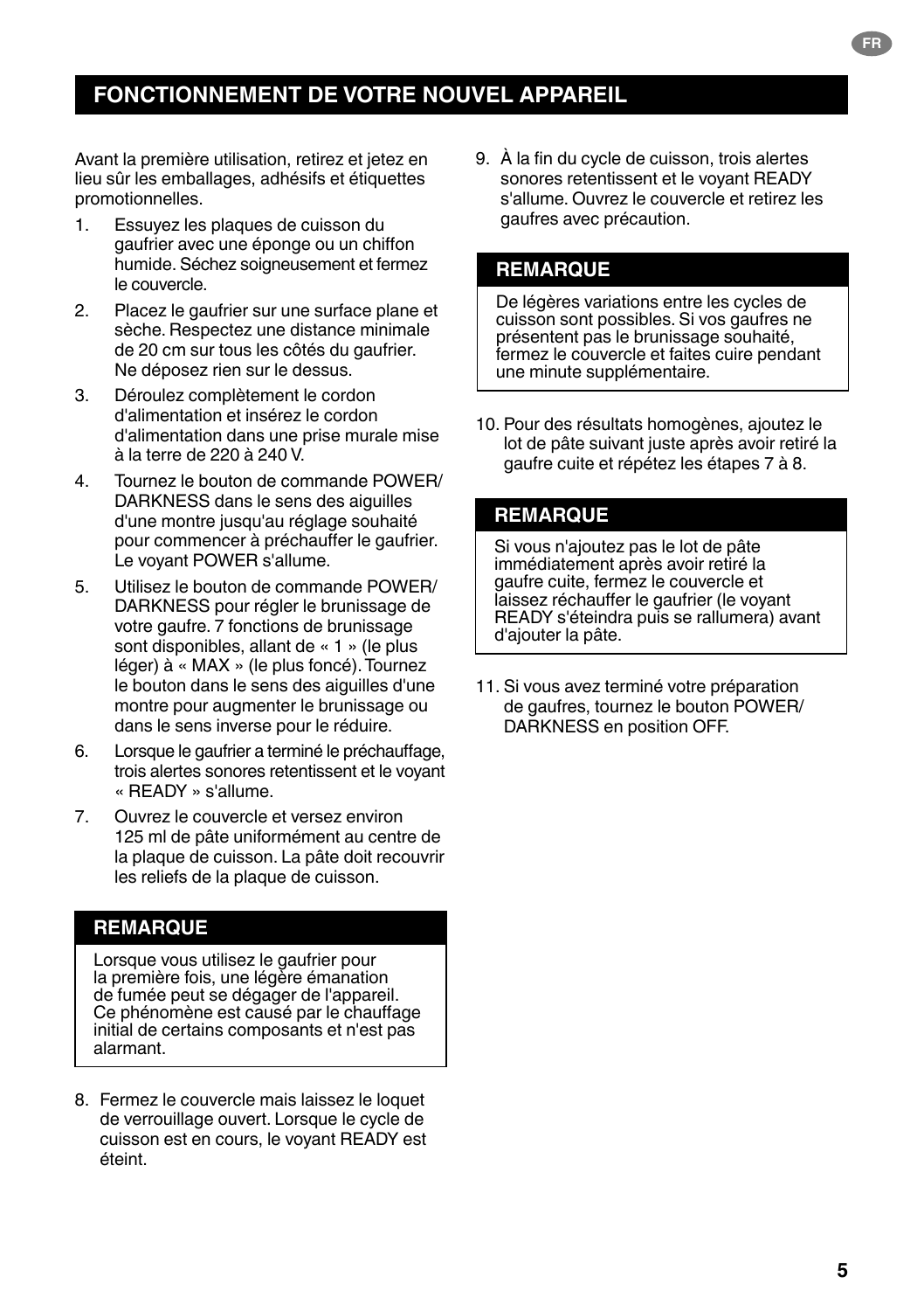## FONCTIONNEMENT DE VOTRE NOUVEL APPAREIL

Avant la première utilisation, retirez et jetez en lieu sûr les emballages, adhésifs et étiquettes promotionnelles.

1. Essuyez les plaques de cuisson du gaufrier avec une éponge ou un chiffon humide. Séchez soigneusement et fermez le couvercle.
2. Placez le gaufrier sur une surface plane et sèche. Respectez une distance minimale de 20 cm sur tous les côtés du gaufrier. Ne déposez rien sur le dessus.
3. Déroulez complètement le cordon d'alimentation et insérez le cordon d'alimentation dans une prise murale mise à la terre de 220 à 240 V.
4. Tournez le bouton de commande POWER/DARKNESS dans le sens des aiguilles d'une montre jusqu'au réglage souhaité pour commencer à préchauffer le gaufrier. Le voyant POWER s'allume.
5. Utilisez le bouton de commande POWER/DARKNESS pour régler le brunissage de votre gaufre. 7 fonctions de brunissage sont disponibles, allant de « 1 » (le plus léger) à « MAX » (le plus foncé). Tournez le bouton dans le sens des aiguilles d'une montre pour augmenter le brunissage ou dans le sens inverse pour le réduire.
6. Lorsque le gaufrier a terminé le préchauffage, trois alertes sonores retentissent et le voyant « READY » s'allume.
7. Ouvrez le couvercle et versez environ 125 ml de pâte uniformément au centre de la plaque de cuisson. La pâte doit recouvrir les reliefs de la plaque de cuisson.

### REMARQUE

Lorsque vous utilisez le gaufrier pour la première fois, une légère émanation de fumée peut se dégager de l'appareil. Ce phénomène est causé par le chauffage initial de certains composants et n'est pas alarmant.

8. Fermez le couvercle mais laissez le loquet de verrouillage ouvert. Lorsque le cycle de cuisson est en cours, le voyant READY est éteint.
9. À la fin du cycle de cuisson, trois alertes sonores retentissent et le voyant READY s'allume. Ouvrez le couvercle et retirez les gaufres avec précaution.

### REMARQUE

De légères variations entre les cycles de cuisson sont possibles. Si vos gaufres ne présentent pas le brunissage souhaité, fermez le couvercle et faites cuire pendant une minute supplémentaire.

10. Pour des résultats homogènes, ajoutez le lot de pâte suivant juste après avoir retiré la gaufre cuite et répétez les étapes 7 à 8.

### REMARQUE

Si vous n'ajoutez pas le lot de pâte immédiatement après avoir retiré la gaufre cuite, fermez le couvercle et laissez réchauffer le gaufrier (le voyant READY s'éteindra puis se rallumera) avant d'ajouter la pâte.

11. Si vous avez terminé votre préparation de gaufres, tournez le bouton POWER/DARKNESS en position OFF.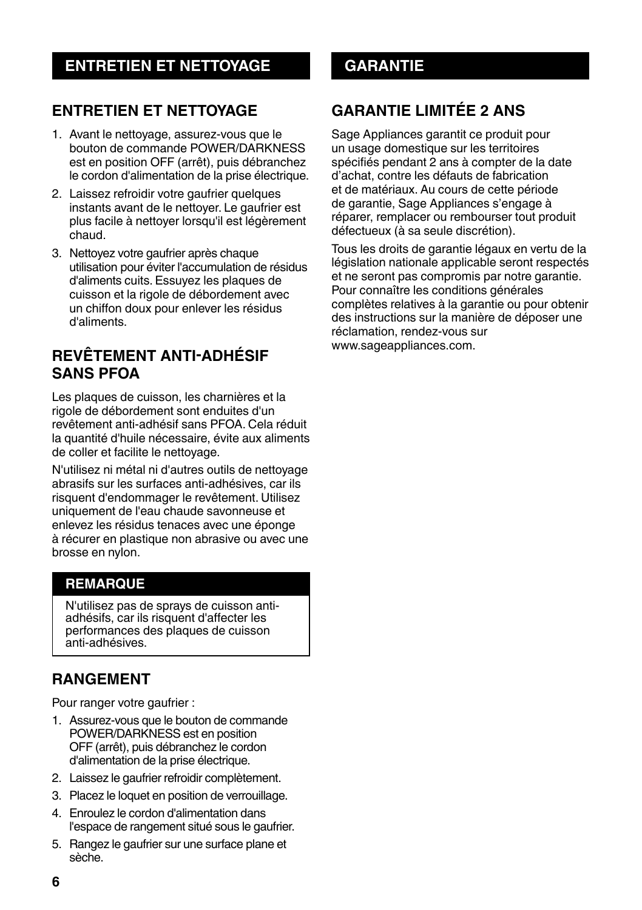# ENTRETIEN ET NETTOYAGE

## ENTRETIEN ET NETTOYAGE

1. Avant le nettoyage, assurez-vous que le bouton de commande POWER/DARKNESS est en position OFF (arrêt), puis débranchez le cordon d'alimentation de la prise électrique.
2. Laissez refroidir votre gaufrier quelques instants avant de le nettoyer. Le gaufrier est plus facile à nettoyer lorsqu'il est légèrement chaud.
3. Nettoyez votre gaufrier après chaque utilisation pour éviter l'accumulation de résidus d'aliments cuits. Essuyez les plaques de cuisson et la rigole de débordement avec un chiffon doux pour enlever les résidus d'aliments.

## REVÊTEMENT ANTI-ADHÉSIF SANS PFOA

Les plaques de cuisson, les charnières et la rigole de débordement sont enduites d'un revêtement anti-adhésif sans PFOA. Cela réduit la quantité d'huile nécessaire, évite aux aliments de coller et facilite le nettoyage.

N'utilisez ni métal ni d'autres outils de nettoyage abrasifs sur les surfaces anti-adhésives, car ils risquent d'endommager le revêtement. Utilisez uniquement de l'eau chaude savonneuse et enlevez les résidus tenaces avec une éponge à récurer en plastique non abrasive ou avec une brosse en nylon.

**REMARQUE**

N'utilisez pas de sprays de cuisson anti-adhésifs, car ils risquent d'affecter les performances des plaques de cuisson anti-adhésives.

## RANGEMENT

Pour ranger votre gaufrier :

1. Assurez-vous que le bouton de commande POWER/DARKNESS est en position OFF (arrêt), puis débranchez le cordon d'alimentation de la prise électrique.
2. Laissez le gaufrier refroidir complètement.
3. Placez le loquet en position de verrouillage.
4. Enroulez le cordon d'alimentation dans l'espace de rangement situé sous le gaufrier.
5. Rangez le gaufrier sur une surface plane et sèche.

# GARANTIE

## GARANTIE LIMITÉE 2 ANS

Sage Appliances garantit ce produit pour un usage domestique sur les territoires spécifiés pendant 2 ans à compter de la date d'achat, contre les défauts de fabrication et de matériaux. Au cours de cette période de garantie, Sage Appliances s'engage à réparer, remplacer ou rembourser tout produit défectueux (à sa seule discrétion).

Tous les droits de garantie légaux en vertu de la législation nationale applicable seront respectés et ne seront pas compromis par notre garantie. Pour connaître les conditions générales complètes relatives à la garantie ou pour obtenir des instructions sur la manière de déposer une réclamation, rendez-vous sur www.sageappliances.com.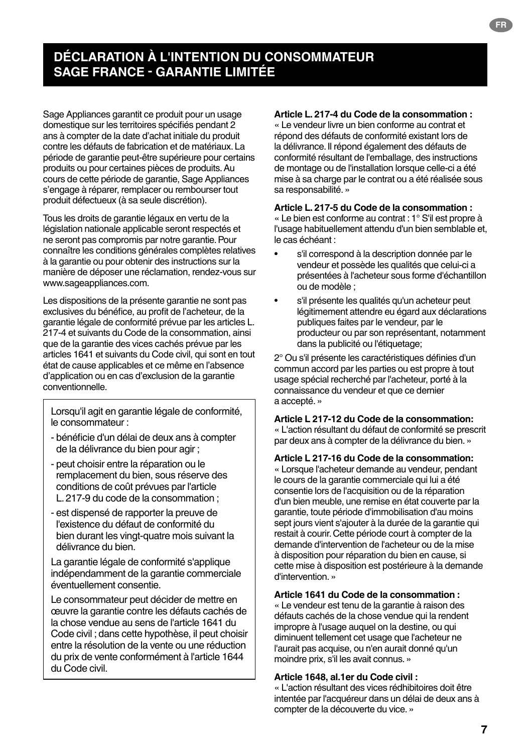# DÉCLARATION À L'INTENTION DU CONSOMMATEUR SAGE FRANCE - GARANTIE LIMITÉE

Sage Appliances garantit ce produit pour un usage domestique sur les territoires spécifiés pendant 2 ans à compter de la date d'achat initiale du produit contre les défauts de fabrication et de matériaux. La période de garantie peut-être supérieure pour certains produits ou pour certaines pièces de produits. Au cours de cette période de garantie, Sage Appliances s'engage à réparer, remplacer ou rembourser tout produit défectueux (à sa seule discrétion).

Tous les droits de garantie légaux en vertu de la législation nationale applicable seront respectés et ne seront pas compromis par notre garantie. Pour connaître les conditions générales complètes relatives à la garantie ou pour obtenir des instructions sur la manière de déposer une réclamation, rendez-vous sur www.sageappliances.com.

Les dispositions de la présente garantie ne sont pas exclusives du bénéfice, au profit de l'acheteur, de la garantie légale de conformité prévue par les articles L. 217-4 et suivants du Code de la consommation, ainsi que de la garantie des vices cachés prévue par les articles 1641 et suivants du Code civil, qui sont en tout état de cause applicables et ce même en l'absence d'application ou en cas d'exclusion de la garantie conventionnelle.

Lorsqu'il agit en garantie légale de conformité, le consommateur :

- bénéficie d'un délai de deux ans à compter de la délivrance du bien pour agir ;
- peut choisir entre la réparation ou le remplacement du bien, sous réserve des conditions de coût prévues par l'article L. 217-9 du code de la consommation ;
- est dispensé de rapporter la preuve de l'existence du défaut de conformité du bien durant les vingt-quatre mois suivant la délivrance du bien.

La garantie légale de conformité s'applique indépendamment de la garantie commerciale éventuellement consentie.

Le consommateur peut décider de mettre en œuvre la garantie contre les défauts cachés de la chose vendue au sens de l'article 1641 du Code civil ; dans cette hypothèse, il peut choisir entre la résolution de la vente ou une réduction du prix de vente conformément à l'article 1644 du Code civil.

**Article L. 217-4 du Code de la consommation :**
« Le vendeur livre un bien conforme au contrat et répond des défauts de conformité existant lors de la délivrance. Il répond également des défauts de conformité résultant de l'emballage, des instructions de montage ou de l'installation lorsque celle-ci a été mise à sa charge par le contrat ou a été réalisée sous sa responsabilité. »

**Article L. 217-5 du Code de la consommation :**
« Le bien est conforme au contrat : 1° S'il est propre à l'usage habituellement attendu d'un bien semblable et, le cas échéant :

- s'il correspond à la description donnée par le vendeur et possède les qualités que celui-ci a présentées à l'acheteur sous forme d'échantillon ou de modèle ;
- s'il présente les qualités qu'un acheteur peut légitimement attendre eu égard aux déclarations publiques faites par le vendeur, par le producteur ou par son représentant, notamment dans la publicité ou l'étiquetage;

2° Ou s'il présente les caractéristiques définies d'un commun accord par les parties ou est propre à tout usage spécial recherché par l'acheteur, porté à la connaissance du vendeur et que ce dernier a accepté. »

**Article L 217-12 du Code de la consommation:**
« L'action résultant du défaut de conformité se prescrit par deux ans à compter de la délivrance du bien. »

**Article L 217-16 du Code de la consommation:**
« Lorsque l'acheteur demande au vendeur, pendant le cours de la garantie commerciale qui lui a été consentie lors de l'acquisition ou de la réparation d'un bien meuble, une remise en état couverte par la garantie, toute période d'immobilisation d'au moins sept jours vient s'ajouter à la durée de la garantie qui restait à courir. Cette période court à compter de la demande d'intervention de l'acheteur ou de la mise à disposition pour réparation du bien en cause, si cette mise à disposition est postérieure à la demande d'intervention. »

**Article 1641 du Code de la consommation :**
« Le vendeur est tenu de la garantie à raison des défauts cachés de la chose vendue qui la rendent impropre à l'usage auquel on la destine, ou qui diminuent tellement cet usage que l'acheteur ne l'aurait pas acquise, ou n'en aurait donné qu'un moindre prix, s'il les avait connus. »

**Article 1648, al.1er du Code civil :**
« L'action résultant des vices rédhibitoires doit être intentée par l'acquéreur dans un délai de deux ans à compter de la découverte du vice. »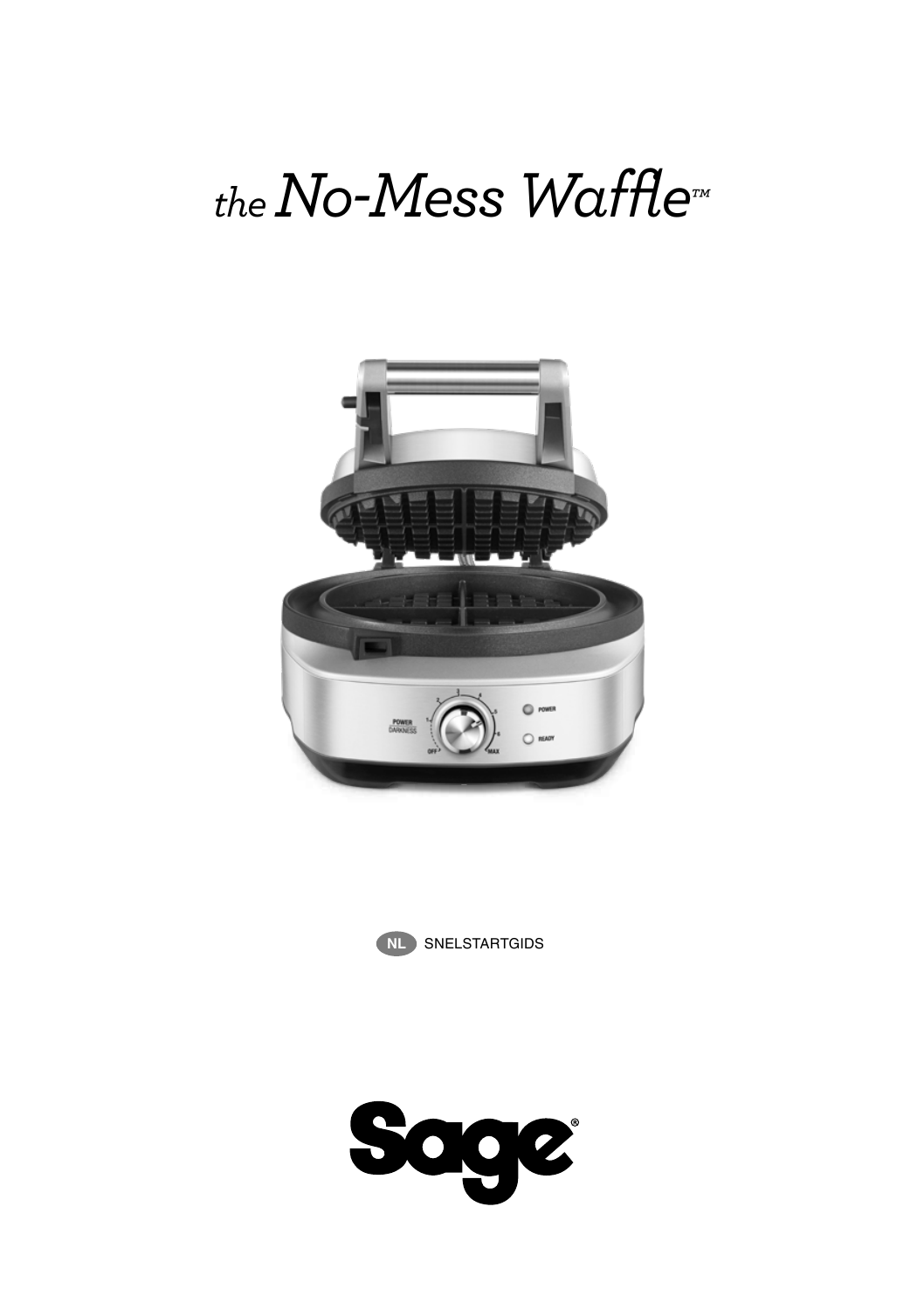# *the* No-Mess Waffle™

NL SNELSTARTGIDS

Sage®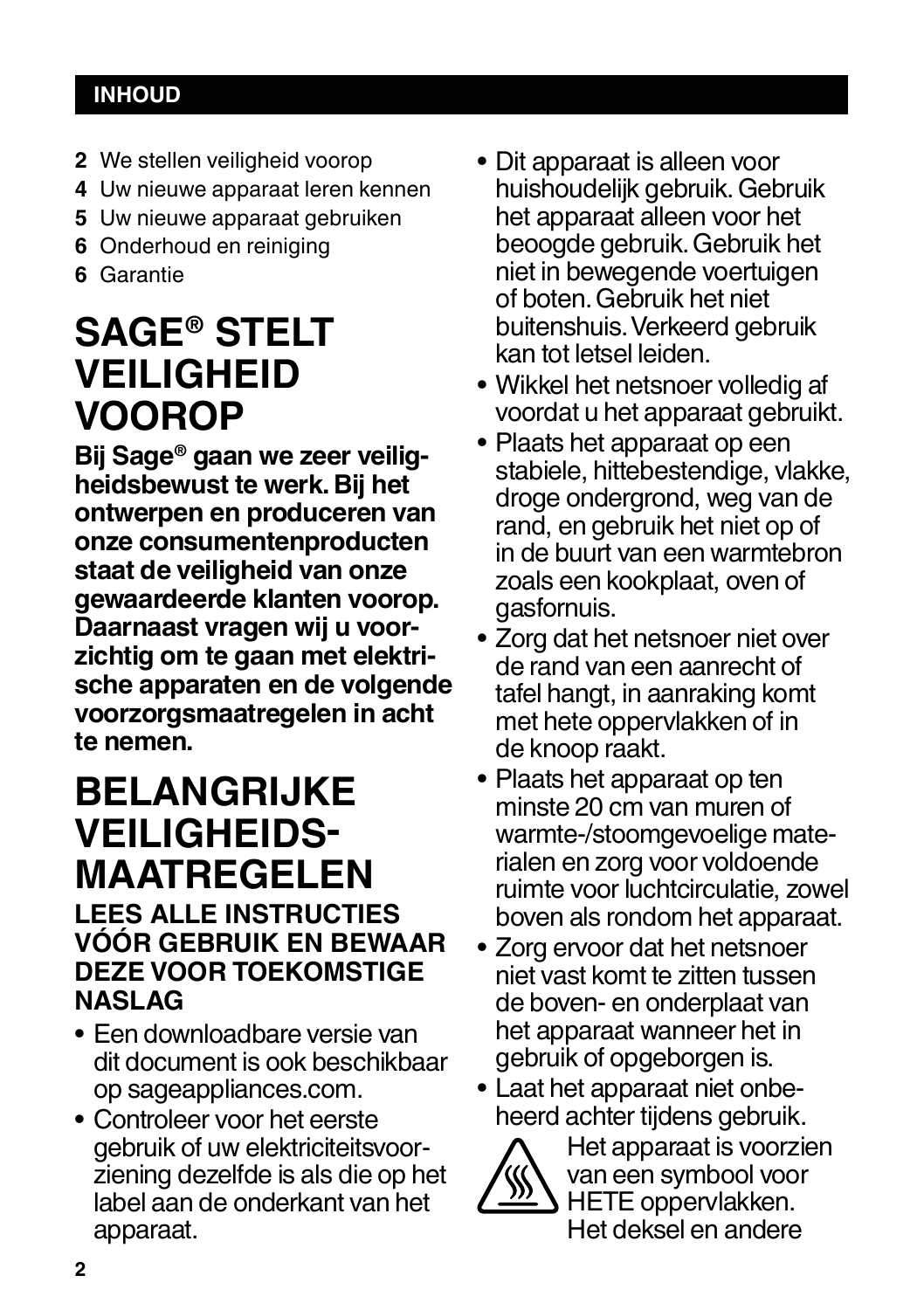## INHOUD

- **2** We stellen veiligheid voorop
- **4** Uw nieuwe apparaat leren kennen
- **5** Uw nieuwe apparaat gebruiken
- **6** Onderhoud en reiniging
- **6** Garantie

# SAGE® STELT VEILIGHEID VOOROP

**Bij Sage® gaan we zeer veiligheidsbewust te werk. Bij het ontwerpen en produceren van onze consumentenproducten staat de veiligheid van onze gewaardeerde klanten voorop. Daarnaast vragen wij u voorzichtig om te gaan met elektrische apparaten en de volgende voorzorgsmaatregelen in acht te nemen.**

# BELANGRIJKE VEILIGHEIDS-MAATREGELEN

### LEES ALLE INSTRUCTIES VÓÓR GEBRUIK EN BEWAAR DEZE VOOR TOEKOMSTIGE NASLAG

- Een downloadbare versie van dit document is ook beschikbaar op sageappliances.com.
- Controleer voor het eerste gebruik of uw elektriciteitsvoorziening dezelfde is als die op het label aan de onderkant van het apparaat.
- Dit apparaat is alleen voor huishoudelijk gebruik. Gebruik het apparaat alleen voor het beoogde gebruik. Gebruik het niet in bewegende voertuigen of boten. Gebruik het niet buitenshuis. Verkeerd gebruik kan tot letsel leiden.
- Wikkel het netsnoer volledig af voordat u het apparaat gebruikt.
- Plaats het apparaat op een stabiele, hittebestendige, vlakke, droge ondergrond, weg van de rand, en gebruik het niet op of in de buurt van een warmtebron zoals een kookplaat, oven of gasfornuis.
- Zorg dat het netsnoer niet over de rand van een aanrecht of tafel hangt, in aanraking komt met hete oppervlakken of in de knoop raakt.
- Plaats het apparaat op ten minste 20 cm van muren of warmte-/stoomgevoelige materialen en zorg voor voldoende ruimte voor luchtcirculatie, zowel boven als rondom het apparaat.
- Zorg ervoor dat het netsnoer niet vast komt te zitten tussen de boven- en onderplaat van het apparaat wanneer het in gebruik of opgeborgen is.
- Laat het apparaat niet onbeheerd achter tijdens gebruik.

Het apparaat is voorzien van een symbool voor HETE oppervlakken. Het deksel en andere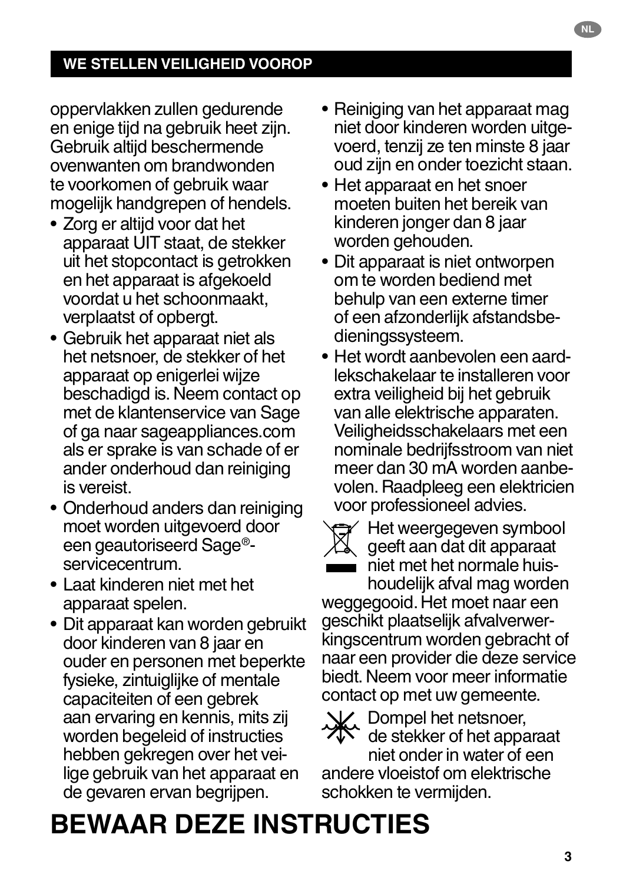## WE STELLEN VEILIGHEID VOOROP

oppervlakken zullen gedurende en enige tijd na gebruik heet zijn. Gebruik altijd beschermende ovenwanten om brandwonden te voorkomen of gebruik waar mogelijk handgrepen of hendels.

- Zorg er altijd voor dat het apparaat UIT staat, de stekker uit het stopcontact is getrokken en het apparaat is afgekoeld voordat u het schoonmaakt, verplaatst of opbergt.
- Gebruik het apparaat niet als het netsnoer, de stekker of het apparaat op enigerlei wijze beschadigd is. Neem contact op met de klantenservice van Sage of ga naar sageappliances.com als er sprake is van schade of er ander onderhoud dan reiniging is vereist.
- Onderhoud anders dan reiniging moet worden uitgevoerd door een geautoriseerd Sage®-servicecentrum.
- Laat kinderen niet met het apparaat spelen.
- Dit apparaat kan worden gebruikt door kinderen van 8 jaar en ouder en personen met beperkte fysieke, zintuiglijke of mentale capaciteiten of een gebrek aan ervaring en kennis, mits zij worden begeleid of instructies hebben gekregen over het veilige gebruik van het apparaat en de gevaren ervan begrijpen.
- Reiniging van het apparaat mag niet door kinderen worden uitgevoerd, tenzij ze ten minste 8 jaar oud zijn en onder toezicht staan.
- Het apparaat en het snoer moeten buiten het bereik van kinderen jonger dan 8 jaar worden gehouden.
- Dit apparaat is niet ontworpen om te worden bediend met behulp van een externe timer of een afzonderlijk afstandsbedieningssysteem.
- Het wordt aanbevolen een aardlekschakelaar te installeren voor extra veiligheid bij het gebruik van alle elektrische apparaten. Veiligheidsschakelaars met een nominale bedrijfsstroom van niet meer dan 30 mA worden aanbevolen. Raadpleeg een elektricien voor professioneel advies.

Het weergegeven symbool geeft aan dat dit apparaat niet met het normale huishoudelijk afval mag worden weggegooid. Het moet naar een geschikt plaatselijk afvalverwerkingscentrum worden gebracht of naar een provider die deze service biedt. Neem voor meer informatie contact op met uw gemeente.

Dompel het netsnoer, de stekker of het apparaat niet onder in water of een andere vloeistof om elektrische schokken te vermijden.

# BEWAAR DEZE INSTRUCTIES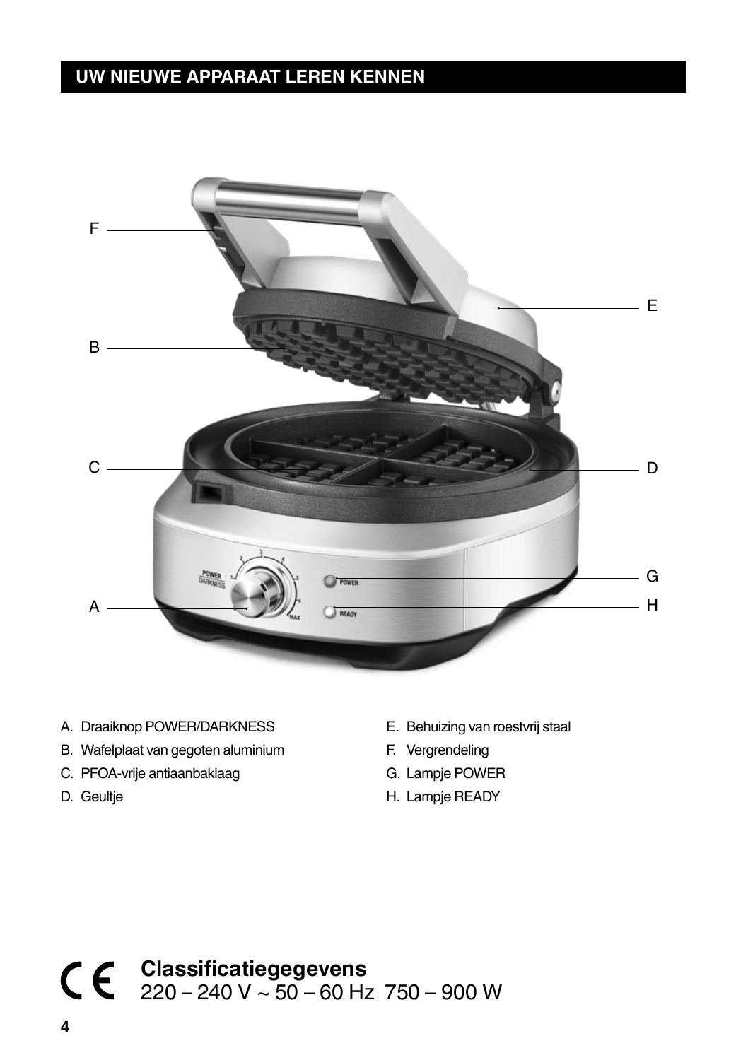## UW NIEUWE APPARAAT LEREN KENNEN

A. Draaiknop POWER/DARKNESS
B. Wafelplaat van gegoten aluminium
C. PFOA-vrije antiaanbaklaag
D. Geultje
E. Behuizing van roestvrij staal
F. Vergrendeling
G. Lampje POWER
H. Lampje READY

CE **Classificatiegegevens**
220 – 240 V ~ 50 – 60 Hz 750 – 900 W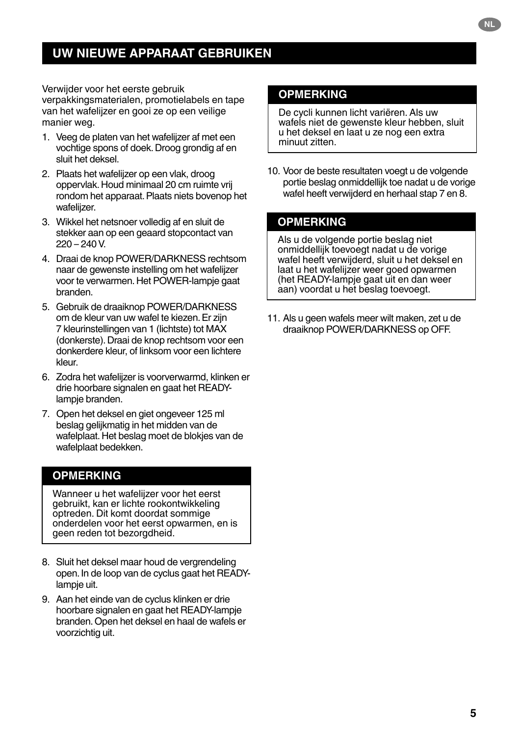## UW NIEUWE APPARAAT GEBRUIKEN

Verwijder voor het eerste gebruik verpakkingsmaterialen, promotielabels en tape van het wafelijzer en gooi ze op een veilige manier weg.

1. Veeg de platen van het wafelijzer af met een vochtige spons of doek. Droog grondig af en sluit het deksel.
2. Plaats het wafelijzer op een vlak, droog oppervlak. Houd minimaal 20 cm ruimte vrij rondom het apparaat. Plaats niets bovenop het wafelijzer.
3. Wikkel het netsnoer volledig af en sluit de stekker aan op een geaard stopcontact van 220 – 240 V.
4. Draai de knop POWER/DARKNESS rechtsom naar de gewenste instelling om het wafelijzer voor te verwarmen. Het POWER-lampje gaat branden.
5. Gebruik de draaiknop POWER/DARKNESS om de kleur van uw wafel te kiezen. Er zijn 7 kleurinstellingen van 1 (lichtste) tot MAX (donkerste). Draai de knop rechtsom voor een donkerdere kleur, of linksom voor een lichtere kleur.
6. Zodra het wafelijzer is voorverwarmd, klinken er drie hoorbare signalen en gaat het READY-lampje branden.
7. Open het deksel en giet ongeveer 125 ml beslag gelijkmatig in het midden van de wafelplaat. Het beslag moet de blokjes van de wafelplaat bedekken.

**OPMERKING**

Wanneer u het wafelijzer voor het eerst gebruikt, kan er lichte rookontwikkeling optreden. Dit komt doordat sommige onderdelen voor het eerst opwarmen, en is geen reden tot bezorgdheid.

8. Sluit het deksel maar houd de vergrendeling open. In de loop van de cyclus gaat het READY-lampje uit.
9. Aan het einde van de cyclus klinken er drie hoorbare signalen en gaat het READY-lampje branden. Open het deksel en haal de wafels er voorzichtig uit.

**OPMERKING**

De cycli kunnen licht variëren. Als uw wafels niet de gewenste kleur hebben, sluit u het deksel en laat u ze nog een extra minuut zitten.

10. Voor de beste resultaten voegt u de volgende portie beslag onmiddellijk toe nadat u de vorige wafel heeft verwijderd en herhaal stap 7 en 8.

**OPMERKING**

Als u de volgende portie beslag niet onmiddellijk toevoegt nadat u de vorige wafel heeft verwijderd, sluit u het deksel en laat u het wafelijzer weer goed opwarmen (het READY-lampje gaat uit en dan weer aan) voordat u het beslag toevoegt.

11. Als u geen wafels meer wilt maken, zet u de draaiknop POWER/DARKNESS op OFF.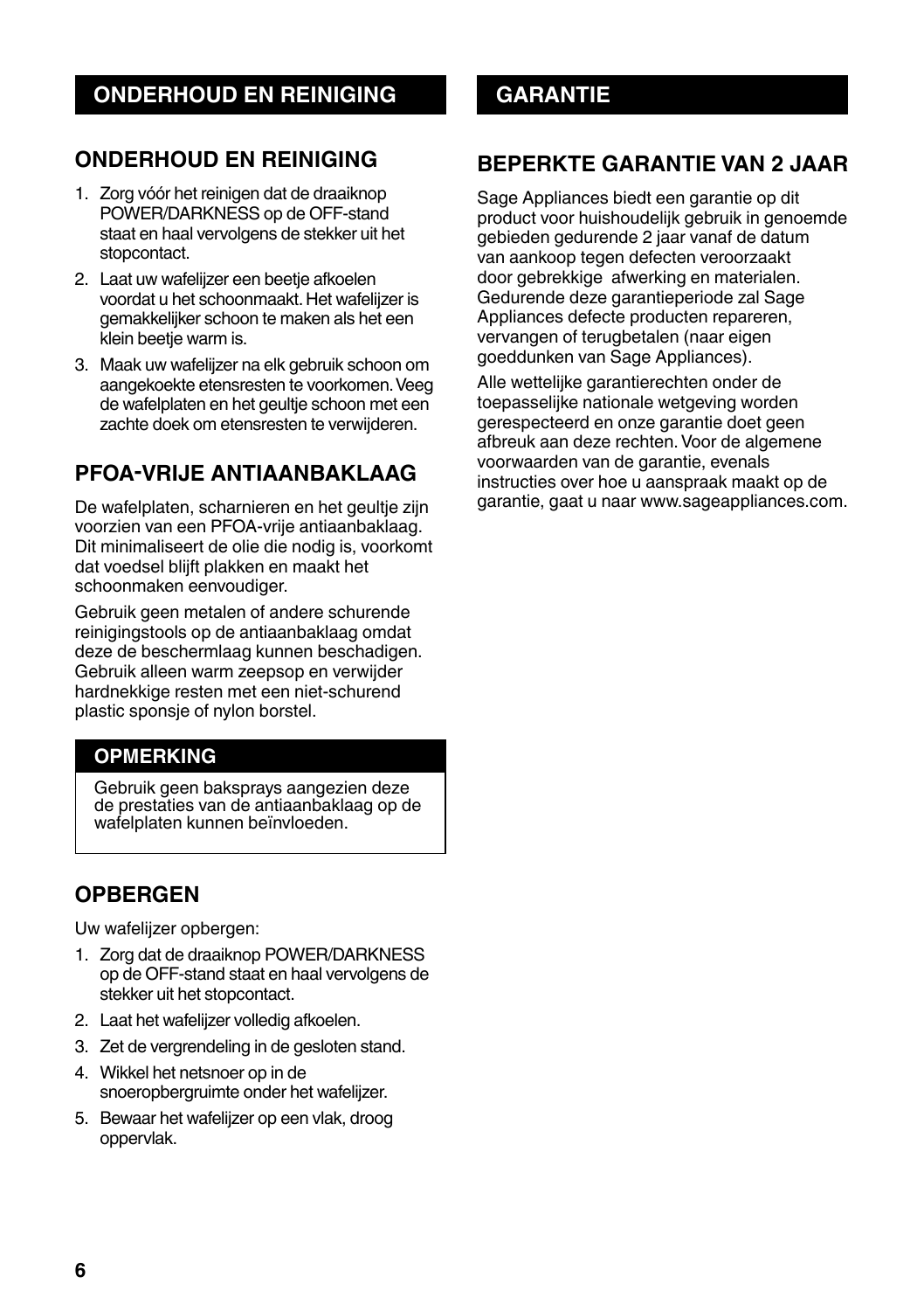# ONDERHOUD EN REINIGING

## ONDERHOUD EN REINIGING

1. Zorg vóór het reinigen dat de draaiknop POWER/DARKNESS op de OFF-stand staat en haal vervolgens de stekker uit het stopcontact.
2. Laat uw wafelijzer een beetje afkoelen voordat u het schoonmaakt. Het wafelijzer is gemakkelijker schoon te maken als het een klein beetje warm is.
3. Maak uw wafelijzer na elk gebruik schoon om aangekoekte etensresten te voorkomen. Veeg de wafelplaten en het geultje schoon met een zachte doek om etensresten te verwijderen.

## PFOA-VRIJE ANTIAANBAKLAAG

De wafelplaten, scharnieren en het geultje zijn voorzien van een PFOA-vrije antiaanbaklaag. Dit minimaliseert de olie die nodig is, voorkomt dat voedsel blijft plakken en maakt het schoonmaken eenvoudiger.

Gebruik geen metalen of andere schurende reinigingstools op de antiaanbaklaag omdat deze de beschermlaag kunnen beschadigen. Gebruik alleen warm zeepsop en verwijder hardnekkige resten met een niet-schurend plastic sponsje of nylon borstel.

**OPMERKING**

Gebruik geen baksprays aangezien deze de prestaties van de antiaanbaklaag op de wafelplaten kunnen beïnvloeden.

## OPBERGEN

Uw wafelijzer opbergen:

1. Zorg dat de draaiknop POWER/DARKNESS op de OFF-stand staat en haal vervolgens de stekker uit het stopcontact.
2. Laat het wafelijzer volledig afkoelen.
3. Zet de vergrendeling in de gesloten stand.
4. Wikkel het netsnoer op in de snoeropbergruimte onder het wafelijzer.
5. Bewaar het wafelijzer op een vlak, droog oppervlak.

# GARANTIE

## BEPERKTE GARANTIE VAN 2 JAAR

Sage Appliances biedt een garantie op dit product voor huishoudelijk gebruik in genoemde gebieden gedurende 2 jaar vanaf de datum van aankoop tegen defecten veroorzaakt door gebrekkige afwerking en materialen. Gedurende deze garantieperiode zal Sage Appliances defecte producten repareren, vervangen of terugbetalen (naar eigen goeddunken van Sage Appliances).

Alle wettelijke garantierechten onder de toepasselijke nationale wetgeving worden gerespecteerd en onze garantie doet geen afbreuk aan deze rechten. Voor de algemene voorwaarden van de garantie, evenals instructies over hoe u aanspraak maakt op de garantie, gaat u naar www.sageappliances.com.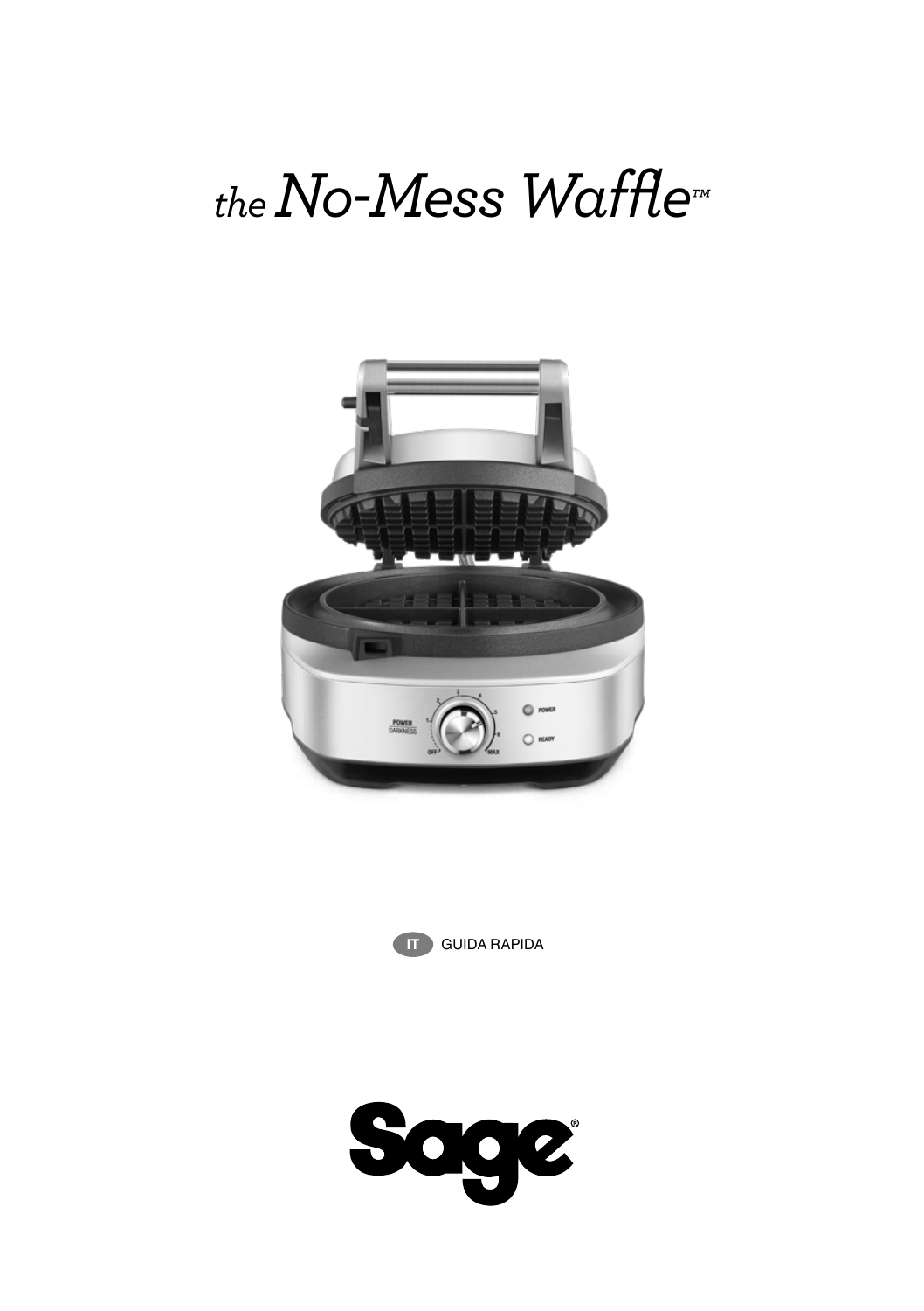# *the* No-Mess Waffle™

IT GUIDA RAPIDA

Sage®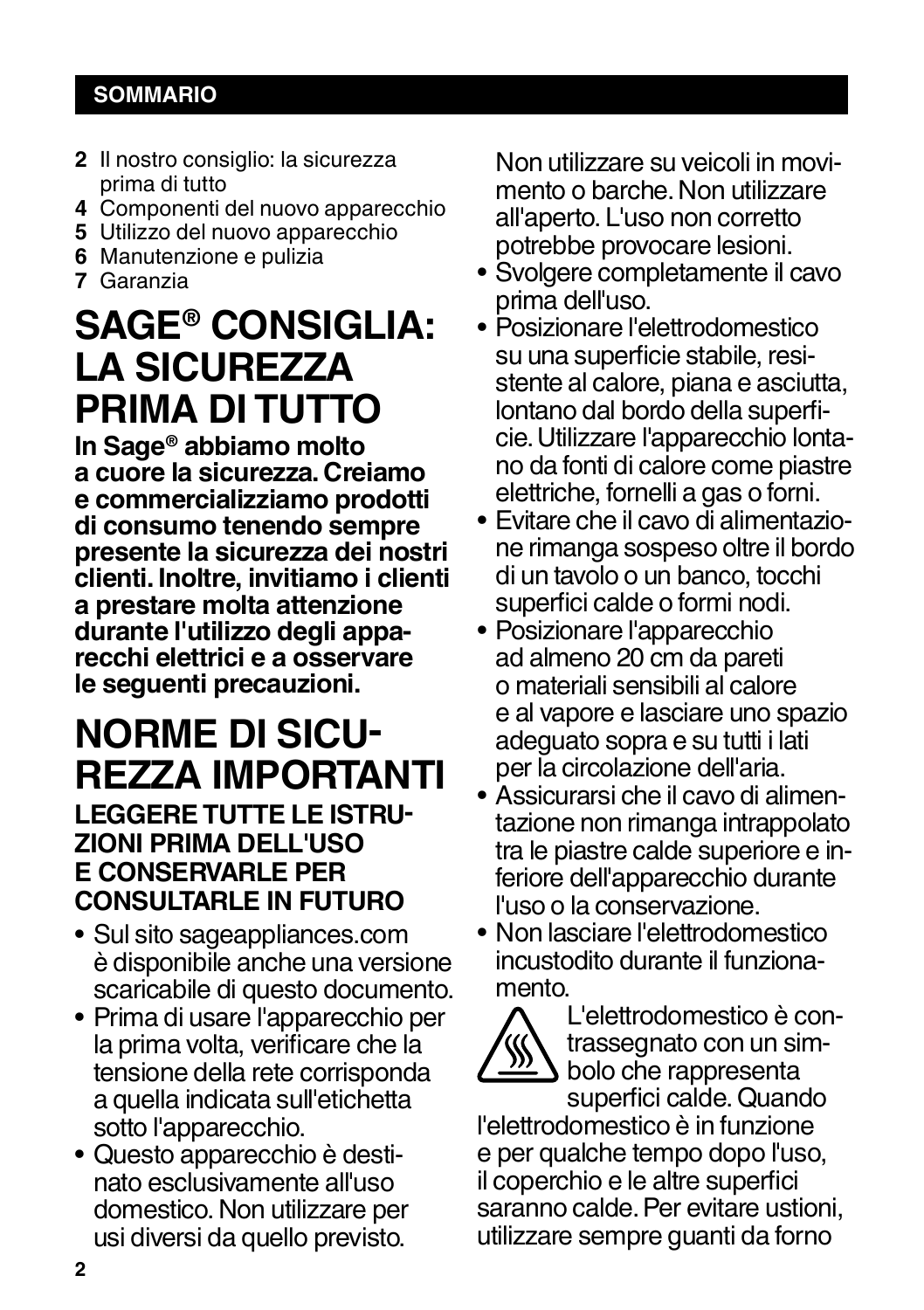## SOMMARIO

- **2** Il nostro consiglio: la sicurezza prima di tutto
- **4** Componenti del nuovo apparecchio
- **5** Utilizzo del nuovo apparecchio
- **6** Manutenzione e pulizia
- **7** Garanzia

# SAGE® CONSIGLIA: LA SICUREZZA PRIMA DI TUTTO

**In Sage® abbiamo molto a cuore la sicurezza. Creiamo e commercializziamo prodotti di consumo tenendo sempre presente la sicurezza dei nostri clienti. Inoltre, invitiamo i clienti a prestare molta attenzione durante l'utilizzo degli apparecchi elettrici e a osservare le seguenti precauzioni.**

# NORME DI SICUREZZA IMPORTANTI

**LEGGERE TUTTE LE ISTRUZIONI PRIMA DELL'USO E CONSERVARLE PER CONSULTARLE IN FUTURO**

- Sul sito sageappliances.com è disponibile anche una versione scaricabile di questo documento.
- Prima di usare l'apparecchio per la prima volta, verificare che la tensione della rete corrisponda a quella indicata sull'etichetta sotto l'apparecchio.
- Questo apparecchio è destinato esclusivamente all'uso domestico. Non utilizzare per usi diversi da quello previsto. Non utilizzare su veicoli in movimento o barche. Non utilizzare all'aperto. L'uso non corretto potrebbe provocare lesioni.
- Svolgere completamente il cavo prima dell'uso.
- Posizionare l'elettrodomestico su una superficie stabile, resistente al calore, piana e asciutta, lontano dal bordo della superficie. Utilizzare l'apparecchio lontano da fonti di calore come piastre elettriche, fornelli a gas o forni.
- Evitare che il cavo di alimentazione rimanga sospeso oltre il bordo di un tavolo o un banco, tocchi superfici calde o formi nodi.
- Posizionare l'apparecchio ad almeno 20 cm da pareti o materiali sensibili al calore e al vapore e lasciare uno spazio adeguato sopra e su tutti i lati per la circolazione dell'aria.
- Assicurarsi che il cavo di alimentazione non rimanga intrappolato tra le piastre calde superiore e inferiore dell'apparecchio durante l'uso o la conservazione.
- Non lasciare l'elettrodomestico incustodito durante il funzionamento.

L'elettrodomestico è contrassegnato con un simbolo che rappresenta superfici calde. Quando l'elettrodomestico è in funzione e per qualche tempo dopo l'uso, il coperchio e le altre superfici saranno calde. Per evitare ustioni, utilizzare sempre guanti da forno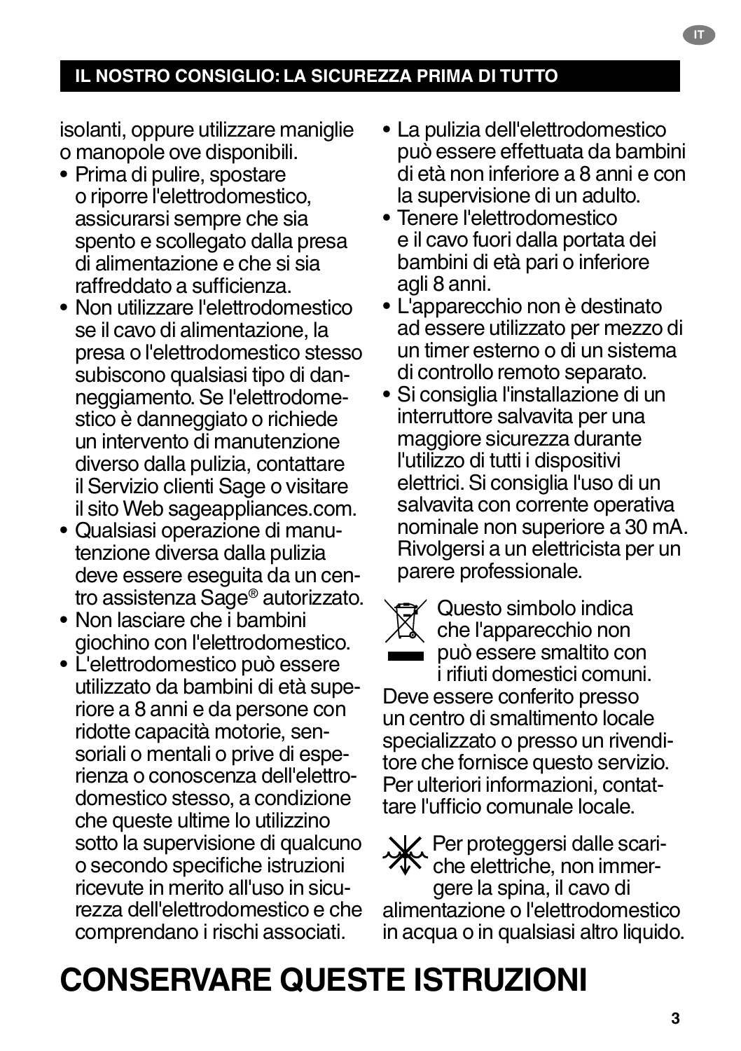## IL NOSTRO CONSIGLIO: LA SICUREZZA PRIMA DI TUTTO

isolanti, oppure utilizzare maniglie o manopole ove disponibili.

- Prima di pulire, spostare o riporre l'elettrodomestico, assicurarsi sempre che sia spento e scollegato dalla presa di alimentazione e che si sia raffreddato a sufficienza.
- Non utilizzare l'elettrodomestico se il cavo di alimentazione, la presa o l'elettrodomestico stesso subiscono qualsiasi tipo di danneggiamento. Se l'elettrodomestico è danneggiato o richiede un intervento di manutenzione diverso dalla pulizia, contattare il Servizio clienti Sage o visitare il sito Web sageappliances.com.
- Qualsiasi operazione di manutenzione diversa dalla pulizia deve essere eseguita da un centro assistenza Sage® autorizzato.
- Non lasciare che i bambini giochino con l'elettrodomestico.
- L'elettrodomestico può essere utilizzato da bambini di età superiore a 8 anni e da persone con ridotte capacità motorie, sensoriali o mentali o prive di esperienza o conoscenza dell'elettrodomestico stesso, a condizione che queste ultime lo utilizzino sotto la supervisione di qualcuno o secondo specifiche istruzioni ricevute in merito all'uso in sicurezza dell'elettrodomestico e che comprendano i rischi associati.
- La pulizia dell'elettrodomestico può essere effettuata da bambini di età non inferiore a 8 anni e con la supervisione di un adulto.
- Tenere l'elettrodomestico e il cavo fuori dalla portata dei bambini di età pari o inferiore agli 8 anni.
- L'apparecchio non è destinato ad essere utilizzato per mezzo di un timer esterno o di un sistema di controllo remoto separato.
- Si consiglia l'installazione di un interruttore salvavita per una maggiore sicurezza durante l'utilizzo di tutti i dispositivi elettrici. Si consiglia l'uso di un salvavita con corrente operativa nominale non superiore a 30 mA. Rivolgersi a un elettricista per un parere professionale.

Questo simbolo indica che l'apparecchio non può essere smaltito con i rifiuti domestici comuni. Deve essere conferito presso un centro di smaltimento locale specializzato o presso un rivenditore che fornisce questo servizio. Per ulteriori informazioni, contattare l'ufficio comunale locale.

Per proteggersi dalle scariche elettriche, non immergere la spina, il cavo di alimentazione o l'elettrodomestico in acqua o in qualsiasi altro liquido.

# CONSERVARE QUESTE ISTRUZIONI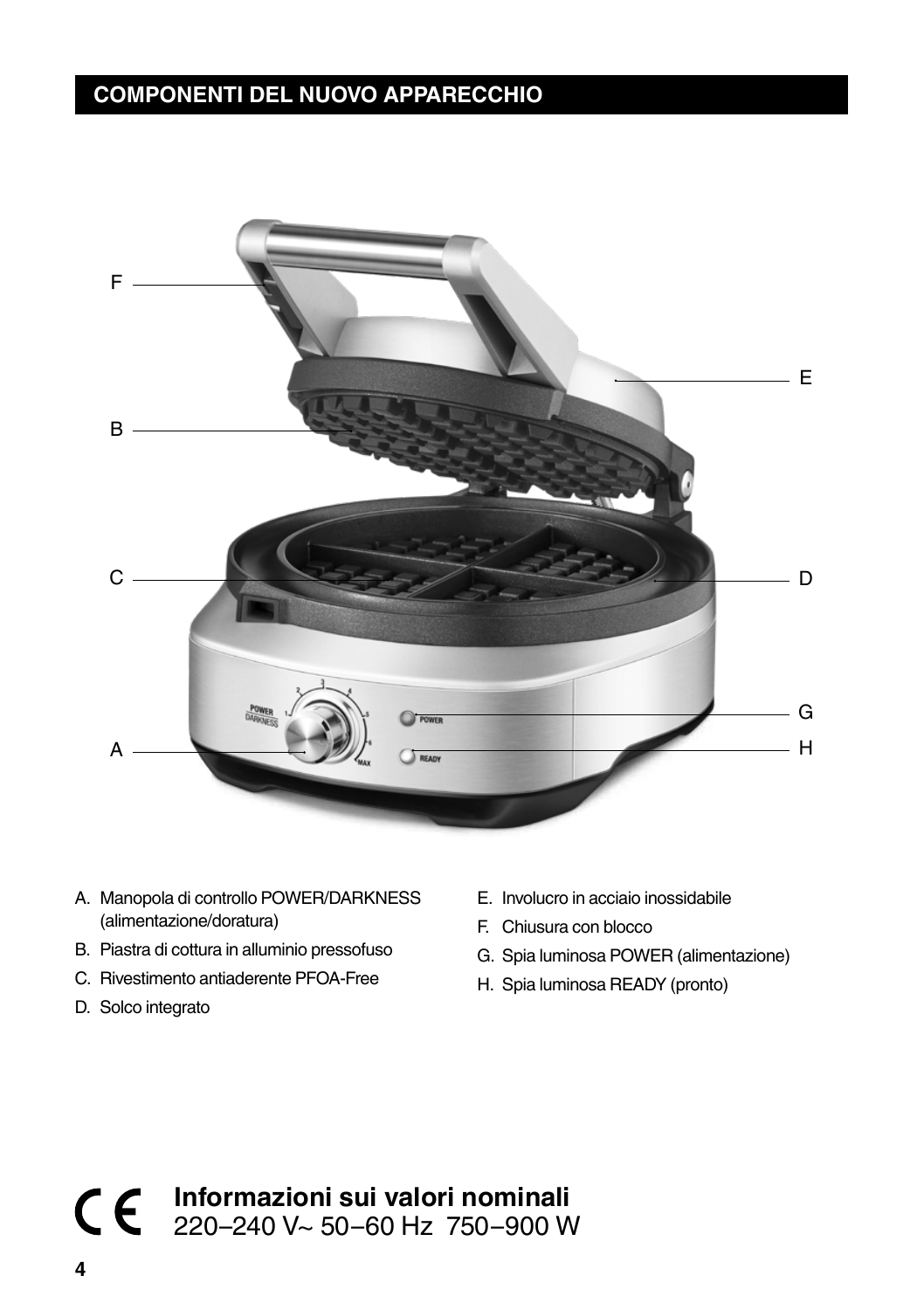## COMPONENTI DEL NUOVO APPARECCHIO

A. Manopola di controllo POWER/DARKNESS (alimentazione/doratura)

B. Piastra di cottura in alluminio pressofuso

C. Rivestimento antiaderente PFOA-Free

D. Solco integrato

E. Involucro in acciaio inossidabile

F. Chiusura con blocco

G. Spia luminosa POWER (alimentazione)

H. Spia luminosa READY (pronto)

**Informazioni sui valori nominali**
220–240 V~ 50–60 Hz 750–900 W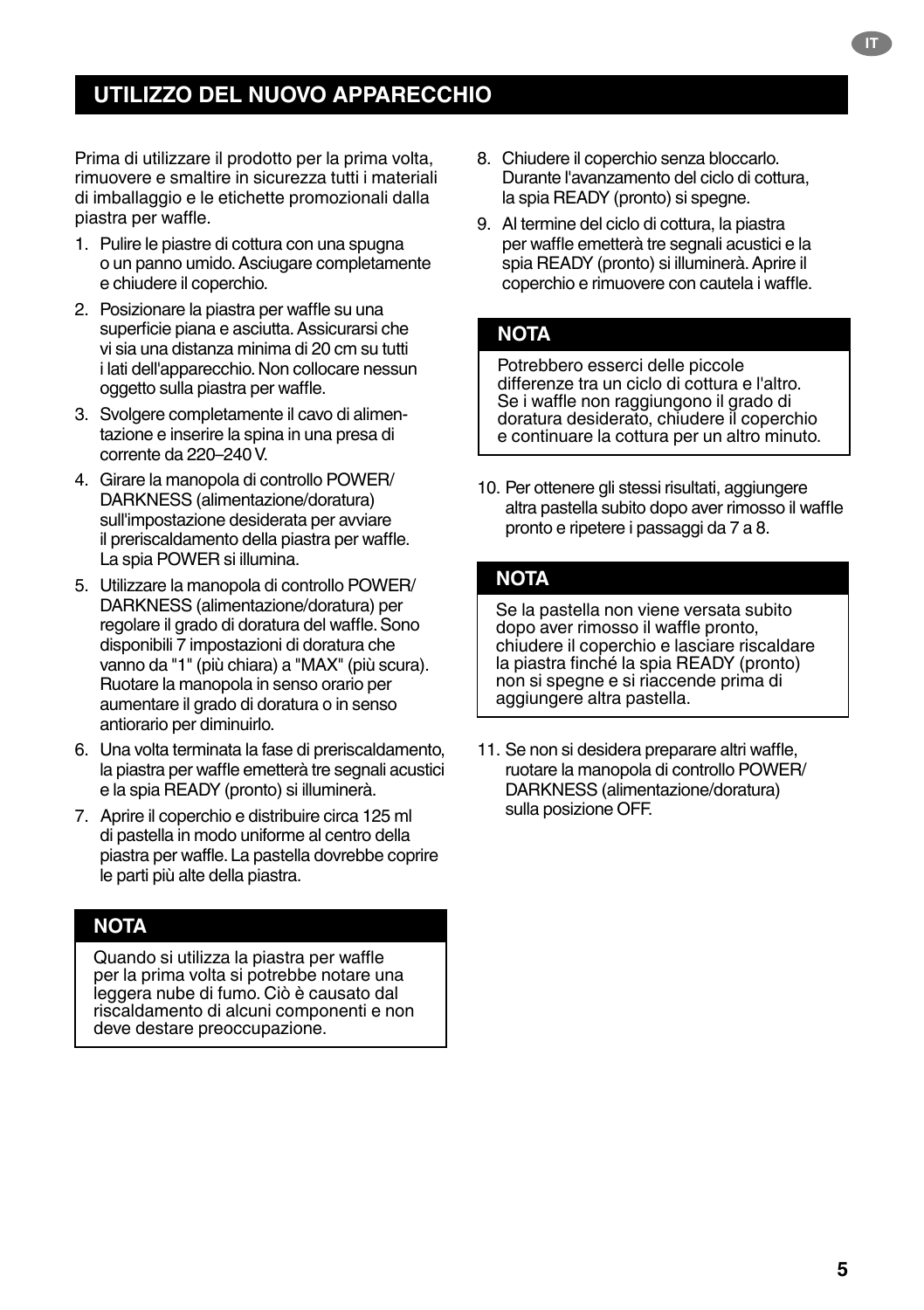## UTILIZZO DEL NUOVO APPARECCHIO

Prima di utilizzare il prodotto per la prima volta, rimuovere e smaltire in sicurezza tutti i materiali di imballaggio e le etichette promozionali dalla piastra per waffle.

1. Pulire le piastre di cottura con una spugna o un panno umido. Asciugare completamente e chiudere il coperchio.
2. Posizionare la piastra per waffle su una superficie piana e asciutta. Assicurarsi che vi sia una distanza minima di 20 cm su tutti i lati dell'apparecchio. Non collocare nessun oggetto sulla piastra per waffle.
3. Svolgere completamente il cavo di alimentazione e inserire la spina in una presa di corrente da 220–240 V.
4. Girare la manopola di controllo POWER/ DARKNESS (alimentazione/doratura) sull'impostazione desiderata per avviare il preriscaldamento della piastra per waffle. La spia POWER si illumina.
5. Utilizzare la manopola di controllo POWER/ DARKNESS (alimentazione/doratura) per regolare il grado di doratura del waffle. Sono disponibili 7 impostazioni di doratura che vanno da "1" (più chiara) a "MAX" (più scura). Ruotare la manopola in senso orario per aumentare il grado di doratura o in senso antiorario per diminuirlo.
6. Una volta terminata la fase di preriscaldamento, la piastra per waffle emetterà tre segnali acustici e la spia READY (pronto) si illuminerà.
7. Aprire il coperchio e distribuire circa 125 ml di pastella in modo uniforme al centro della piastra per waffle. La pastella dovrebbe coprire le parti più alte della piastra.

**NOTA**

Quando si utilizza la piastra per waffle per la prima volta si potrebbe notare una leggera nube di fumo. Ciò è causato dal riscaldamento di alcuni componenti e non deve destare preoccupazione.

8. Chiudere il coperchio senza bloccarlo. Durante l'avanzamento del ciclo di cottura, la spia READY (pronto) si spegne.
9. Al termine del ciclo di cottura, la piastra per waffle emetterà tre segnali acustici e la spia READY (pronto) si illuminerà. Aprire il coperchio e rimuovere con cautela i waffle.

**NOTA**

Potrebbero esserci delle piccole differenze tra un ciclo di cottura e l'altro. Se i waffle non raggiungono il grado di doratura desiderato, chiudere il coperchio e continuare la cottura per un altro minuto.

10. Per ottenere gli stessi risultati, aggiungere altra pastella subito dopo aver rimosso il waffle pronto e ripetere i passaggi da 7 a 8.

**NOTA**

Se la pastella non viene versata subito dopo aver rimosso il waffle pronto, chiudere il coperchio e lasciare riscaldare la piastra finché la spia READY (pronto) non si spegne e si riaccende prima di aggiungere altra pastella.

11. Se non si desidera preparare altri waffle, ruotare la manopola di controllo POWER/ DARKNESS (alimentazione/doratura) sulla posizione OFF.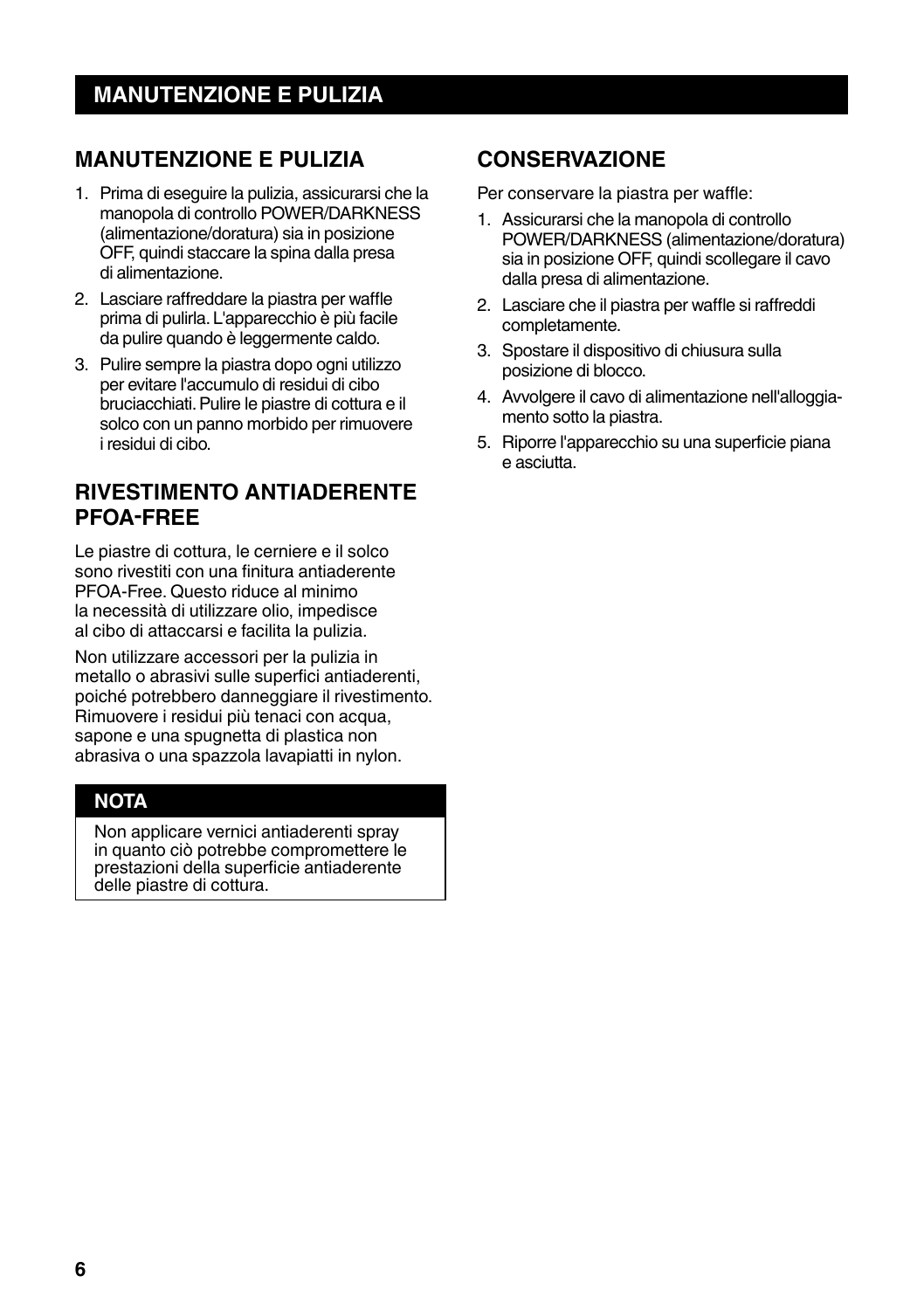# MANUTENZIONE E PULIZIA

## MANUTENZIONE E PULIZIA

1. Prima di eseguire la pulizia, assicurarsi che la manopola di controllo POWER/DARKNESS (alimentazione/doratura) sia in posizione OFF, quindi staccare la spina dalla presa di alimentazione.
2. Lasciare raffreddare la piastra per waffle prima di pulirla. L'apparecchio è più facile da pulire quando è leggermente caldo.
3. Pulire sempre la piastra dopo ogni utilizzo per evitare l'accumulo di residui di cibo bruciacchiati. Pulire le piastre di cottura e il solco con un panno morbido per rimuovere i residui di cibo.

## RIVESTIMENTO ANTIADERENTE PFOA-FREE

Le piastre di cottura, le cerniere e il solco sono rivestiti con una finitura antiaderente PFOA-Free. Questo riduce al minimo la necessità di utilizzare olio, impedisce al cibo di attaccarsi e facilita la pulizia.

Non utilizzare accessori per la pulizia in metallo o abrasivi sulle superfici antiaderenti, poiché potrebbero danneggiare il rivestimento. Rimuovere i residui più tenaci con acqua, sapone e una spugnetta di plastica non abrasiva o una spazzola lavapiatti in nylon.

**NOTA**

Non applicare vernici antiaderenti spray in quanto ciò potrebbe compromettere le prestazioni della superficie antiaderente delle piastre di cottura.

## CONSERVAZIONE

Per conservare la piastra per waffle:

1. Assicurarsi che la manopola di controllo POWER/DARKNESS (alimentazione/doratura) sia in posizione OFF, quindi scollegare il cavo dalla presa di alimentazione.
2. Lasciare che il piastra per waffle si raffreddi completamente.
3. Spostare il dispositivo di chiusura sulla posizione di blocco.
4. Avvolgere il cavo di alimentazione nell'alloggiamento sotto la piastra.
5. Riporre l'apparecchio su una superficie piana e asciutta.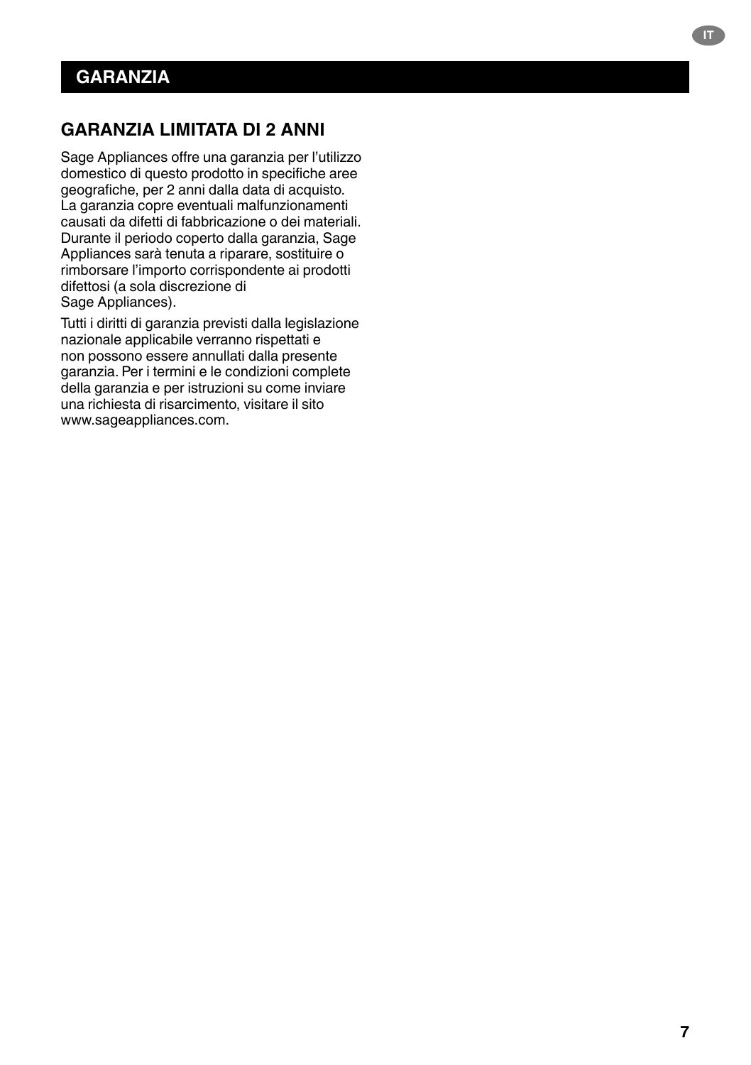# GARANZIA

## GARANZIA LIMITATA DI 2 ANNI

Sage Appliances offre una garanzia per l'utilizzo domestico di questo prodotto in specifiche aree geografiche, per 2 anni dalla data di acquisto. La garanzia copre eventuali malfunzionamenti causati da difetti di fabbricazione o dei materiali. Durante il periodo coperto dalla garanzia, Sage Appliances sarà tenuta a riparare, sostituire o rimborsare l'importo corrispondente ai prodotti difettosi (a sola discrezione di Sage Appliances).

Tutti i diritti di garanzia previsti dalla legislazione nazionale applicabile verranno rispettati e non possono essere annullati dalla presente garanzia. Per i termini e le condizioni complete della garanzia e per istruzioni su come inviare una richiesta di risarcimento, visitare il sito www.sageappliances.com.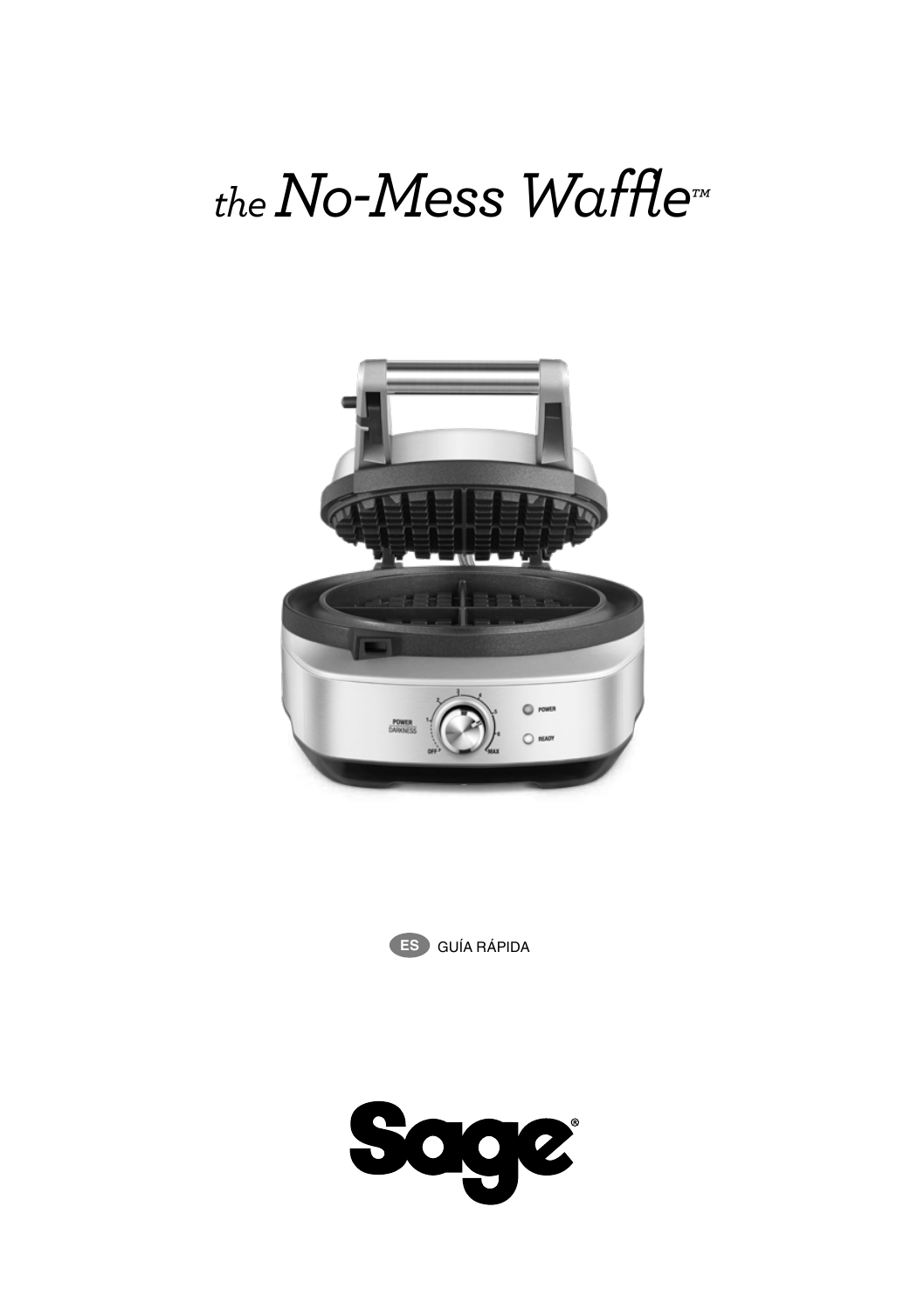# *the* No-Mess Waffle™

ES GUÍA RÁPIDA

Sage®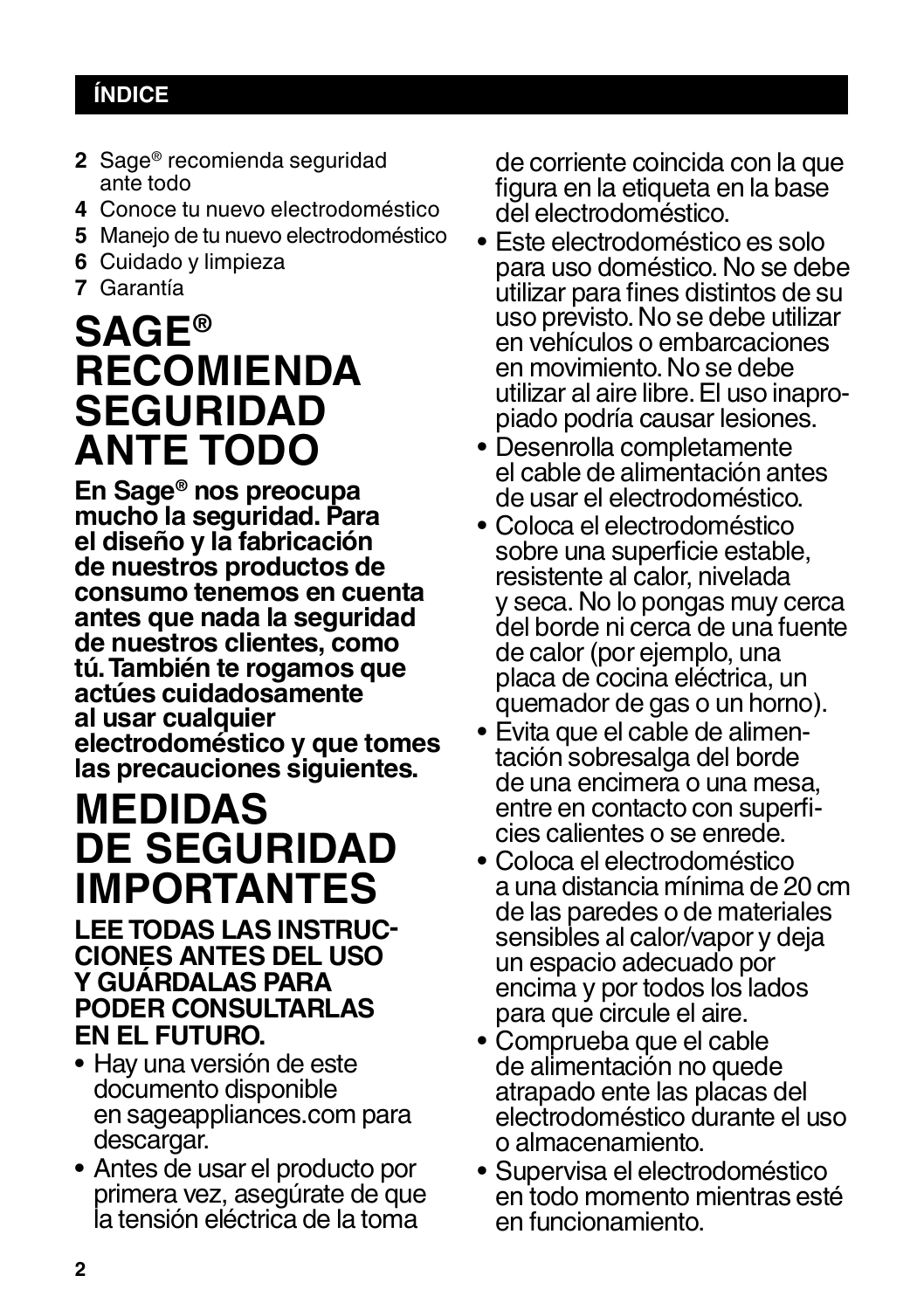## ÍNDICE

- **2** Sage® recomienda seguridad ante todo
- **4** Conoce tu nuevo electrodoméstico
- **5** Manejo de tu nuevo electrodoméstico
- **6** Cuidado y limpieza
- **7** Garantía

# SAGE® RECOMIENDA SEGURIDAD ANTE TODO

**En Sage® nos preocupa mucho la seguridad. Para el diseño y la fabricación de nuestros productos de consumo tenemos en cuenta antes que nada la seguridad de nuestros clientes, como tú. También te rogamos que actúes cuidadosamente al usar cualquier electrodoméstico y que tomes las precauciones siguientes.**

# MEDIDAS DE SEGURIDAD IMPORTANTES

**LEE TODAS LAS INSTRUCCIONES ANTES DEL USO Y GUÁRDALAS PARA PODER CONSULTARLAS EN EL FUTURO.**

- Hay una versión de este documento disponible en sageappliances.com para descargar.
- Antes de usar el producto por primera vez, asegúrate de que la tensión eléctrica de la toma de corriente coincida con la que figura en la etiqueta en la base del electrodoméstico.
- Este electrodoméstico es solo para uso doméstico. No se debe utilizar para fines distintos de su uso previsto. No se debe utilizar en vehículos o embarcaciones en movimiento. No se debe utilizar al aire libre. El uso inapropiado podría causar lesiones.
- Desenrolla completamente el cable de alimentación antes de usar el electrodoméstico.
- Coloca el electrodoméstico sobre una superficie estable, resistente al calor, nivelada y seca. No lo pongas muy cerca del borde ni cerca de una fuente de calor (por ejemplo, una placa de cocina eléctrica, un quemador de gas o un horno).
- Evita que el cable de alimentación sobresalga del borde de una encimera o una mesa, entre en contacto con superficies calientes o se enrede.
- Coloca el electrodoméstico a una distancia mínima de 20 cm de las paredes o de materiales sensibles al calor/vapor y deja un espacio adecuado por encima y por todos los lados para que circule el aire.
- Comprueba que el cable de alimentación no quede atrapado ente las placas del electrodoméstico durante el uso o almacenamiento.
- Supervisa el electrodoméstico en todo momento mientras esté en funcionamiento.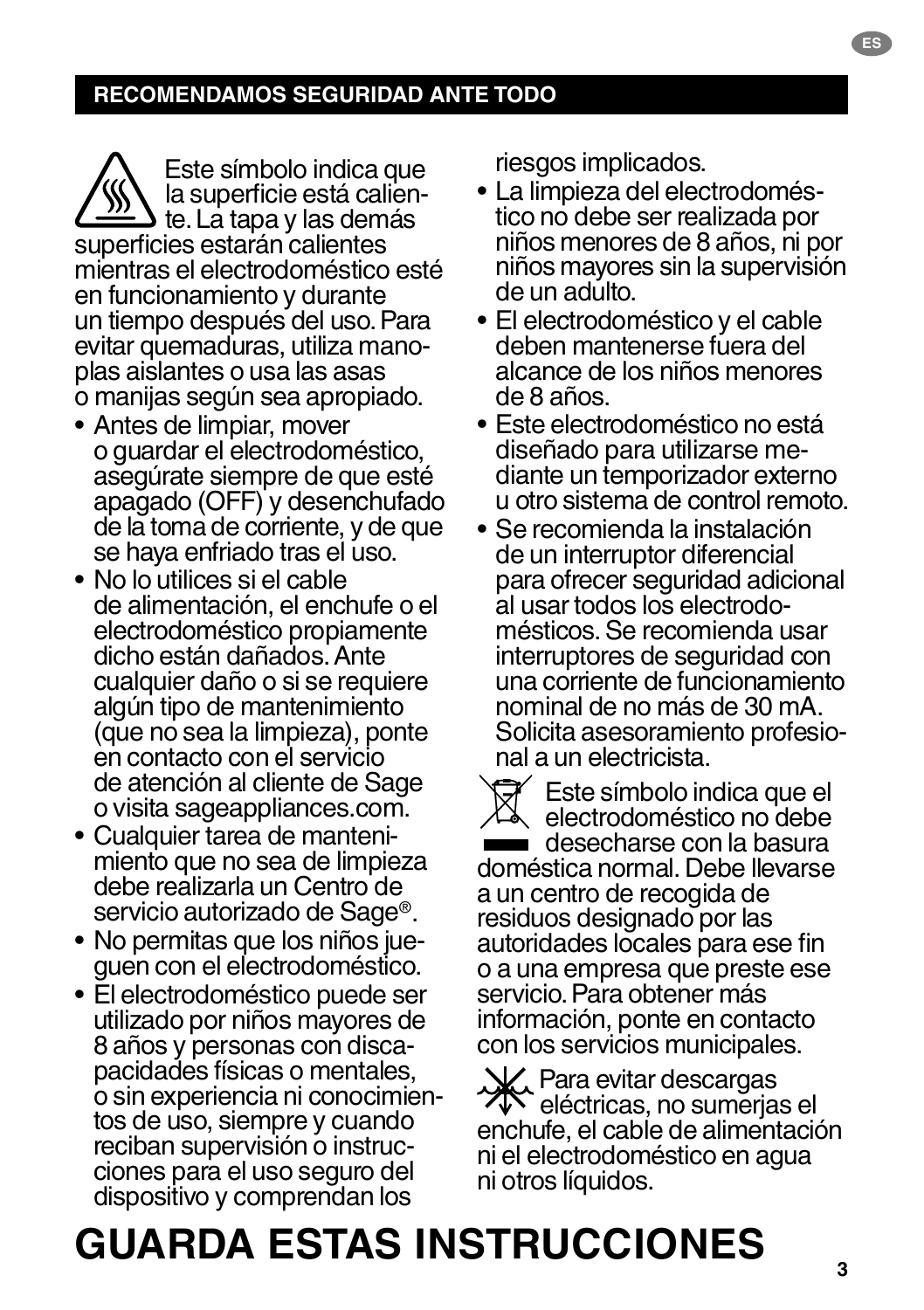## RECOMENDAMOS SEGURIDAD ANTE TODO

Este símbolo indica que la superficie está caliente. La tapa y las demás superficies estarán calientes mientras el electrodoméstico esté en funcionamiento y durante un tiempo después del uso. Para evitar quemaduras, utiliza manoplas aislantes o usa las asas o manijas según sea apropiado.

- Antes de limpiar, mover o guardar el electrodoméstico, asegúrate siempre de que esté apagado (OFF) y desenchufado de la toma de corriente, y de que se haya enfriado tras el uso.
- No lo utilices si el cable de alimentación, el enchufe o el electrodoméstico propiamente dicho están dañados. Ante cualquier daño o si se requiere algún tipo de mantenimiento (que no sea la limpieza), ponte en contacto con el servicio de atención al cliente de Sage o visita sageappliances.com.
- Cualquier tarea de mantenimiento que no sea de limpieza debe realizarla un Centro de servicio autorizado de Sage®.
- No permitas que los niños jueguen con el electrodoméstico.
- El electrodoméstico puede ser utilizado por niños mayores de 8 años y personas con discapacidades físicas o mentales, o sin experiencia ni conocimientos de uso, siempre y cuando reciban supervisión o instrucciones para el uso seguro del dispositivo y comprendan los riesgos implicados.
- La limpieza del electrodoméstico no debe ser realizada por niños menores de 8 años, ni por niños mayores sin la supervisión de un adulto.
- El electrodoméstico y el cable deben mantenerse fuera del alcance de los niños menores de 8 años.
- Este electrodoméstico no está diseñado para utilizarse mediante un temporizador externo u otro sistema de control remoto.
- Se recomienda la instalación de un interruptor diferencial para ofrecer seguridad adicional al usar todos los electrodomésticos. Se recomienda usar interruptores de seguridad con una corriente de funcionamiento nominal de no más de 30 mA. Solicita asesoramiento profesional a un electricista.

Este símbolo indica que el electrodoméstico no debe desecharse con la basura doméstica normal. Debe llevarse a un centro de recogida de residuos designado por las autoridades locales para ese fin o a una empresa que preste ese servicio. Para obtener más información, ponte en contacto con los servicios municipales.

Para evitar descargas eléctricas, no sumerjas el enchufe, el cable de alimentación ni el electrodoméstico en agua ni otros líquidos.

# GUARDA ESTAS INSTRUCCIONES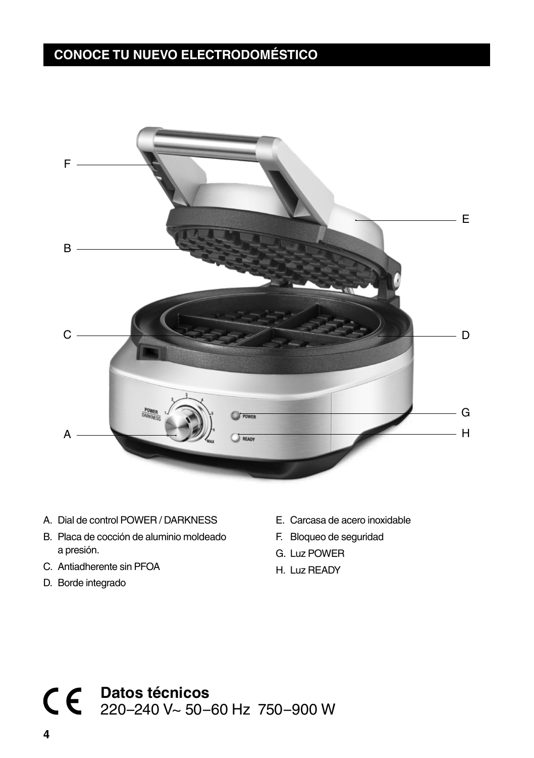## CONOCE TU NUEVO ELECTRODOMÉSTICO

A. Dial de control POWER / DARKNESS
B. Placa de cocción de aluminio moldeado a presión.
C. Antiadherente sin PFOA
D. Borde integrado
E. Carcasa de acero inoxidable
F. Bloqueo de seguridad
G. Luz POWER
H. Luz READY

CE **Datos técnicos**
220–240 V~ 50–60 Hz 750–900 W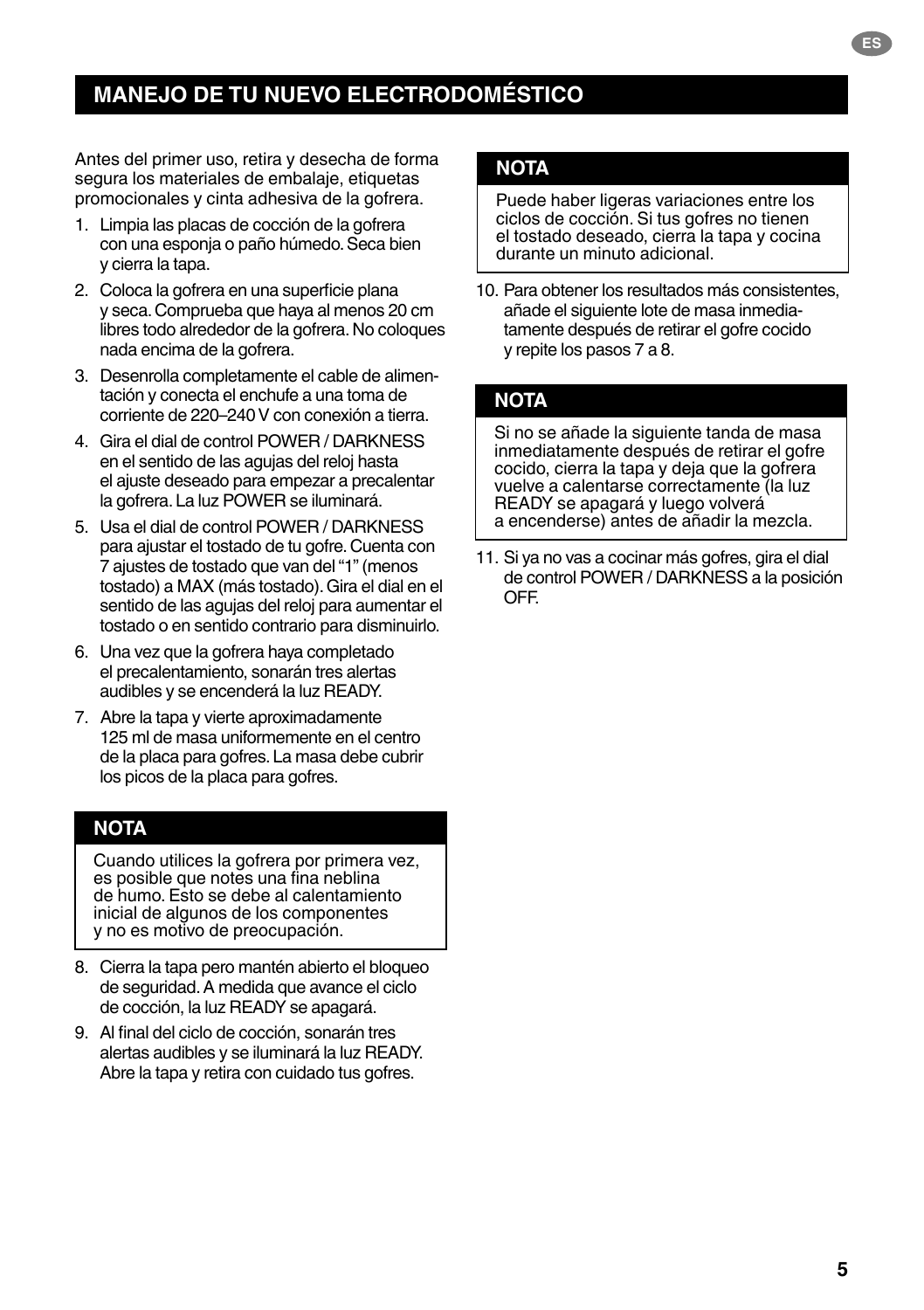## MANEJO DE TU NUEVO ELECTRODOMÉSTICO

Antes del primer uso, retira y desecha de forma segura los materiales de embalaje, etiquetas promocionales y cinta adhesiva de la gofrera.

1. Limpia las placas de cocción de la gofrera con una esponja o paño húmedo. Seca bien y cierra la tapa.
2. Coloca la gofrera en una superficie plana y seca. Comprueba que haya al menos 20 cm libres todo alrededor de la gofrera. No coloques nada encima de la gofrera.
3. Desenrolla completamente el cable de alimentación y conecta el enchufe a una toma de corriente de 220–240 V con conexión a tierra.
4. Gira el dial de control POWER / DARKNESS en el sentido de las agujas del reloj hasta el ajuste deseado para empezar a precalentar la gofrera. La luz POWER se iluminará.
5. Usa el dial de control POWER / DARKNESS para ajustar el tostado de tu gofre. Cuenta con 7 ajustes de tostado que van del "1" (menos tostado) a MAX (más tostado). Gira el dial en el sentido de las agujas del reloj para aumentar el tostado o en sentido contrario para disminuirlo.
6. Una vez que la gofrera haya completado el precalentamiento, sonarán tres alertas audibles y se encenderá la luz READY.
7. Abre la tapa y vierte aproximadamente 125 ml de masa uniformemente en el centro de la placa para gofres. La masa debe cubrir los picos de la placa para gofres.

**NOTA**

Cuando utilices la gofrera por primera vez, es posible que notes una fina neblina de humo. Esto se debe al calentamiento inicial de algunos de los componentes y no es motivo de preocupación.

8. Cierra la tapa pero mantén abierto el bloqueo de seguridad. A medida que avance el ciclo de cocción, la luz READY se apagará.
9. Al final del ciclo de cocción, sonarán tres alertas audibles y se iluminará la luz READY. Abre la tapa y retira con cuidado tus gofres.

**NOTA**

Puede haber ligeras variaciones entre los ciclos de cocción. Si tus gofres no tienen el tostado deseado, cierra la tapa y cocina durante un minuto adicional.

10. Para obtener los resultados más consistentes, añade el siguiente lote de masa inmediatamente después de retirar el gofre cocido y repite los pasos 7 a 8.

**NOTA**

Si no se añade la siguiente tanda de masa inmediatamente después de retirar el gofre cocido, cierra la tapa y deja que la gofrera vuelve a calentarse correctamente (la luz READY se apagará y luego volverá a encenderse) antes de añadir la mezcla.

11. Si ya no vas a cocinar más gofres, gira el dial de control POWER / DARKNESS a la posición OFF.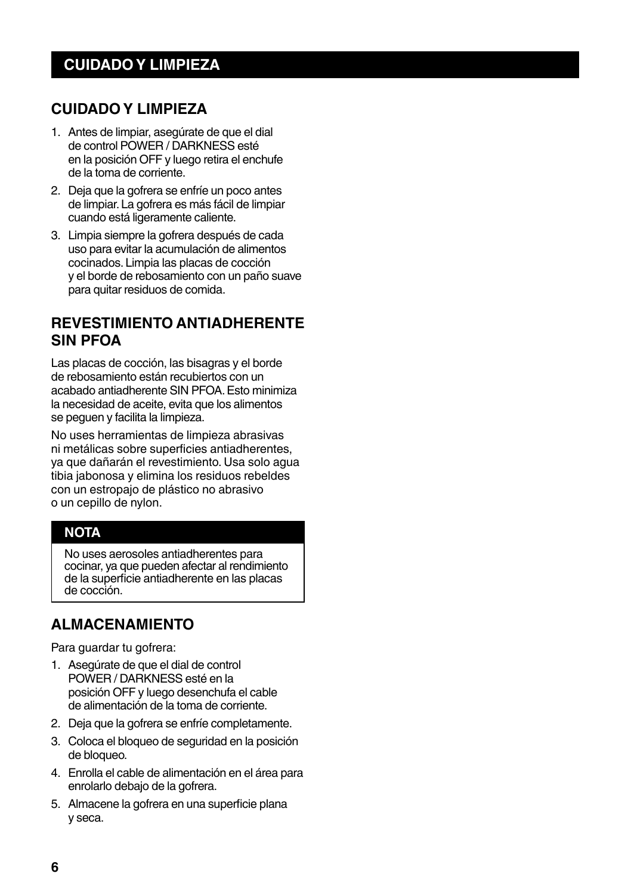# CUIDADO Y LIMPIEZA

## CUIDADO Y LIMPIEZA

1. Antes de limpiar, asegúrate de que el dial de control POWER / DARKNESS esté en la posición OFF y luego retira el enchufe de la toma de corriente.
2. Deja que la gofrera se enfríe un poco antes de limpiar. La gofrera es más fácil de limpiar cuando está ligeramente caliente.
3. Limpia siempre la gofrera después de cada uso para evitar la acumulación de alimentos cocinados. Limpia las placas de cocción y el borde de rebosamiento con un paño suave para quitar residuos de comida.

## REVESTIMIENTO ANTIADHERENTE SIN PFOA

Las placas de cocción, las bisagras y el borde de rebosamiento están recubiertos con un acabado antiadherente SIN PFOA. Esto minimiza la necesidad de aceite, evita que los alimentos se peguen y facilita la limpieza.

No uses herramientas de limpieza abrasivas ni metálicas sobre superficies antiadherentes, ya que dañarán el revestimiento. Usa solo agua tibia jabonosa y elimina los residuos rebeldes con un estropajo de plástico no abrasivo o un cepillo de nylon.

**NOTA**

No uses aerosoles antiadherentes para cocinar, ya que pueden afectar al rendimiento de la superficie antiadherente en las placas de cocción.

## ALMACENAMIENTO

Para guardar tu gofrera:

1. Asegúrate de que el dial de control POWER / DARKNESS esté en la posición OFF y luego desenchufa el cable de alimentación de la toma de corriente.
2. Deja que la gofrera se enfríe completamente.
3. Coloca el bloqueo de seguridad en la posición de bloqueo.
4. Enrolla el cable de alimentación en el área para enrolarlo debajo de la gofrera.
5. Almacene la gofrera en una superficie plana y seca.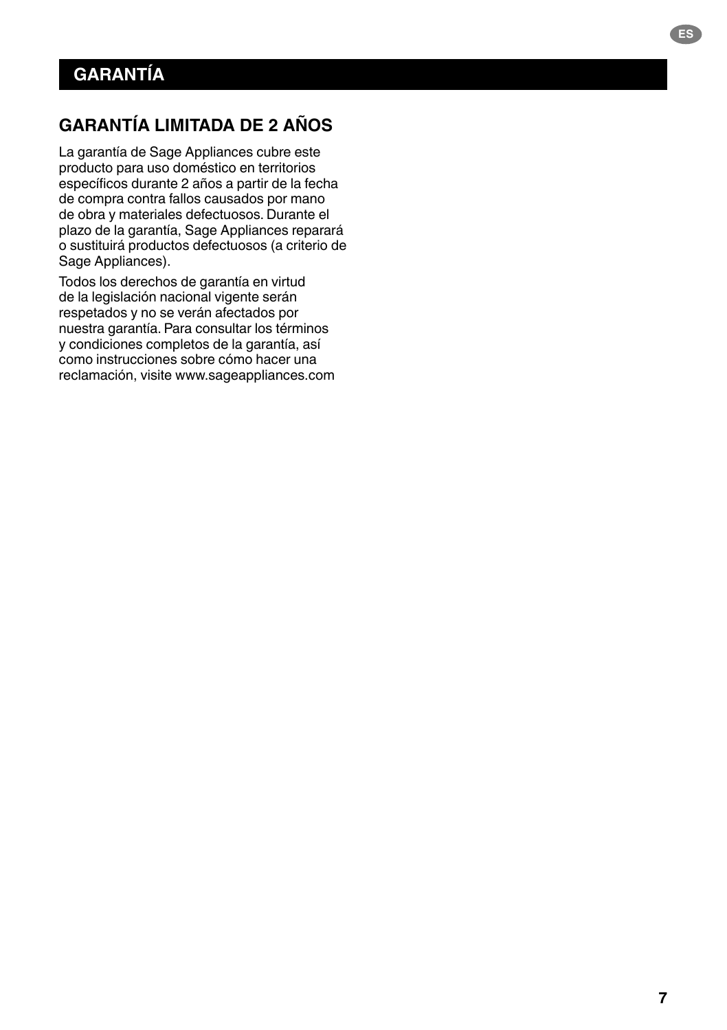# GARANTÍA

## GARANTÍA LIMITADA DE 2 AÑOS

La garantía de Sage Appliances cubre este producto para uso doméstico en territorios específicos durante 2 años a partir de la fecha de compra contra fallos causados por mano de obra y materiales defectuosos. Durante el plazo de la garantía, Sage Appliances reparará o sustituirá productos defectuosos (a criterio de Sage Appliances).

Todos los derechos de garantía en virtud de la legislación nacional vigente serán respetados y no se verán afectados por nuestra garantía. Para consultar los términos y condiciones completos de la garantía, así como instrucciones sobre cómo hacer una reclamación, visite www.sageappliances.com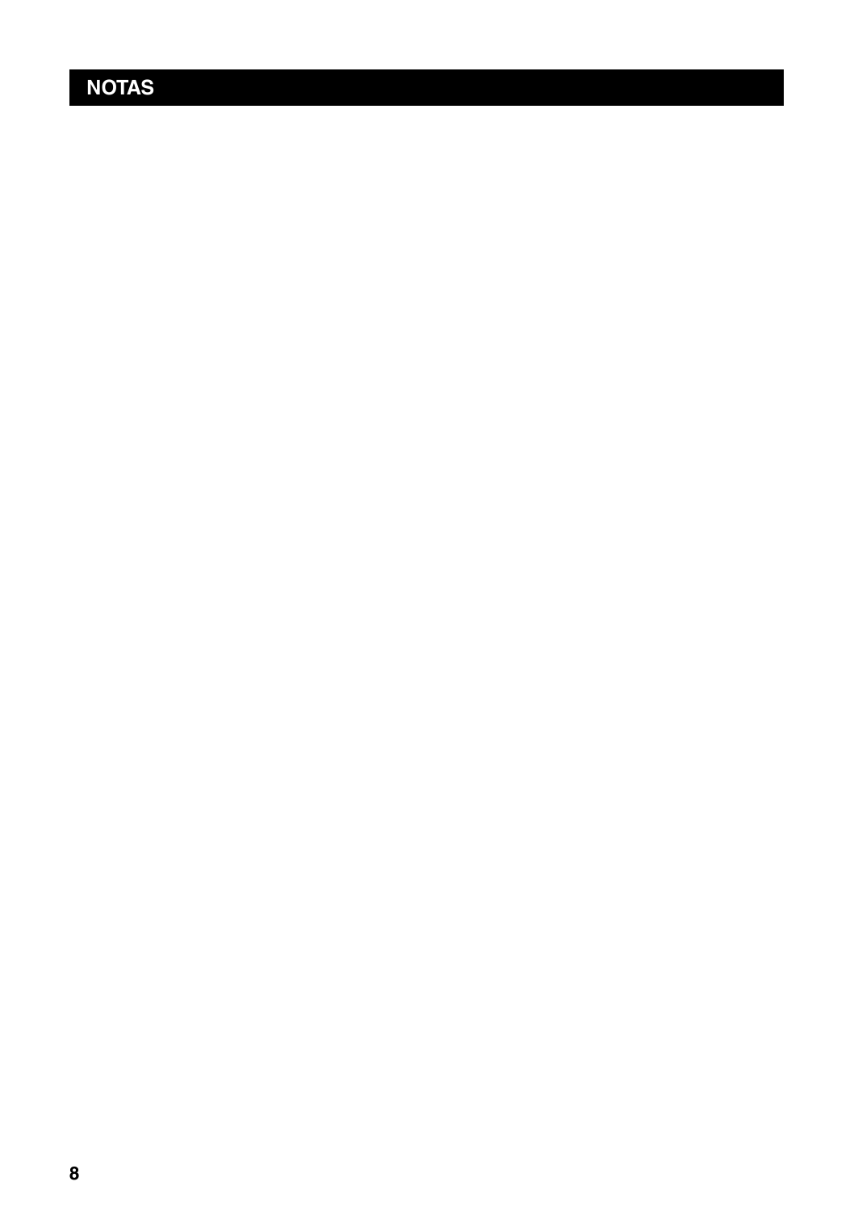## NOTAS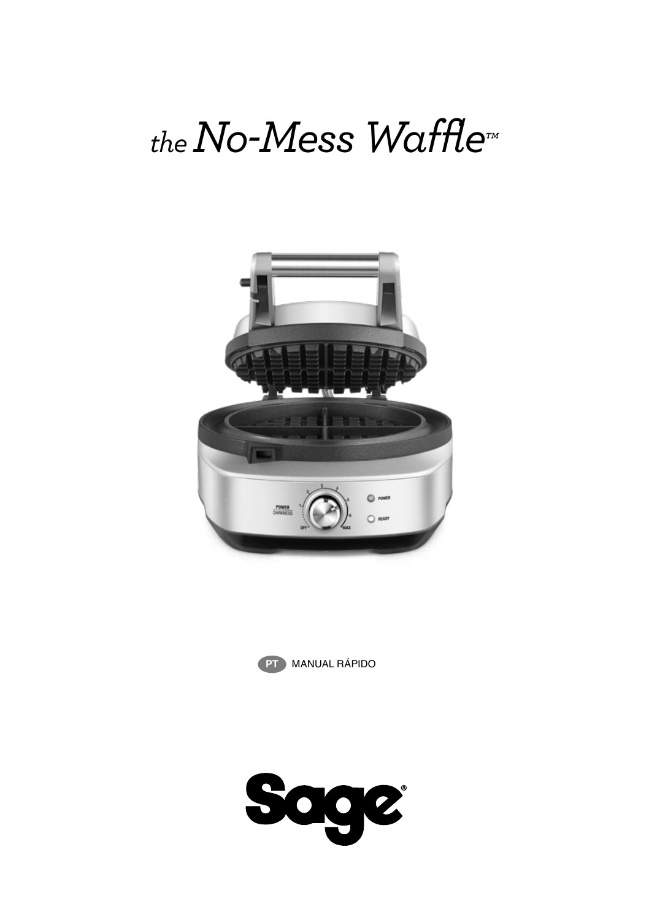# the No-Mess Waffle™

PT MANUAL RÁPIDO

Sage®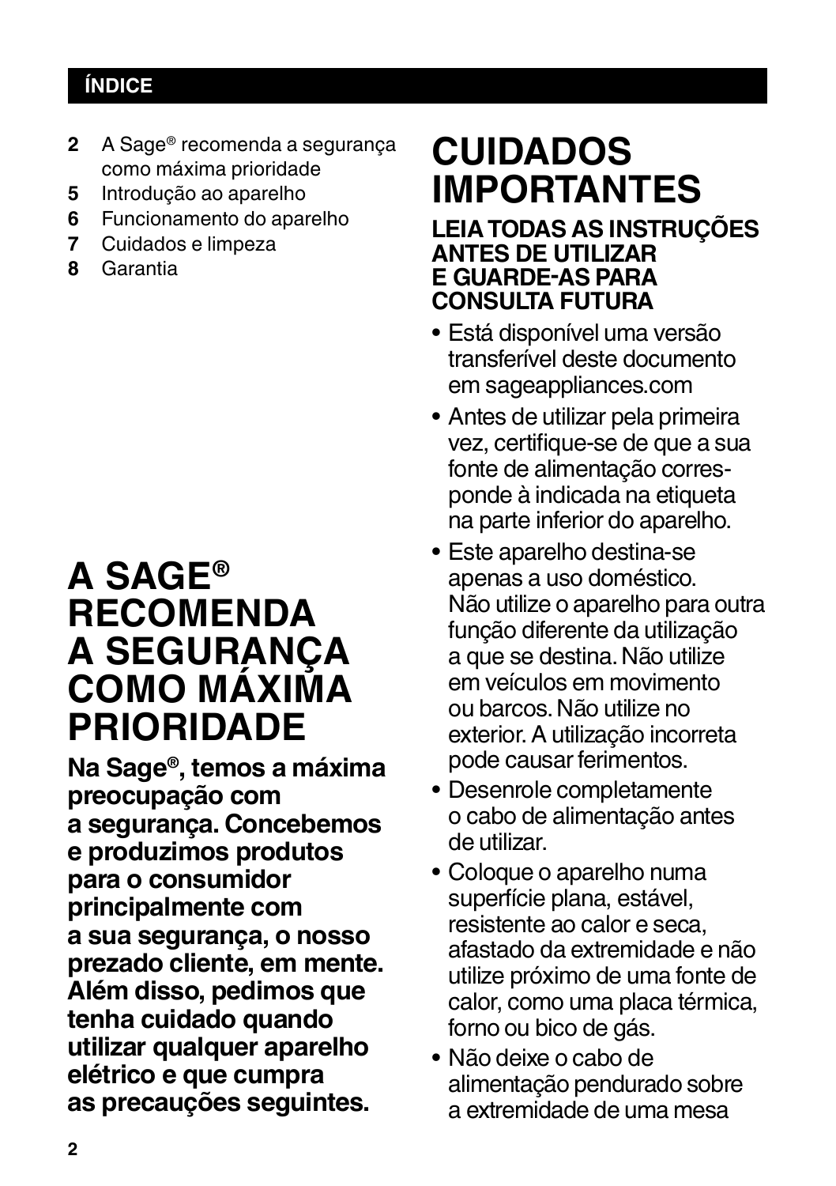## ÍNDICE

**2** A Sage® recomenda a segurança como máxima prioridade
**5** Introdução ao aparelho
**6** Funcionamento do aparelho
**7** Cuidados e limpeza
**8** Garantia

# A SAGE® RECOMENDA A SEGURANÇA COMO MÁXIMA PRIORIDADE

**Na Sage®, temos a máxima preocupação com a segurança. Concebemos e produzimos produtos para o consumidor principalmente com a sua segurança, o nosso prezado cliente, em mente. Além disso, pedimos que tenha cuidado quando utilizar qualquer aparelho elétrico e que cumpra as precauções seguintes.**

# CUIDADOS IMPORTANTES

### LEIA TODAS AS INSTRUÇÕES ANTES DE UTILIZAR E GUARDE-AS PARA CONSULTA FUTURA

- Está disponível uma versão transferível deste documento em sageappliances.com
- Antes de utilizar pela primeira vez, certifique-se de que a sua fonte de alimentação corresponde à indicada na etiqueta na parte inferior do aparelho.
- Este aparelho destina-se apenas a uso doméstico. Não utilize o aparelho para outra função diferente da utilização a que se destina. Não utilize em veículos em movimento ou barcos. Não utilize no exterior. A utilização incorreta pode causar ferimentos.
- Desenrole completamente o cabo de alimentação antes de utilizar.
- Coloque o aparelho numa superfície plana, estável, resistente ao calor e seca, afastado da extremidade e não utilize próximo de uma fonte de calor, como uma placa térmica, forno ou bico de gás.
- Não deixe o cabo de alimentação pendurado sobre a extremidade de uma mesa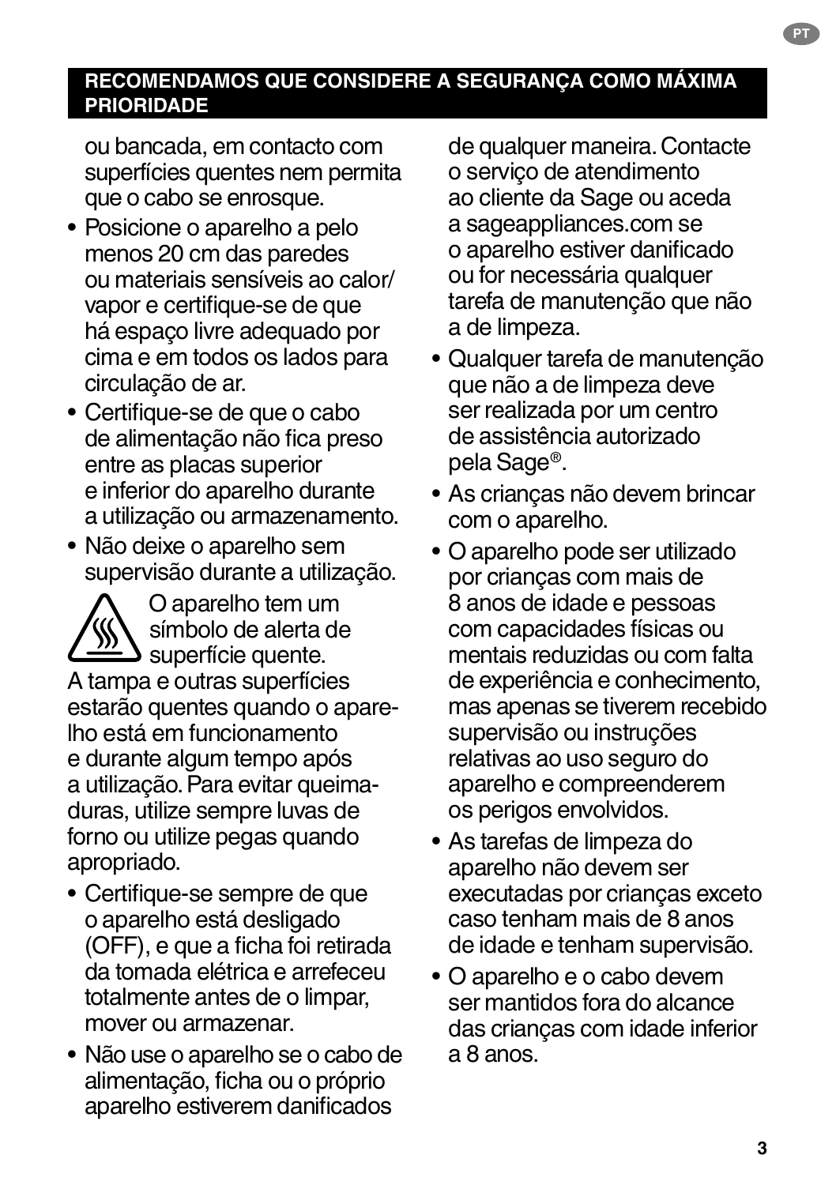## RECOMENDAMOS QUE CONSIDERE A SEGURANÇA COMO MÁXIMA PRIORIDADE

ou bancada, em contacto com superfícies quentes nem permita que o cabo se enrosque.

- Posicione o aparelho a pelo menos 20 cm das paredes ou materiais sensíveis ao calor/vapor e certifique-se de que há espaço livre adequado por cima e em todos os lados para circulação de ar.
- Certifique-se de que o cabo de alimentação não fica preso entre as placas superior e inferior do aparelho durante a utilização ou armazenamento.
- Não deixe o aparelho sem supervisão durante a utilização.

O aparelho tem um símbolo de alerta de superfície quente. A tampa e outras superfícies estarão quentes quando o aparelho está em funcionamento e durante algum tempo após a utilização. Para evitar queimaduras, utilize sempre luvas de forno ou utilize pegas quando apropriado.

- Certifique-se sempre de que o aparelho está desligado (OFF), e que a ficha foi retirada da tomada elétrica e arrefeceu totalmente antes de o limpar, mover ou armazenar.
- Não use o aparelho se o cabo de alimentação, ficha ou o próprio aparelho estiverem danificados de qualquer maneira. Contacte o serviço de atendimento ao cliente da Sage ou aceda a sageappliances.com se o aparelho estiver danificado ou for necessária qualquer tarefa de manutenção que não a de limpeza.
- Qualquer tarefa de manutenção que não a de limpeza deve ser realizada por um centro de assistência autorizado pela Sage®.
- As crianças não devem brincar com o aparelho.
- O aparelho pode ser utilizado por crianças com mais de 8 anos de idade e pessoas com capacidades físicas ou mentais reduzidas ou com falta de experiência e conhecimento, mas apenas se tiverem recebido supervisão ou instruções relativas ao uso seguro do aparelho e compreenderem os perigos envolvidos.
- As tarefas de limpeza do aparelho não devem ser executadas por crianças exceto caso tenham mais de 8 anos de idade e tenham supervisão.
- O aparelho e o cabo devem ser mantidos fora do alcance das crianças com idade inferior a 8 anos.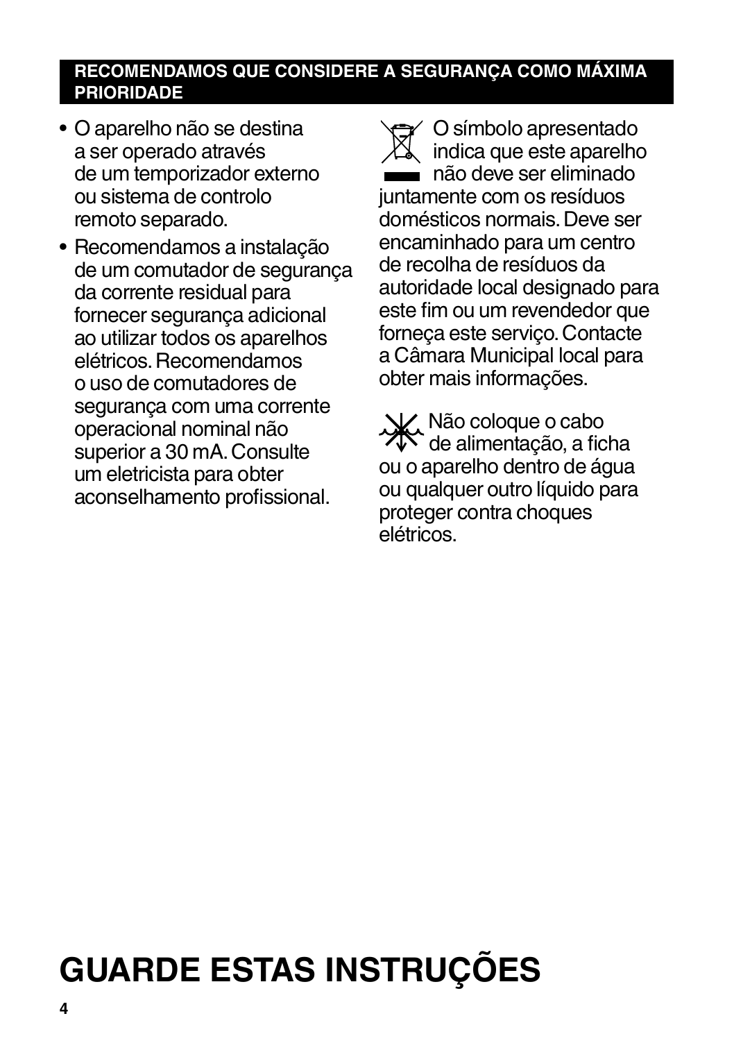## RECOMENDAMOS QUE CONSIDERE A SEGURANÇA COMO MÁXIMA PRIORIDADE

- O aparelho não se destina a ser operado através de um temporizador externo ou sistema de controlo remoto separado.
- Recomendamos a instalação de um comutador de segurança da corrente residual para fornecer segurança adicional ao utilizar todos os aparelhos elétricos. Recomendamos o uso de comutadores de segurança com uma corrente operacional nominal não superior a 30 mA. Consulte um eletricista para obter aconselhamento profissional.

O símbolo apresentado indica que este aparelho não deve ser eliminado juntamente com os resíduos domésticos normais. Deve ser encaminhado para um centro de recolha de resíduos da autoridade local designado para este fim ou um revendedor que forneça este serviço. Contacte a Câmara Municipal local para obter mais informações.

Não coloque o cabo de alimentação, a ficha ou o aparelho dentro de água ou qualquer outro líquido para proteger contra choques elétricos.

# GUARDE ESTAS INSTRUÇÕES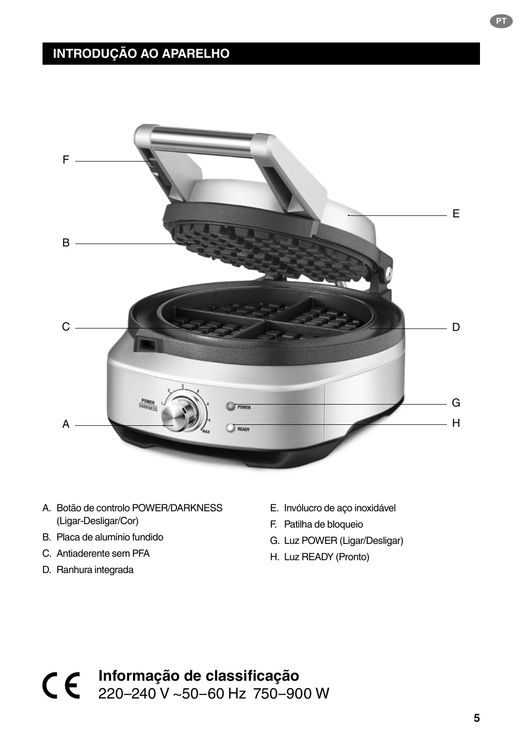# INTRODUÇÃO AO APARELHO

A. Botão de controlo POWER/DARKNESS (Ligar-Desligar/Cor)

B. Placa de alumínio fundido

C. Antiaderente sem PFA

D. Ranhura integrada

E. Invólucro de aço inoxidável

F. Patilha de bloqueio

G. Luz POWER (Ligar/Desligar)

H. Luz READY (Pronto)

**Informação de classificação**
220–240 V ~50–60 Hz 750–900 W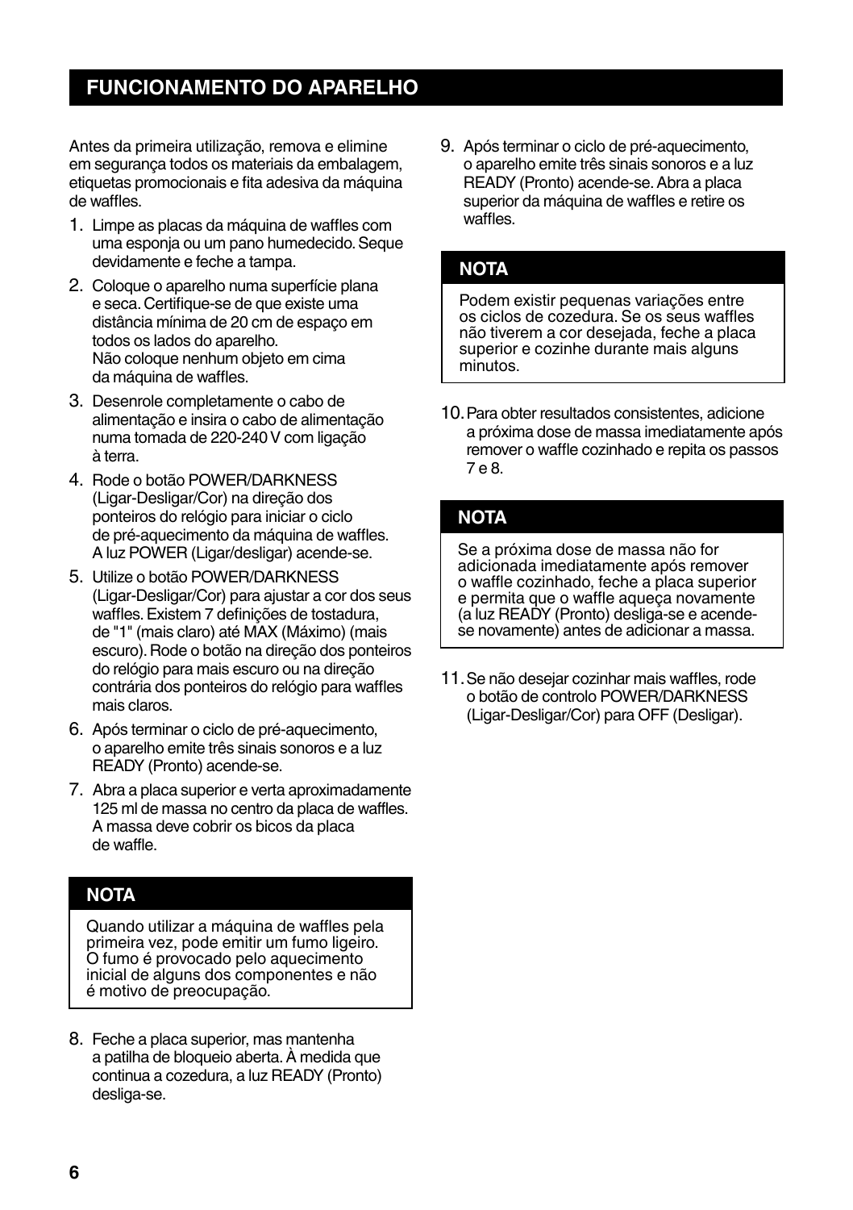## FUNCIONAMENTO DO APARELHO

Antes da primeira utilização, remova e elimine em segurança todos os materiais da embalagem, etiquetas promocionais e fita adesiva da máquina de waffles.

1. Limpe as placas da máquina de waffles com uma esponja ou um pano humedecido. Seque devidamente e feche a tampa.
2. Coloque o aparelho numa superfície plana e seca. Certifique-se de que existe uma distância mínima de 20 cm de espaço em todos os lados do aparelho. Não coloque nenhum objeto em cima da máquina de waffles.
3. Desenrole completamente o cabo de alimentação e insira o cabo de alimentação numa tomada de 220-240 V com ligação à terra.
4. Rode o botão POWER/DARKNESS (Ligar-Desligar/Cor) na direção dos ponteiros do relógio para iniciar o ciclo de pré-aquecimento da máquina de waffles. A luz POWER (Ligar/desligar) acende-se.
5. Utilize o botão POWER/DARKNESS (Ligar-Desligar/Cor) para ajustar a cor dos seus waffles. Existem 7 definições de tostadura, de "1" (mais claro) até MAX (Máximo) (mais escuro). Rode o botão na direção dos ponteiros do relógio para mais escuro ou na direção contrária dos ponteiros do relógio para waffles mais claros.
6. Após terminar o ciclo de pré-aquecimento, o aparelho emite três sinais sonoros e a luz READY (Pronto) acende-se.
7. Abra a placa superior e verta aproximadamente 125 ml de massa no centro da placa de waffles. A massa deve cobrir os bicos da placa de waffle.

### NOTA

Quando utilizar a máquina de waffles pela primeira vez, pode emitir um fumo ligeiro. O fumo é provocado pelo aquecimento inicial de alguns dos componentes e não é motivo de preocupação.

8. Feche a placa superior, mas mantenha a patilha de bloqueio aberta. À medida que continua a cozedura, a luz READY (Pronto) desliga-se.
9. Após terminar o ciclo de pré-aquecimento, o aparelho emite três sinais sonoros e a luz READY (Pronto) acende-se. Abra a placa superior da máquina de waffles e retire os waffles.

### NOTA

Podem existir pequenas variações entre os ciclos de cozedura. Se os seus waffles não tiverem a cor desejada, feche a placa superior e cozinhe durante mais alguns minutos.

10. Para obter resultados consistentes, adicione a próxima dose de massa imediatamente após remover o waffle cozinhado e repita os passos 7 e 8.

### NOTA

Se a próxima dose de massa não for adicionada imediatamente após remover o waffle cozinhado, feche a placa superior e permita que o waffle aqueça novamente (a luz READY (Pronto) desliga-se e acende-se novamente) antes de adicionar a massa.

11. Se não desejar cozinhar mais waffles, rode o botão de controlo POWER/DARKNESS (Ligar-Desligar/Cor) para OFF (Desligar).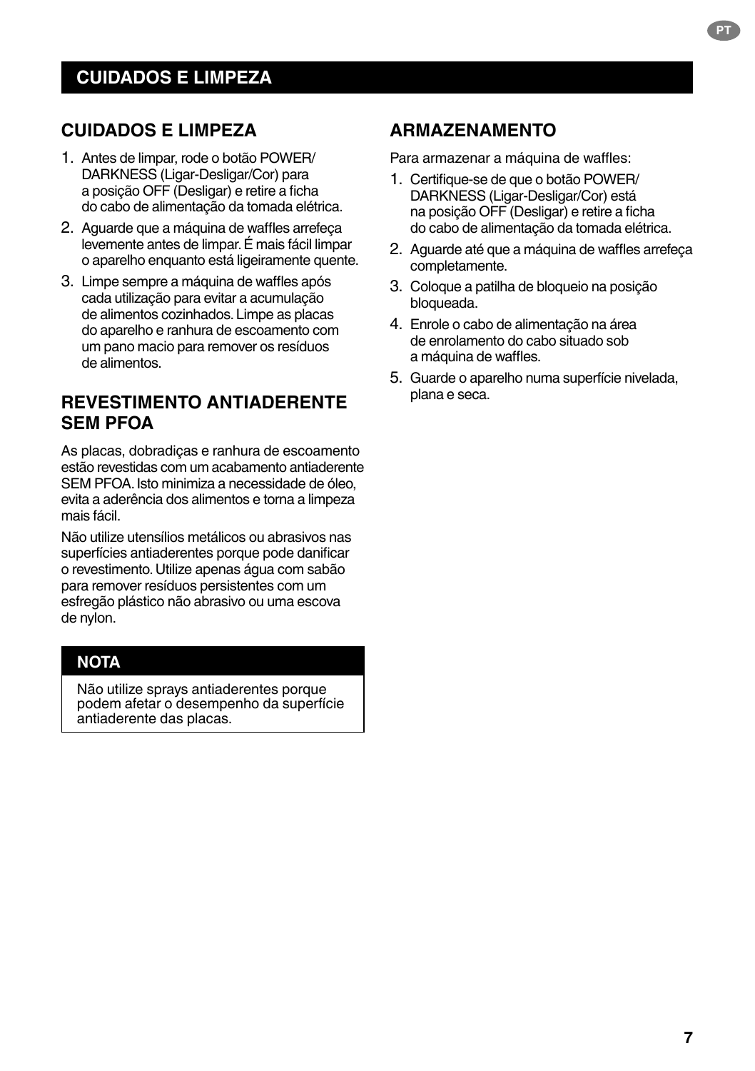# CUIDADOS E LIMPEZA

## CUIDADOS E LIMPEZA

1. Antes de limpar, rode o botão POWER/ DARKNESS (Ligar-Desligar/Cor) para a posição OFF (Desligar) e retire a ficha do cabo de alimentação da tomada elétrica.
2. Aguarde que a máquina de waffles arrefeça levemente antes de limpar. É mais fácil limpar o aparelho enquanto está ligeiramente quente.
3. Limpe sempre a máquina de waffles após cada utilização para evitar a acumulação de alimentos cozinhados. Limpe as placas do aparelho e ranhura de escoamento com um pano macio para remover os resíduos de alimentos.

## REVESTIMENTO ANTIADERENTE SEM PFOA

As placas, dobradiças e ranhura de escoamento estão revestidas com um acabamento antiaderente SEM PFOA. Isto minimiza a necessidade de óleo, evita a aderência dos alimentos e torna a limpeza mais fácil.

Não utilize utensílios metálicos ou abrasivos nas superfícies antiaderentes porque pode danificar o revestimento. Utilize apenas água com sabão para remover resíduos persistentes com um esfregão plástico não abrasivo ou uma escova de nylon.

**NOTA**

Não utilize sprays antiaderentes porque podem afetar o desempenho da superfície antiaderente das placas.

## ARMAZENAMENTO

Para armazenar a máquina de waffles:

1. Certifique-se de que o botão POWER/ DARKNESS (Ligar-Desligar/Cor) está na posição OFF (Desligar) e retire a ficha do cabo de alimentação da tomada elétrica.
2. Aguarde até que a máquina de waffles arrefeça completamente.
3. Coloque a patilha de bloqueio na posição bloqueada.
4. Enrole o cabo de alimentação na área de enrolamento do cabo situado sob a máquina de waffles.
5. Guarde o aparelho numa superfície nivelada, plana e seca.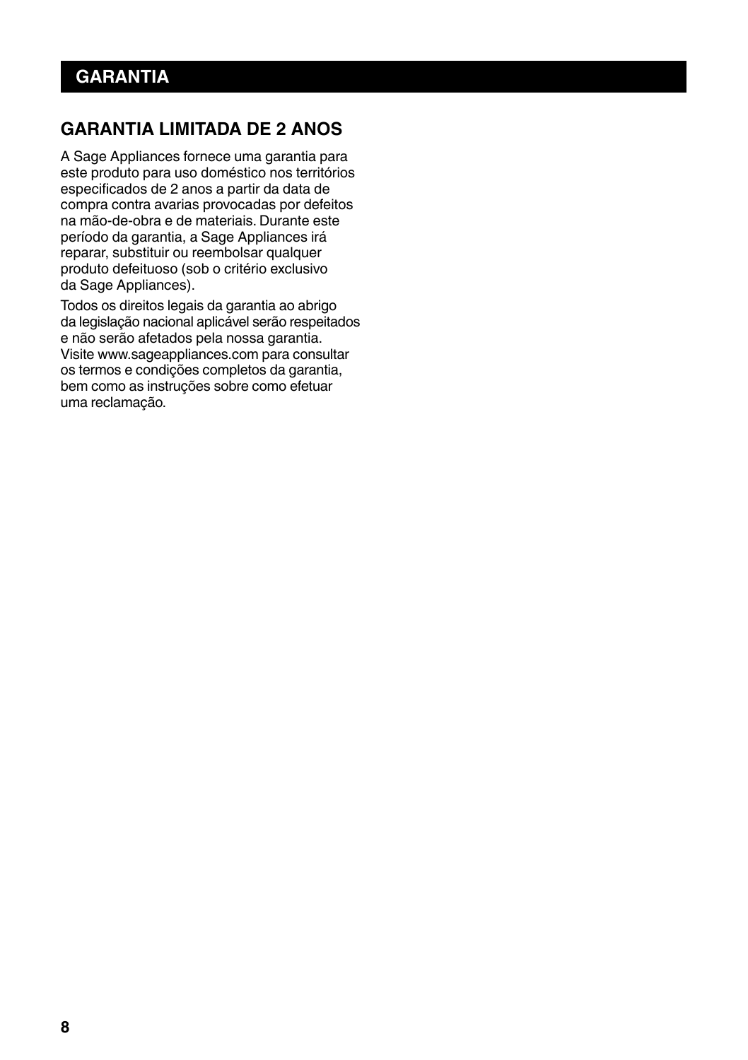# GARANTIA

## GARANTIA LIMITADA DE 2 ANOS

A Sage Appliances fornece uma garantia para este produto para uso doméstico nos territórios especificados de 2 anos a partir da data de compra contra avarias provocadas por defeitos na mão-de-obra e de materiais. Durante este período da garantia, a Sage Appliances irá reparar, substituir ou reembolsar qualquer produto defeituoso (sob o critério exclusivo da Sage Appliances).

Todos os direitos legais da garantia ao abrigo da legislação nacional aplicável serão respeitados e não serão afetados pela nossa garantia. Visite www.sageappliances.com para consultar os termos e condições completos da garantia, bem como as instruções sobre como efetuar uma reclamação.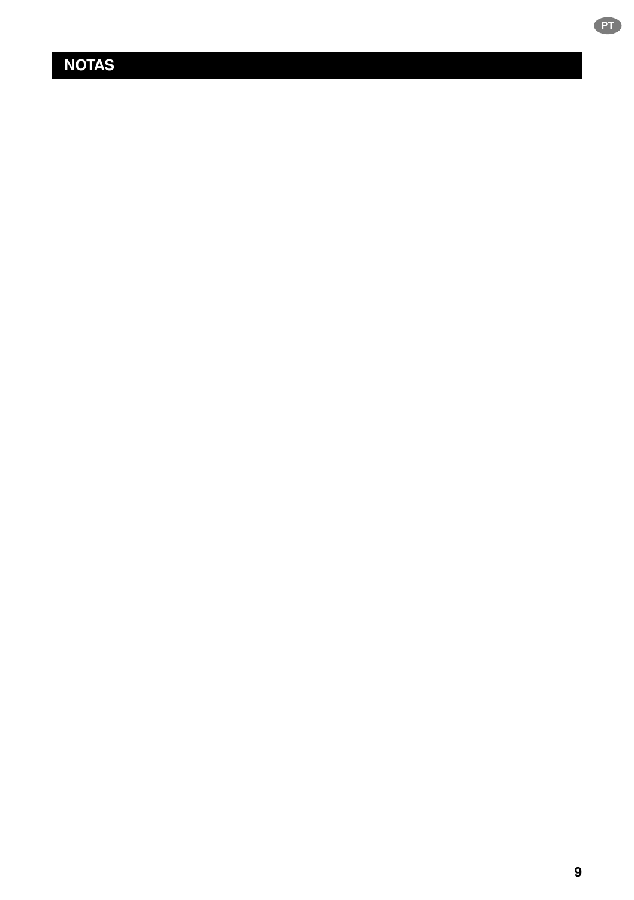## NOTAS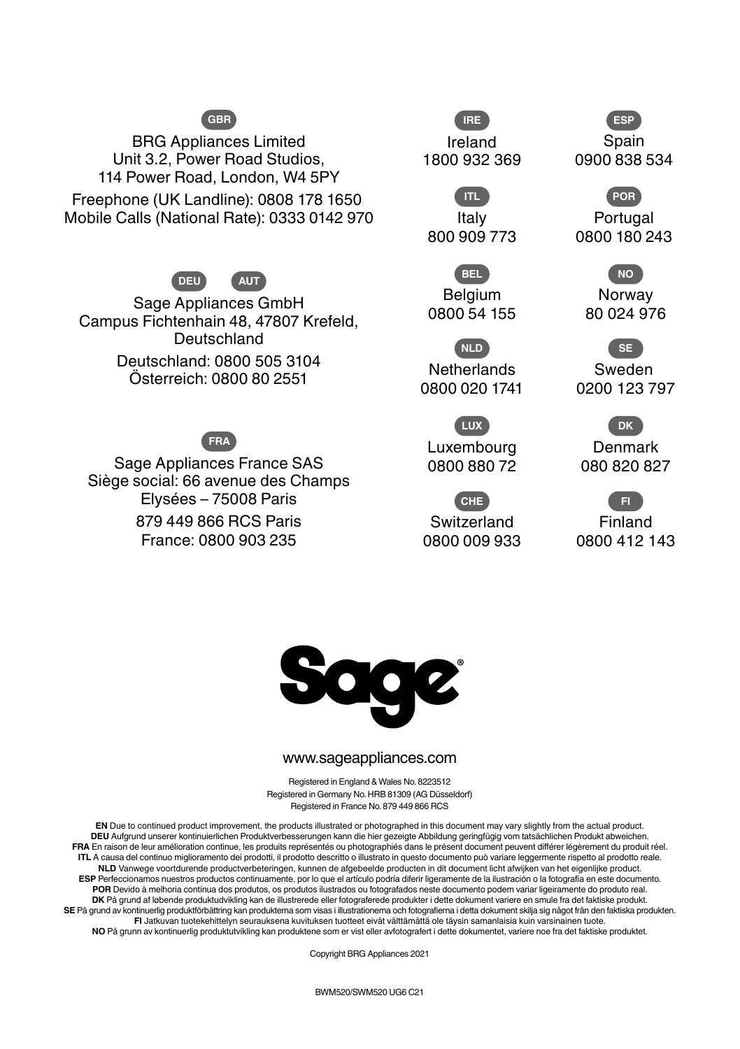**GBR**

BRG Appliances Limited
Unit 3.2, Power Road Studios,
114 Power Road, London, W4 5PY

Freephone (UK Landline): 0808 178 1650
Mobile Calls (National Rate): 0333 0142 970

**DEU** **AUT**

Sage Appliances GmbH
Campus Fichtenhain 48, 47807 Krefeld,
Deutschland

Deutschland: 0800 505 3104
Österreich: 0800 80 2551

**FRA**

Sage Appliances France SAS
Siège social: 66 avenue des Champs
Elysées – 75008 Paris

879 449 866 RCS Paris
France: 0800 903 235

**IRE**
Ireland
1800 932 369

**ITL**
Italy
800 909 773

**BEL**
Belgium
0800 54 155

**NLD**
Netherlands
0800 020 1741

**LUX**
Luxembourg
0800 880 72

**CHE**
Switzerland
0800 009 933

**ESP**
Spain
0900 838 534

**POR**
Portugal
0800 180 243

**NO**
Norway
80 024 976

**SE**
Sweden
0200 123 797

**DK**
Denmark
080 820 827

**FI**
Finland
0800 412 143

Sage®

www.sageappliances.com

Registered in England & Wales No. 8223512
Registered in Germany No. HRB 81309 (AG Düsseldorf)
Registered in France No. 879 449 866 RCS

**EN** Due to continued product improvement, the products illustrated or photographed in this document may vary slightly from the actual product.
**DEU** Aufgrund unserer kontinuierlichen Produktverbesserungen kann die hier gezeigte Abbildung geringfügig vom tatsächlichen Produkt abweichen.
**FRA** En raison de leur amélioration continue, les produits représentés ou photographiés dans le présent document peuvent différer légèrement du produit réel.
**ITL** A causa del continuo miglioramento dei prodotti, il prodotto descritto o illustrato in questo documento può variare leggermente rispetto al prodotto reale.
**NLD** Vanwege voortdurende productverbeteringen, kunnen de afgebeelde producten in dit document licht afwijken van het eigenlijke product.
**ESP** Perfeccionamos nuestros productos continuamente, por lo que el artículo podría diferir ligeramente de la ilustración o la fotografía en este documento.
**POR** Devido à melhoria contínua dos produtos, os produtos ilustrados ou fotografados neste documento podem variar ligeiramente do produto real.
**DK** På grund af løbende produktudvikling kan de illustrerede eller fotograferede produkter i dette dokument variere en smule fra det faktiske produkt.
**SE** På grund av kontinuerlig produktförbättring kan produkterna som visas i illustrationerna och fotografierna i detta dokument skilja sig något från den faktiska produkten.
**FI** Jatkuvan tuotekehittelyn seurauksena kuvituksen tuotteet eivät välttämättä ole täysin samanlaisia kuin varsinainen tuote.
**NO** På grunn av kontinuerlig produktutvikling kan produktene som er vist eller avfotografert i dette dokumentet, variere noe fra det faktiske produktet.

Copyright BRG Appliances 2021

BWM520/SWM520 UG6 C21